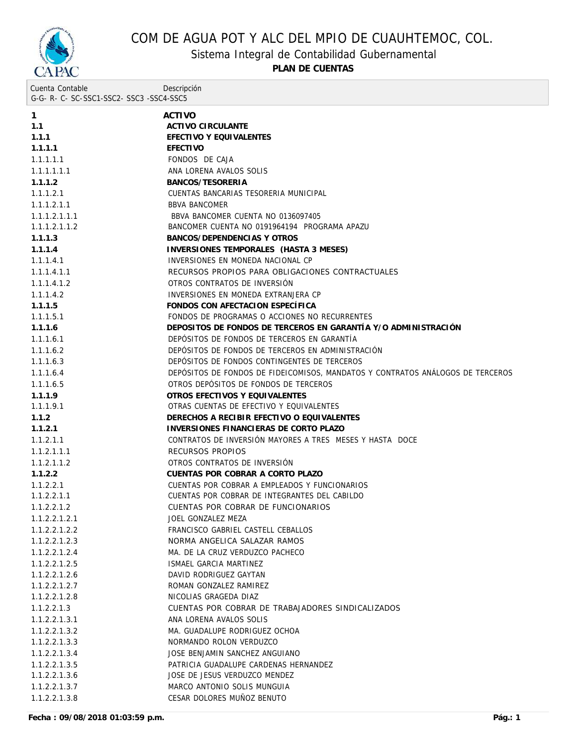# COM DE AGUA POT Y ALC DEL MPIO DE CUAUHTEMOC, COL.

## Sistema Integral de Contabilidad Gubernamental

### PLAN DE CUENTAS

| Cuenta Contable<br>G-G- R- C- SC-SSC1-SSC2- SSC3 -SSC4-SSC5 | Descripción |
|---|---|
| **1** | **ACTIVO** |
| **1.1** | **ACTIVO CIRCULANTE** |
| **1.1.1** | **EFECTIVO Y EQUIVALENTES** |
| **1.1.1.1** | **EFECTIVO** |
| 1.1.1.1.1 | FONDOS DE CAJA |
| 1.1.1.1.1.1 | ANA LORENA AVALOS SOLIS |
| **1.1.1.2** | **BANCOS/TESORERIA** |
| 1.1.1.2.1 | CUENTAS BANCARIAS TESORERIA MUNICIPAL |
| 1.1.1.2.1.1 | BBVA BANCOMER |
| 1.1.1.2.1.1.1 | BBVA BANCOMER CUENTA NO 0136097405 |
| 1.1.1.2.1.1.2 | BANCOMER CUENTA NO 0191964194 PROGRAMA APAZU |
| **1.1.1.3** | **BANCOS/DEPENDENCIAS Y OTROS** |
| **1.1.1.4** | **INVERSIONES TEMPORALES (HASTA 3 MESES)** |
| 1.1.1.4.1 | INVERSIONES EN MONEDA NACIONAL CP |
| 1.1.1.4.1.1 | RECURSOS PROPIOS PARA OBLIGACIONES CONTRACTUALES |
| 1.1.1.4.1.2 | OTROS CONTRATOS DE INVERSIÓN |
| 1.1.1.4.2 | INVERSIONES EN MONEDA EXTRANJERA CP |
| **1.1.1.5** | **FONDOS CON AFECTACION ESPECÍFICA** |
| 1.1.1.5.1 | FONDOS DE PROGRAMAS O ACCIONES NO RECURRENTES |
| **1.1.1.6** | **DEPOSITOS DE FONDOS DE TERCEROS EN GARANTÍA Y/O ADMINISTRACIÓN** |
| 1.1.1.6.1 | DEPÓSITOS DE FONDOS DE TERCEROS EN GARANTÍA |
| 1.1.1.6.2 | DEPÓSITOS DE FONDOS DE TERCEROS EN ADMINISTRACIÓN |
| 1.1.1.6.3 | DEPÓSITOS DE FONDOS CONTINGENTES DE TERCEROS |
| 1.1.1.6.4 | DEPÓSITOS DE FONDOS DE FIDEICOMISOS, MANDATOS Y CONTRATOS ANÁLOGOS DE TERCEROS |
| 1.1.1.6.5 | OTROS DEPÓSITOS DE FONDOS DE TERCEROS |
| **1.1.1.9** | **OTROS EFECTIVOS Y EQUIVALENTES** |
| 1.1.1.9.1 | OTRAS CUENTAS DE EFECTIVO Y EQUIVALENTES |
| **1.1.2** | **DERECHOS A RECIBIR EFECTIVO O EQUIVALENTES** |
| **1.1.2.1** | **INVERSIONES FINANCIERAS DE CORTO PLAZO** |
| 1.1.2.1.1 | CONTRATOS DE INVERSIÓN MAYORES A TRES MESES Y HASTA DOCE |
| 1.1.2.1.1.1 | RECURSOS PROPIOS |
| 1.1.2.1.1.2 | OTROS CONTRATOS DE INVERSIÓN |
| **1.1.2.2** | **CUENTAS POR COBRAR A CORTO PLAZO** |
| 1.1.2.2.1 | CUENTAS POR COBRAR A EMPLEADOS Y FUNCIONARIOS |
| 1.1.2.2.1.1 | CUENTAS POR COBRAR DE INTEGRANTES DEL CABILDO |
| 1.1.2.2.1.2 | CUENTAS POR COBRAR DE FUNCIONARIOS |
| 1.1.2.2.1.2.1 | JOEL GONZALEZ MEZA |
| 1.1.2.2.1.2.2 | FRANCISCO GABRIEL CASTELL CEBALLOS |
| 1.1.2.2.1.2.3 | NORMA ANGELICA SALAZAR RAMOS |
| 1.1.2.2.1.2.4 | MA. DE LA CRUZ VERDUZCO PACHECO |
| 1.1.2.2.1.2.5 | ISMAEL GARCIA MARTINEZ |
| 1.1.2.2.1.2.6 | DAVID RODRIGUEZ GAYTAN |
| 1.1.2.2.1.2.7 | ROMAN GONZALEZ RAMIREZ |
| 1.1.2.2.1.2.8 | NICOLIAS GRAGEDA DIAZ |
| 1.1.2.2.1.3 | CUENTAS POR COBRAR DE TRABAJADORES SINDICALIZADOS |
| 1.1.2.2.1.3.1 | ANA LORENA AVALOS SOLIS |
| 1.1.2.2.1.3.2 | MA. GUADALUPE RODRIGUEZ OCHOA |
| 1.1.2.2.1.3.3 | NORMANDO ROLON VERDUZCO |
| 1.1.2.2.1.3.4 | JOSE BENJAMIN SANCHEZ ANGUIANO |
| 1.1.2.2.1.3.5 | PATRICIA GUADALUPE CARDENAS HERNANDEZ |
| 1.1.2.2.1.3.6 | JOSE DE JESUS VERDUZCO MENDEZ |
| 1.1.2.2.1.3.7 | MARCO ANTONIO SOLIS MUNGUIA |
| 1.1.2.2.1.3.8 | CESAR DOLORES MUÑOZ BENUTO |

**Fecha : 09/08/2018 01:03:59 p.m.**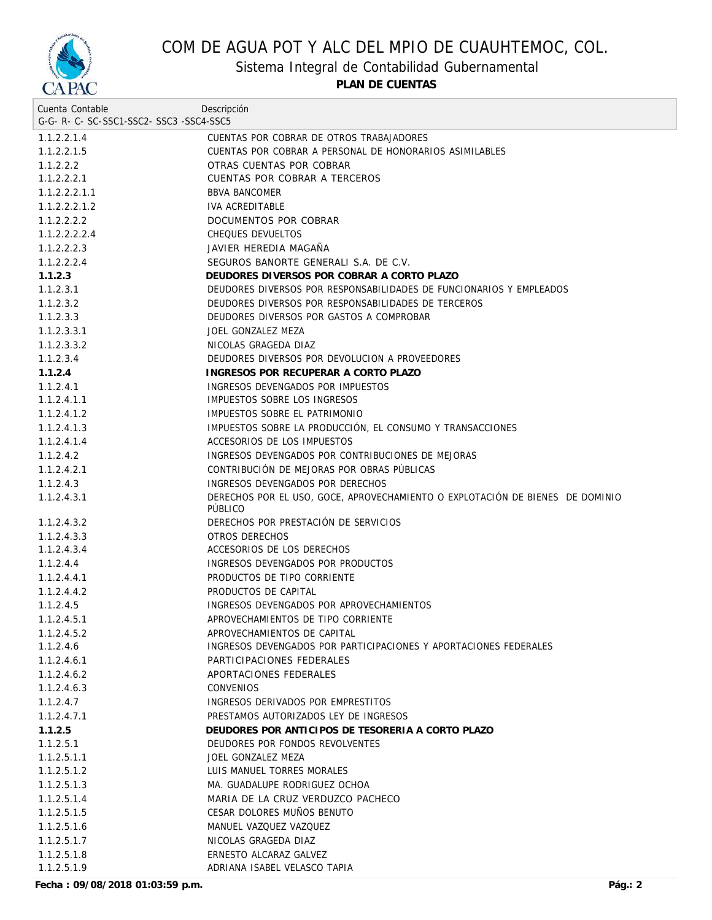# COM DE AGUA POT Y ALC DEL MPIO DE CUAUHTEMOC, COL.

## Sistema Integral de Contabilidad Gubernamental

**PLAN DE CUENTAS**

| Cuenta Contable<br>G-G- R- C- SC-SSC1-SSC2- SSC3 -SSC4-SSC5 | Descripción |
|---|---|
| 1.1.2.2.1.4 | CUENTAS POR COBRAR DE OTROS TRABAJADORES |
| 1.1.2.2.1.5 | CUENTAS POR COBRAR A PERSONAL DE HONORARIOS ASIMILABLES |
| 1.1.2.2.2 | OTRAS CUENTAS POR COBRAR |
| 1.1.2.2.2.1 | CUENTAS POR COBRAR A TERCEROS |
| 1.1.2.2.2.1.1 | BBVA BANCOMER |
| 1.1.2.2.2.1.2 | IVA ACREDITABLE |
| 1.1.2.2.2.2 | DOCUMENTOS POR COBRAR |
| 1.1.2.2.2.2.4 | CHEQUES DEVUELTOS |
| 1.1.2.2.2.3 | JAVIER HEREDIA MAGAÑA |
| 1.1.2.2.2.4 | SEGUROS BANORTE GENERALI S.A. DE C.V. |
| **1.1.2.3** | **DEUDORES DIVERSOS POR COBRAR A CORTO PLAZO** |
| 1.1.2.3.1 | DEUDORES DIVERSOS POR RESPONSABILIDADES DE FUNCIONARIOS Y EMPLEADOS |
| 1.1.2.3.2 | DEUDORES DIVERSOS POR RESPONSABILIDADES DE TERCEROS |
| 1.1.2.3.3 | DEUDORES DIVERSOS POR GASTOS A COMPROBAR |
| 1.1.2.3.3.1 | JOEL GONZALEZ MEZA |
| 1.1.2.3.3.2 | NICOLAS GRAGEDA DIAZ |
| 1.1.2.3.4 | DEUDORES DIVERSOS POR DEVOLUCION A PROVEEDORES |
| **1.1.2.4** | **INGRESOS POR RECUPERAR A CORTO PLAZO** |
| 1.1.2.4.1 | INGRESOS DEVENGADOS POR IMPUESTOS |
| 1.1.2.4.1.1 | IMPUESTOS SOBRE LOS INGRESOS |
| 1.1.2.4.1.2 | IMPUESTOS SOBRE EL PATRIMONIO |
| 1.1.2.4.1.3 | IMPUESTOS SOBRE LA PRODUCCIÓN, EL CONSUMO Y TRANSACCIONES |
| 1.1.2.4.1.4 | ACCESORIOS DE LOS IMPUESTOS |
| 1.1.2.4.2 | INGRESOS DEVENGADOS POR CONTRIBUCIONES DE MEJORAS |
| 1.1.2.4.2.1 | CONTRIBUCIÓN DE MEJORAS POR OBRAS PÚBLICAS |
| 1.1.2.4.3 | INGRESOS DEVENGADOS POR DERECHOS |
| 1.1.2.4.3.1 | DERECHOS POR EL USO, GOCE, APROVECHAMIENTO O EXPLOTACIÓN DE BIENES DE DOMINIO PÚBLICO |
| 1.1.2.4.3.2 | DERECHOS POR PRESTACIÓN DE SERVICIOS |
| 1.1.2.4.3.3 | OTROS DERECHOS |
| 1.1.2.4.3.4 | ACCESORIOS DE LOS DERECHOS |
| 1.1.2.4.4 | INGRESOS DEVENGADOS POR PRODUCTOS |
| 1.1.2.4.4.1 | PRODUCTOS DE TIPO CORRIENTE |
| 1.1.2.4.4.2 | PRODUCTOS DE CAPITAL |
| 1.1.2.4.5 | INGRESOS DEVENGADOS POR APROVECHAMIENTOS |
| 1.1.2.4.5.1 | APROVECHAMIENTOS DE TIPO CORRIENTE |
| 1.1.2.4.5.2 | APROVECHAMIENTOS DE CAPITAL |
| 1.1.2.4.6 | INGRESOS DEVENGADOS POR PARTICIPACIONES Y APORTACIONES FEDERALES |
| 1.1.2.4.6.1 | PARTICIPACIONES FEDERALES |
| 1.1.2.4.6.2 | APORTACIONES FEDERALES |
| 1.1.2.4.6.3 | CONVENIOS |
| 1.1.2.4.7 | INGRESOS DERIVADOS POR EMPRESTITOS |
| 1.1.2.4.7.1 | PRESTAMOS AUTORIZADOS LEY DE INGRESOS |
| **1.1.2.5** | **DEUDORES POR ANTICIPOS DE TESORERIA A CORTO PLAZO** |
| 1.1.2.5.1 | DEUDORES POR FONDOS REVOLVENTES |
| 1.1.2.5.1.1 | JOEL GONZALEZ MEZA |
| 1.1.2.5.1.2 | LUIS MANUEL TORRES MORALES |
| 1.1.2.5.1.3 | MA. GUADALUPE RODRIGUEZ OCHOA |
| 1.1.2.5.1.4 | MARIA DE LA CRUZ VERDUZCO PACHECO |
| 1.1.2.5.1.5 | CESAR DOLORES MUÑOS BENUTO |
| 1.1.2.5.1.6 | MANUEL VAZQUEZ VAZQUEZ |
| 1.1.2.5.1.7 | NICOLAS GRAGEDA DIAZ |
| 1.1.2.5.1.8 | ERNESTO ALCARAZ GALVEZ |
| 1.1.2.5.1.9 | ADRIANA ISABEL VELASCO TAPIA |

**Fecha : 09/08/2018 01:03:59 p.m.**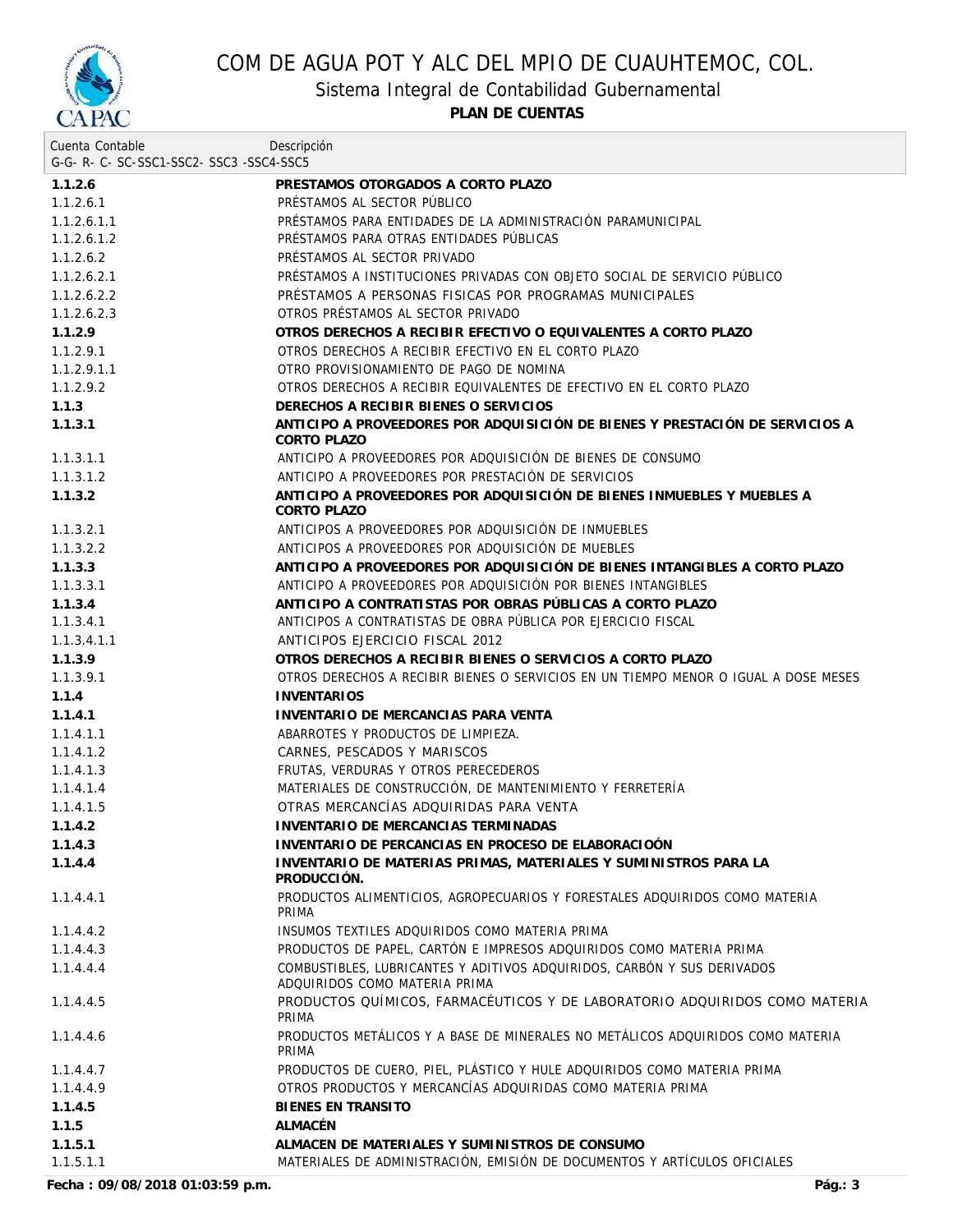# COM DE AGUA POT Y ALC DEL MPIO DE CUAUHTEMOC, COL.

## Sistema Integral de Contabilidad Gubernamental

### PLAN DE CUENTAS

| Cuenta Contable<br>G-G- R- C- SC-SSC1-SSC2- SSC3 -SSC4-SSC5 | Descripción |
|---|---|
| **1.1.2.6** | **PRESTAMOS OTORGADOS A CORTO PLAZO** |
| 1.1.2.6.1 | PRÉSTAMOS AL SECTOR PÚBLICO |
| 1.1.2.6.1.1 | PRÉSTAMOS PARA ENTIDADES DE LA ADMINISTRACIÓN PARAMUNICIPAL |
| 1.1.2.6.1.2 | PRÉSTAMOS PARA OTRAS ENTIDADES PÚBLICAS |
| 1.1.2.6.2 | PRÉSTAMOS AL SECTOR PRIVADO |
| 1.1.2.6.2.1 | PRÉSTAMOS A INSTITUCIONES PRIVADAS CON OBJETO SOCIAL DE SERVICIO PÚBLICO |
| 1.1.2.6.2.2 | PRÉSTAMOS A PERSONAS FISICAS POR PROGRAMAS MUNICIPALES |
| 1.1.2.6.2.3 | OTROS PRÉSTAMOS AL SECTOR PRIVADO |
| **1.1.2.9** | **OTROS DERECHOS A RECIBIR EFECTIVO O EQUIVALENTES A CORTO PLAZO** |
| 1.1.2.9.1 | OTROS DERECHOS A RECIBIR EFECTIVO EN EL CORTO PLAZO |
| 1.1.2.9.1.1 | OTRO PROVISIONAMIENTO DE PAGO DE NOMINA |
| 1.1.2.9.2 | OTROS DERECHOS A RECIBIR EQUIVALENTES DE EFECTIVO EN EL CORTO PLAZO |
| **1.1.3** | **DERECHOS A RECIBIR BIENES O SERVICIOS** |
| **1.1.3.1** | **ANTICIPO A PROVEEDORES POR ADQUISICIÓN DE BIENES Y PRESTACIÓN DE SERVICIOS A CORTO PLAZO** |
| 1.1.3.1.1 | ANTICIPO A PROVEEDORES POR ADQUISICIÓN DE BIENES DE CONSUMO |
| 1.1.3.1.2 | ANTICIPO A PROVEEDORES POR PRESTACIÓN DE SERVICIOS |
| **1.1.3.2** | **ANTICIPO A PROVEEDORES POR ADQUISICIÓN DE BIENES INMUEBLES Y MUEBLES A CORTO PLAZO** |
| 1.1.3.2.1 | ANTICIPOS A PROVEEDORES POR ADQUISICIÓN DE INMUEBLES |
| 1.1.3.2.2 | ANTICIPOS A PROVEEDORES POR ADQUISICIÓN DE MUEBLES |
| **1.1.3.3** | **ANTICIPO A PROVEEDORES POR ADQUISICIÓN DE BIENES INTANGIBLES A CORTO PLAZO** |
| 1.1.3.3.1 | ANTICIPO A PROVEEDORES POR ADQUISICIÓN POR BIENES INTANGIBLES |
| **1.1.3.4** | **ANTICIPO A CONTRATISTAS POR OBRAS PÚBLICAS A CORTO PLAZO** |
| 1.1.3.4.1 | ANTICIPOS A CONTRATISTAS DE OBRA PÚBLICA POR EJERCICIO FISCAL |
| 1.1.3.4.1.1 | ANTICIPOS EJERCICIO FISCAL 2012 |
| **1.1.3.9** | **OTROS DERECHOS A RECIBIR BIENES O SERVICIOS A CORTO PLAZO** |
| 1.1.3.9.1 | OTROS DERECHOS A RECIBIR BIENES O SERVICIOS EN UN TIEMPO MENOR O IGUAL A DOSE MESES |
| **1.1.4** | **INVENTARIOS** |
| **1.1.4.1** | **INVENTARIO DE MERCANCIAS PARA VENTA** |
| 1.1.4.1.1 | ABARROTES Y PRODUCTOS DE LIMPIEZA. |
| 1.1.4.1.2 | CARNES, PESCADOS Y MARISCOS |
| 1.1.4.1.3 | FRUTAS, VERDURAS Y OTROS PERECEDEROS |
| 1.1.4.1.4 | MATERIALES DE CONSTRUCCIÓN, DE MANTENIMIENTO Y FERRETERÍA |
| 1.1.4.1.5 | OTRAS MERCANCÍAS ADQUIRIDAS PARA VENTA |
| **1.1.4.2** | **INVENTARIO DE MERCANCIAS TERMINADAS** |
| **1.1.4.3** | **INVENTARIO DE PERCANCIAS EN PROCESO DE ELABORACIOÓN** |
| **1.1.4.4** | **INVENTARIO DE MATERIAS PRIMAS, MATERIALES Y SUMINISTROS PARA LA PRODUCCIÓN.** |
| 1.1.4.4.1 | PRODUCTOS ALIMENTICIOS, AGROPECUARIOS Y FORESTALES ADQUIRIDOS COMO MATERIA PRIMA |
| 1.1.4.4.2 | INSUMOS TEXTILES ADQUIRIDOS COMO MATERIA PRIMA |
| 1.1.4.4.3 | PRODUCTOS DE PAPEL, CARTÓN E IMPRESOS ADQUIRIDOS COMO MATERIA PRIMA |
| 1.1.4.4.4 | COMBUSTIBLES, LUBRICANTES Y ADITIVOS ADQUIRIDOS, CARBÓN Y SUS DERIVADOS ADQUIRIDOS COMO MATERIA PRIMA |
| 1.1.4.4.5 | PRODUCTOS QUÍMICOS, FARMACÉUTICOS Y DE LABORATORIO ADQUIRIDOS COMO MATERIA PRIMA |
| 1.1.4.4.6 | PRODUCTOS METÁLICOS Y A BASE DE MINERALES NO METÁLICOS ADQUIRIDOS COMO MATERIA PRIMA |
| 1.1.4.4.7 | PRODUCTOS DE CUERO, PIEL, PLÁSTICO Y HULE ADQUIRIDOS COMO MATERIA PRIMA |
| 1.1.4.4.9 | OTROS PRODUCTOS Y MERCANCÍAS ADQUIRIDAS COMO MATERIA PRIMA |
| **1.1.4.5** | **BIENES EN TRANSITO** |
| **1.1.5** | **ALMACÉN** |
| **1.1.5.1** | **ALMACEN DE MATERIALES Y SUMINISTROS DE CONSUMO** |
| 1.1.5.1.1 | MATERIALES DE ADMINISTRACIÓN, EMISIÓN DE DOCUMENTOS Y ARTÍCULOS OFICIALES |

**Fecha : 09/08/2018 01:03:59 p.m.**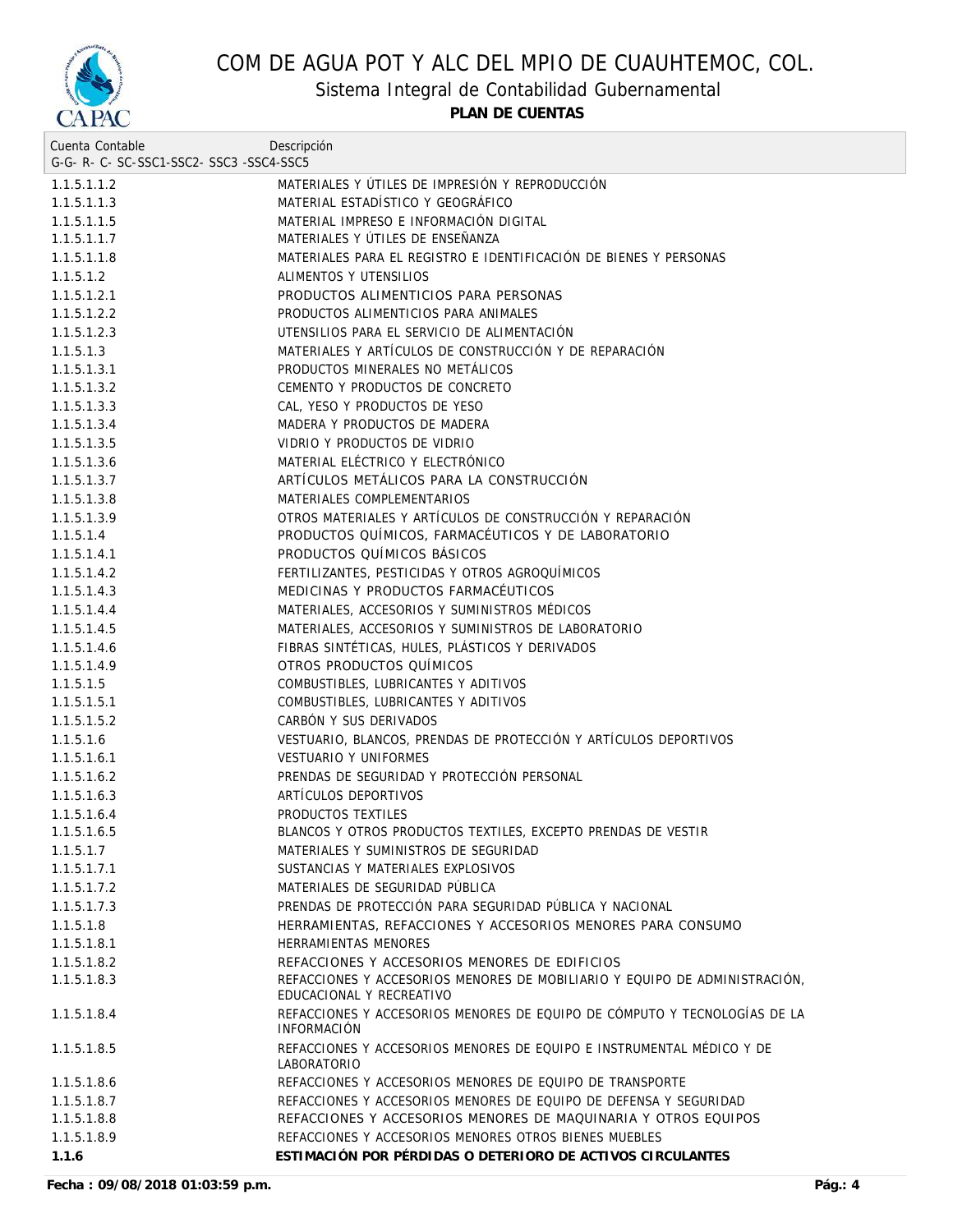| Cuenta Contable<br>G-G- R- C- SC-SSC1-SSC2- SSC3 -SSC4-SSC5 | Descripción |
|---|---|
| 1.1.5.1.1.2 | MATERIALES Y ÚTILES DE IMPRESIÓN Y REPRODUCCIÓN |
| 1.1.5.1.1.3 | MATERIAL ESTADÍSTICO Y GEOGRÁFICO |
| 1.1.5.1.1.5 | MATERIAL IMPRESO E INFORMACIÓN DIGITAL |
| 1.1.5.1.1.7 | MATERIALES Y ÚTILES DE ENSEÑANZA |
| 1.1.5.1.1.8 | MATERIALES PARA EL REGISTRO E IDENTIFICACIÓN DE BIENES Y PERSONAS |
| 1.1.5.1.2 | ALIMENTOS Y UTENSILIOS |
| 1.1.5.1.2.1 | PRODUCTOS ALIMENTICIOS PARA PERSONAS |
| 1.1.5.1.2.2 | PRODUCTOS ALIMENTICIOS PARA ANIMALES |
| 1.1.5.1.2.3 | UTENSILIOS PARA EL SERVICIO DE ALIMENTACIÓN |
| 1.1.5.1.3 | MATERIALES Y ARTÍCULOS DE CONSTRUCCIÓN Y DE REPARACIÓN |
| 1.1.5.1.3.1 | PRODUCTOS MINERALES NO METÁLICOS |
| 1.1.5.1.3.2 | CEMENTO Y PRODUCTOS DE CONCRETO |
| 1.1.5.1.3.3 | CAL, YESO Y PRODUCTOS DE YESO |
| 1.1.5.1.3.4 | MADERA Y PRODUCTOS DE MADERA |
| 1.1.5.1.3.5 | VIDRIO Y PRODUCTOS DE VIDRIO |
| 1.1.5.1.3.6 | MATERIAL ELÉCTRICO Y ELECTRÓNICO |
| 1.1.5.1.3.7 | ARTÍCULOS METÁLICOS PARA LA CONSTRUCCIÓN |
| 1.1.5.1.3.8 | MATERIALES COMPLEMENTARIOS |
| 1.1.5.1.3.9 | OTROS MATERIALES Y ARTÍCULOS DE CONSTRUCCIÓN Y REPARACIÓN |
| 1.1.5.1.4 | PRODUCTOS QUÍMICOS, FARMACÉUTICOS Y DE LABORATORIO |
| 1.1.5.1.4.1 | PRODUCTOS QUÍMICOS BÁSICOS |
| 1.1.5.1.4.2 | FERTILIZANTES, PESTICIDAS Y OTROS AGROQUÍMICOS |
| 1.1.5.1.4.3 | MEDICINAS Y PRODUCTOS FARMACÉUTICOS |
| 1.1.5.1.4.4 | MATERIALES, ACCESORIOS Y SUMINISTROS MÉDICOS |
| 1.1.5.1.4.5 | MATERIALES, ACCESORIOS Y SUMINISTROS DE LABORATORIO |
| 1.1.5.1.4.6 | FIBRAS SINTÉTICAS, HULES, PLÁSTICOS Y DERIVADOS |
| 1.1.5.1.4.9 | OTROS PRODUCTOS QUÍMICOS |
| 1.1.5.1.5 | COMBUSTIBLES, LUBRICANTES Y ADITIVOS |
| 1.1.5.1.5.1 | COMBUSTIBLES, LUBRICANTES Y ADITIVOS |
| 1.1.5.1.5.2 | CARBÓN Y SUS DERIVADOS |
| 1.1.5.1.6 | VESTUARIO, BLANCOS, PRENDAS DE PROTECCIÓN Y ARTÍCULOS DEPORTIVOS |
| 1.1.5.1.6.1 | VESTUARIO Y UNIFORMES |
| 1.1.5.1.6.2 | PRENDAS DE SEGURIDAD Y PROTECCIÓN PERSONAL |
| 1.1.5.1.6.3 | ARTÍCULOS DEPORTIVOS |
| 1.1.5.1.6.4 | PRODUCTOS TEXTILES |
| 1.1.5.1.6.5 | BLANCOS Y OTROS PRODUCTOS TEXTILES, EXCEPTO PRENDAS DE VESTIR |
| 1.1.5.1.7 | MATERIALES Y SUMINISTROS DE SEGURIDAD |
| 1.1.5.1.7.1 | SUSTANCIAS Y MATERIALES EXPLOSIVOS |
| 1.1.5.1.7.2 | MATERIALES DE SEGURIDAD PÚBLICA |
| 1.1.5.1.7.3 | PRENDAS DE PROTECCIÓN PARA SEGURIDAD PÚBLICA Y NACIONAL |
| 1.1.5.1.8 | HERRAMIENTAS, REFACCIONES Y ACCESORIOS MENORES PARA CONSUMO |
| 1.1.5.1.8.1 | HERRAMIENTAS MENORES |
| 1.1.5.1.8.2 | REFACCIONES Y ACCESORIOS MENORES DE EDIFICIOS |
| 1.1.5.1.8.3 | REFACCIONES Y ACCESORIOS MENORES DE MOBILIARIO Y EQUIPO DE ADMINISTRACIÓN, EDUCACIONAL Y RECREATIVO |
| 1.1.5.1.8.4 | REFACCIONES Y ACCESORIOS MENORES DE EQUIPO DE CÓMPUTO Y TECNOLOGÍAS DE LA INFORMACIÓN |
| 1.1.5.1.8.5 | REFACCIONES Y ACCESORIOS MENORES DE EQUIPO E INSTRUMENTAL MÉDICO Y DE LABORATORIO |
| 1.1.5.1.8.6 | REFACCIONES Y ACCESORIOS MENORES DE EQUIPO DE TRANSPORTE |
| 1.1.5.1.8.7 | REFACCIONES Y ACCESORIOS MENORES DE EQUIPO DE DEFENSA Y SEGURIDAD |
| 1.1.5.1.8.8 | REFACCIONES Y ACCESORIOS MENORES DE MAQUINARIA Y OTROS EQUIPOS |
| 1.1.5.1.8.9 | REFACCIONES Y ACCESORIOS MENORES OTROS BIENES MUEBLES |
| **1.1.6** | ***ESTIMACIÓN POR PÉRDIDAS O DETERIORO DE ACTIVOS CIRCULANTES*** |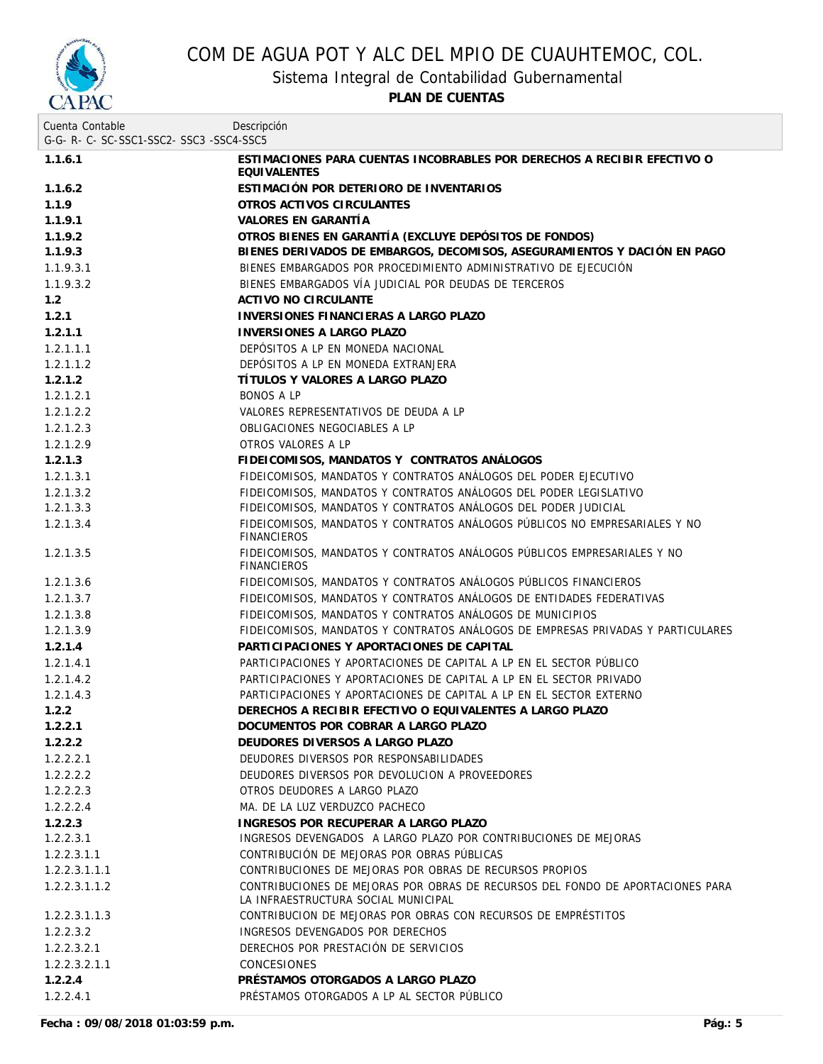| Cuenta Contable<br>G-G- R- C- SC-SSC1-SSC2- SSC3 -SSC4-SSC5 | Descripción |
|---|---|
| **1.1.6.1** | **ESTIMACIONES PARA CUENTAS INCOBRABLES POR DERECHOS A RECIBIR EFECTIVO O EQUIVALENTES** |
| **1.1.6.2** | **ESTIMACIÓN POR DETERIORO DE INVENTARIOS** |
| **1.1.9** | **OTROS ACTIVOS CIRCULANTES** |
| **1.1.9.1** | **VALORES EN GARANTÍA** |
| **1.1.9.2** | **OTROS BIENES EN GARANTÍA (EXCLUYE DEPÓSITOS DE FONDOS)** |
| **1.1.9.3** | **BIENES DERIVADOS DE EMBARGOS, DECOMISOS, ASEGURAMIENTOS Y DACIÓN EN PAGO** |
| 1.1.9.3.1 | BIENES EMBARGADOS POR PROCEDIMIENTO ADMINISTRATIVO DE EJECUCIÓN |
| 1.1.9.3.2 | BIENES EMBARGADOS VÍA JUDICIAL POR DEUDAS DE TERCEROS |
| **1.2** | **ACTIVO NO CIRCULANTE** |
| **1.2.1** | **INVERSIONES FINANCIERAS A LARGO PLAZO** |
| **1.2.1.1** | **INVERSIONES A LARGO PLAZO** |
| 1.2.1.1.1 | DEPÓSITOS A LP EN MONEDA NACIONAL |
| 1.2.1.1.2 | DEPÓSITOS A LP EN MONEDA EXTRANJERA |
| **1.2.1.2** | **TÍTULOS Y VALORES A LARGO PLAZO** |
| 1.2.1.2.1 | BONOS A LP |
| 1.2.1.2.2 | VALORES REPRESENTATIVOS DE DEUDA A LP |
| 1.2.1.2.3 | OBLIGACIONES NEGOCIABLES A LP |
| 1.2.1.2.9 | OTROS VALORES A LP |
| **1.2.1.3** | **FIDEICOMISOS, MANDATOS Y CONTRATOS ANÁLOGOS** |
| 1.2.1.3.1 | FIDEICOMISOS, MANDATOS Y CONTRATOS ANÁLOGOS DEL PODER EJECUTIVO |
| 1.2.1.3.2 | FIDEICOMISOS, MANDATOS Y CONTRATOS ANÁLOGOS DEL PODER LEGISLATIVO |
| 1.2.1.3.3 | FIDEICOMISOS, MANDATOS Y CONTRATOS ANÁLOGOS DEL PODER JUDICIAL |
| 1.2.1.3.4 | FIDEICOMISOS, MANDATOS Y CONTRATOS ANÁLOGOS PÚBLICOS NO EMPRESARIALES Y NO FINANCIEROS |
| 1.2.1.3.5 | FIDEICOMISOS, MANDATOS Y CONTRATOS ANÁLOGOS PÚBLICOS EMPRESARIALES Y NO FINANCIEROS |
| 1.2.1.3.6 | FIDEICOMISOS, MANDATOS Y CONTRATOS ANÁLOGOS PÚBLICOS FINANCIEROS |
| 1.2.1.3.7 | FIDEICOMISOS, MANDATOS Y CONTRATOS ANÁLOGOS DE ENTIDADES FEDERATIVAS |
| 1.2.1.3.8 | FIDEICOMISOS, MANDATOS Y CONTRATOS ANÁLOGOS DE MUNICIPIOS |
| 1.2.1.3.9 | FIDEICOMISOS, MANDATOS Y CONTRATOS ANÁLOGOS DE EMPRESAS PRIVADAS Y PARTICULARES |
| **1.2.1.4** | **PARTICIPACIONES Y APORTACIONES DE CAPITAL** |
| 1.2.1.4.1 | PARTICIPACIONES Y APORTACIONES DE CAPITAL A LP EN EL SECTOR PÚBLICO |
| 1.2.1.4.2 | PARTICIPACIONES Y APORTACIONES DE CAPITAL A LP EN EL SECTOR PRIVADO |
| 1.2.1.4.3 | PARTICIPACIONES Y APORTACIONES DE CAPITAL A LP EN EL SECTOR EXTERNO |
| **1.2.2** | **DERECHOS A RECIBIR EFECTIVO O EQUIVALENTES A LARGO PLAZO** |
| **1.2.2.1** | **DOCUMENTOS POR COBRAR A LARGO PLAZO** |
| **1.2.2.2** | **DEUDORES DIVERSOS A LARGO PLAZO** |
| 1.2.2.2.1 | DEUDORES DIVERSOS POR RESPONSABILIDADES |
| 1.2.2.2.2 | DEUDORES DIVERSOS POR DEVOLUCION A PROVEEDORES |
| 1.2.2.2.3 | OTROS DEUDORES A LARGO PLAZO |
| 1.2.2.2.4 | MA. DE LA LUZ VERDUZCO PACHECO |
| **1.2.2.3** | **INGRESOS POR RECUPERAR A LARGO PLAZO** |
| 1.2.2.3.1 | INGRESOS DEVENGADOS A LARGO PLAZO POR CONTRIBUCIONES DE MEJORAS |
| 1.2.2.3.1.1 | CONTRIBUCIÓN DE MEJORAS POR OBRAS PÚBLICAS |
| 1.2.2.3.1.1.1 | CONTRIBUCIONES DE MEJORAS POR OBRAS DE RECURSOS PROPIOS |
| 1.2.2.3.1.1.2 | CONTRIBUCIONES DE MEJORAS POR OBRAS DE RECURSOS DEL FONDO DE APORTACIONES PARA LA INFRAESTRUCTURA SOCIAL MUNICIPAL |
| 1.2.2.3.1.1.3 | CONTRIBUCION DE MEJORAS POR OBRAS CON RECURSOS DE EMPRÉSTITOS |
| 1.2.2.3.2 | INGRESOS DEVENGADOS POR DERECHOS |
| 1.2.2.3.2.1 | DERECHOS POR PRESTACIÓN DE SERVICIOS |
| 1.2.2.3.2.1.1 | CONCESIONES |
| **1.2.2.4** | **PRÉSTAMOS OTORGADOS A LARGO PLAZO** |
| 1.2.2.4.1 | PRÉSTAMOS OTORGADOS A LP AL SECTOR PÚBLICO |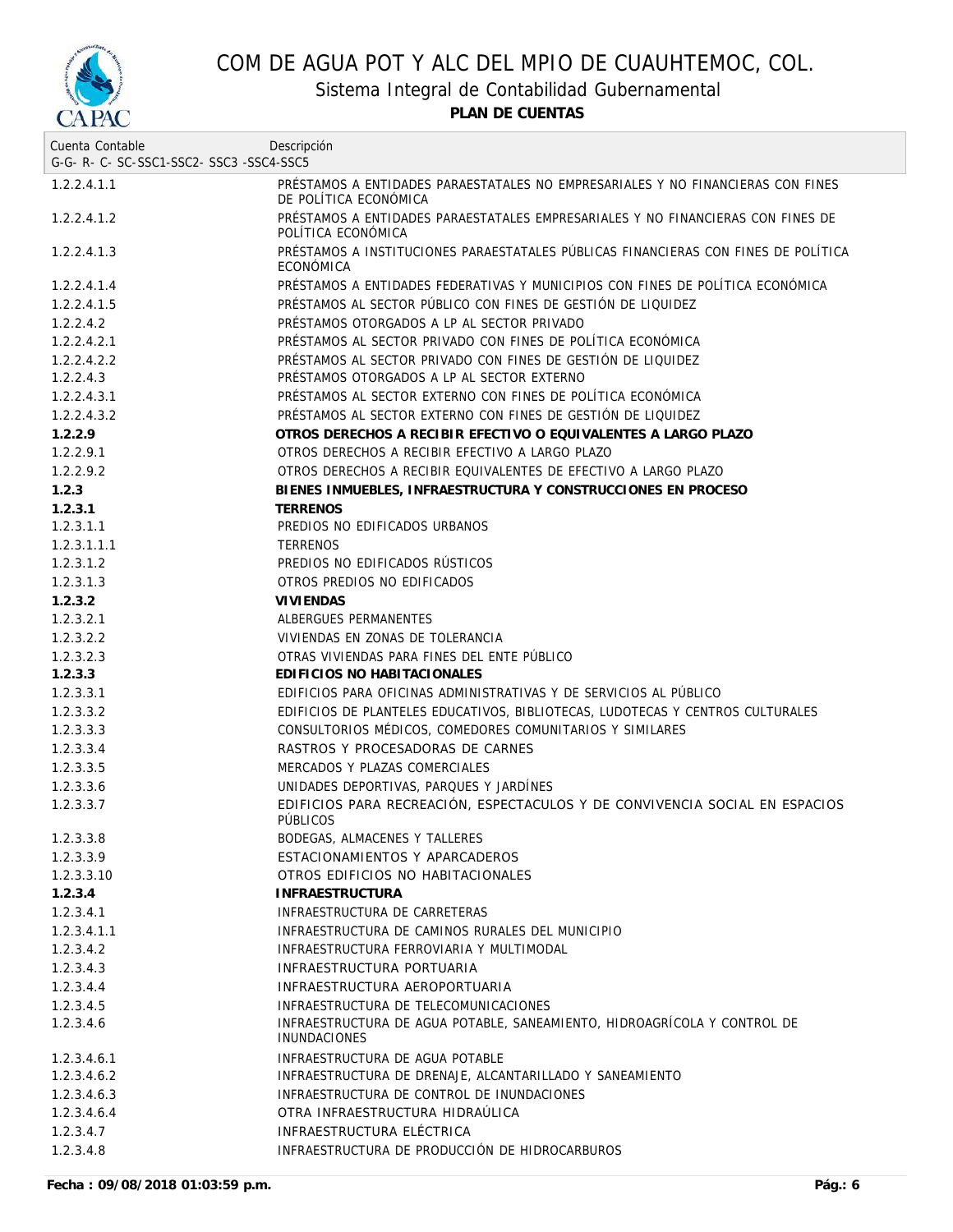# COM DE AGUA POT Y ALC DEL MPIO DE CUAUHTEMOC, COL.

## Sistema Integral de Contabilidad Gubernamental

### PLAN DE CUENTAS

| Cuenta Contable<br>G-G- R- C- SC-SSC1-SSC2- SSC3 -SSC4-SSC5 | Descripción |
|---|---|
| 1.2.2.4.1.1 | PRÉSTAMOS A ENTIDADES PARAESTATALES NO EMPRESARIALES Y NO FINANCIERAS CON FINES DE POLÍTICA ECONÓMICA |
| 1.2.2.4.1.2 | PRÉSTAMOS A ENTIDADES PARAESTATALES EMPRESARIALES Y NO FINANCIERAS CON FINES DE POLÍTICA ECONÓMICA |
| 1.2.2.4.1.3 | PRÉSTAMOS A INSTITUCIONES PARAESTATALES PÚBLICAS FINANCIERAS CON FINES DE POLÍTICA ECONÓMICA |
| 1.2.2.4.1.4 | PRÉSTAMOS A ENTIDADES FEDERATIVAS Y MUNICIPIOS CON FINES DE POLÍTICA ECONÓMICA |
| 1.2.2.4.1.5 | PRÉSTAMOS AL SECTOR PÚBLICO CON FINES DE GESTIÓN DE LIQUIDEZ |
| 1.2.2.4.2 | PRÉSTAMOS OTORGADOS A LP AL SECTOR PRIVADO |
| 1.2.2.4.2.1 | PRÉSTAMOS AL SECTOR PRIVADO CON FINES DE POLÍTICA ECONÓMICA |
| 1.2.2.4.2.2 | PRÉSTAMOS AL SECTOR PRIVADO CON FINES DE GESTIÓN DE LIQUIDEZ |
| 1.2.2.4.3 | PRÉSTAMOS OTORGADOS A LP AL SECTOR EXTERNO |
| 1.2.2.4.3.1 | PRÉSTAMOS AL SECTOR EXTERNO CON FINES DE POLÍTICA ECONÓMICA |
| 1.2.2.4.3.2 | PRÉSTAMOS AL SECTOR EXTERNO CON FINES DE GESTIÓN DE LIQUIDEZ |
| **1.2.2.9** | **OTROS DERECHOS A RECIBIR EFECTIVO O EQUIVALENTES A LARGO PLAZO** |
| 1.2.2.9.1 | OTROS DERECHOS A RECIBIR EFECTIVO A LARGO PLAZO |
| 1.2.2.9.2 | OTROS DERECHOS A RECIBIR EQUIVALENTES DE EFECTIVO A LARGO PLAZO |
| **1.2.3** | **BIENES INMUEBLES, INFRAESTRUCTURA Y CONSTRUCCIONES EN PROCESO** |
| **1.2.3.1** | **TERRENOS** |
| 1.2.3.1.1 | PREDIOS NO EDIFICADOS URBANOS |
| 1.2.3.1.1.1 | TERRENOS |
| 1.2.3.1.2 | PREDIOS NO EDIFICADOS RÚSTICOS |
| 1.2.3.1.3 | OTROS PREDIOS NO EDIFICADOS |
| **1.2.3.2** | **VIVIENDAS** |
| 1.2.3.2.1 | ALBERGUES PERMANENTES |
| 1.2.3.2.2 | VIVIENDAS EN ZONAS DE TOLERANCIA |
| 1.2.3.2.3 | OTRAS VIVIENDAS PARA FINES DEL ENTE PÚBLICO |
| **1.2.3.3** | **EDIFICIOS NO HABITACIONALES** |
| 1.2.3.3.1 | EDIFICIOS PARA OFICINAS ADMINISTRATIVAS Y DE SERVICIOS AL PÚBLICO |
| 1.2.3.3.2 | EDIFICIOS DE PLANTELES EDUCATIVOS, BIBLIOTECAS, LUDOTECAS Y CENTROS CULTURALES |
| 1.2.3.3.3 | CONSULTORIOS MÉDICOS, COMEDORES COMUNITARIOS Y SIMILARES |
| 1.2.3.3.4 | RASTROS Y PROCESADORAS DE CARNES |
| 1.2.3.3.5 | MERCADOS Y PLAZAS COMERCIALES |
| 1.2.3.3.6 | UNIDADES DEPORTIVAS, PARQUES Y JARDÍNES |
| 1.2.3.3.7 | EDIFICIOS PARA RECREACIÓN, ESPECTACULOS Y DE CONVIVENCIA SOCIAL EN ESPACIOS PÚBLICOS |
| 1.2.3.3.8 | BODEGAS, ALMACENES Y TALLERES |
| 1.2.3.3.9 | ESTACIONAMIENTOS Y APARCADEROS |
| 1.2.3.3.10 | OTROS EDIFICIOS NO HABITACIONALES |
| **1.2.3.4** | **INFRAESTRUCTURA** |
| 1.2.3.4.1 | INFRAESTRUCTURA DE CARRETERAS |
| 1.2.3.4.1.1 | INFRAESTRUCTURA DE CAMINOS RURALES DEL MUNICIPIO |
| 1.2.3.4.2 | INFRAESTRUCTURA FERROVIARIA Y MULTIMODAL |
| 1.2.3.4.3 | INFRAESTRUCTURA PORTUARIA |
| 1.2.3.4.4 | INFRAESTRUCTURA AEROPORTUARIA |
| 1.2.3.4.5 | INFRAESTRUCTURA DE TELECOMUNICACIONES |
| 1.2.3.4.6 | INFRAESTRUCTURA DE AGUA POTABLE, SANEAMIENTO, HIDROAGRÍCOLA Y CONTROL DE INUNDACIONES |
| 1.2.3.4.6.1 | INFRAESTRUCTURA DE AGUA POTABLE |
| 1.2.3.4.6.2 | INFRAESTRUCTURA DE DRENAJE, ALCANTARILLADO Y SANEAMIENTO |
| 1.2.3.4.6.3 | INFRAESTRUCTURA DE CONTROL DE INUNDACIONES |
| 1.2.3.4.6.4 | OTRA INFRAESTRUCTURA HIDRAÚLICA |
| 1.2.3.4.7 | INFRAESTRUCTURA ELÉCTRICA |
| 1.2.3.4.8 | INFRAESTRUCTURA DE PRODUCCIÓN DE HIDROCARBUROS |

**Fecha : 09/08/2018 01:03:59 p.m.**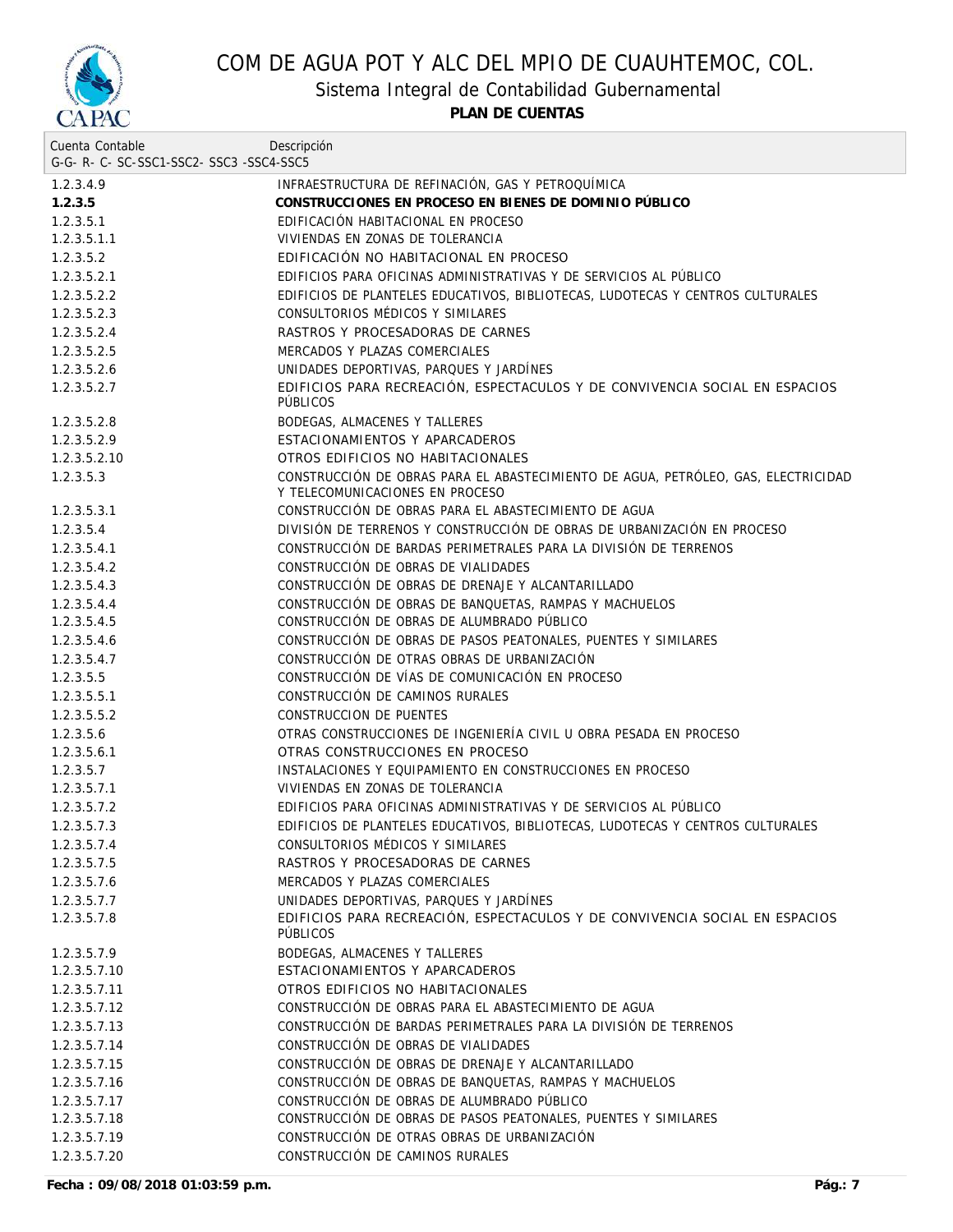# COM DE AGUA POT Y ALC DEL MPIO DE CUAUHTEMOC, COL.

## Sistema Integral de Contabilidad Gubernamental

**PLAN DE CUENTAS**

| Cuenta Contable<br>G-G- R- C- SC-SSC1-SSC2- SSC3 -SSC4-SSC5 | Descripción |
|---|---|
| 1.2.3.4.9 | INFRAESTRUCTURA DE REFINACIÓN, GAS Y PETROQUÍMICA |
| **1.2.3.5** | **CONSTRUCCIONES EN PROCESO EN BIENES DE DOMINIO PÚBLICO** |
| 1.2.3.5.1 | EDIFICACIÓN HABITACIONAL EN PROCESO |
| 1.2.3.5.1.1 | VIVIENDAS EN ZONAS DE TOLERANCIA |
| 1.2.3.5.2 | EDIFICACIÓN NO HABITACIONAL EN PROCESO |
| 1.2.3.5.2.1 | EDIFICIOS PARA OFICINAS ADMINISTRATIVAS Y DE SERVICIOS AL PÚBLICO |
| 1.2.3.5.2.2 | EDIFICIOS DE PLANTELES EDUCATIVOS, BIBLIOTECAS, LUDOTECAS Y CENTROS CULTURALES |
| 1.2.3.5.2.3 | CONSULTORIOS MÉDICOS Y SIMILARES |
| 1.2.3.5.2.4 | RASTROS Y PROCESADORAS DE CARNES |
| 1.2.3.5.2.5 | MERCADOS Y PLAZAS COMERCIALES |
| 1.2.3.5.2.6 | UNIDADES DEPORTIVAS, PARQUES Y JARDÍNES |
| 1.2.3.5.2.7 | EDIFICIOS PARA RECREACIÓN, ESPECTACULOS Y DE CONVIVENCIA SOCIAL EN ESPACIOS PÚBLICOS |
| 1.2.3.5.2.8 | BODEGAS, ALMACENES Y TALLERES |
| 1.2.3.5.2.9 | ESTACIONAMIENTOS Y APARCADEROS |
| 1.2.3.5.2.10 | OTROS EDIFICIOS NO HABITACIONALES |
| 1.2.3.5.3 | CONSTRUCCIÓN DE OBRAS PARA EL ABASTECIMIENTO DE AGUA, PETRÓLEO, GAS, ELECTRICIDAD Y TELECOMUNICACIONES EN PROCESO |
| 1.2.3.5.3.1 | CONSTRUCCIÓN DE OBRAS PARA EL ABASTECIMIENTO DE AGUA |
| 1.2.3.5.4 | DIVISIÓN DE TERRENOS Y CONSTRUCCIÓN DE OBRAS DE URBANIZACIÓN EN PROCESO |
| 1.2.3.5.4.1 | CONSTRUCCIÓN DE BARDAS PERIMETRALES PARA LA DIVISIÓN DE TERRENOS |
| 1.2.3.5.4.2 | CONSTRUCCIÓN DE OBRAS DE VIALIDADES |
| 1.2.3.5.4.3 | CONSTRUCCIÓN DE OBRAS DE DRENAJE Y ALCANTARILLADO |
| 1.2.3.5.4.4 | CONSTRUCCIÓN DE OBRAS DE BANQUETAS, RAMPAS Y MACHUELOS |
| 1.2.3.5.4.5 | CONSTRUCCIÓN DE OBRAS DE ALUMBRADO PÚBLICO |
| 1.2.3.5.4.6 | CONSTRUCCIÓN DE OBRAS DE PASOS PEATONALES, PUENTES Y SIMILARES |
| 1.2.3.5.4.7 | CONSTRUCCIÓN DE OTRAS OBRAS DE URBANIZACIÓN |
| 1.2.3.5.5 | CONSTRUCCIÓN DE VÍAS DE COMUNICACIÓN EN PROCESO |
| 1.2.3.5.5.1 | CONSTRUCCIÓN DE CAMINOS RURALES |
| 1.2.3.5.5.2 | CONSTRUCCION DE PUENTES |
| 1.2.3.5.6 | OTRAS CONSTRUCCIONES DE INGENIERÍA CIVIL U OBRA PESADA EN PROCESO |
| 1.2.3.5.6.1 | OTRAS CONSTRUCCIONES EN PROCESO |
| 1.2.3.5.7 | INSTALACIONES Y EQUIPAMIENTO EN CONSTRUCCIONES EN PROCESO |
| 1.2.3.5.7.1 | VIVIENDAS EN ZONAS DE TOLERANCIA |
| 1.2.3.5.7.2 | EDIFICIOS PARA OFICINAS ADMINISTRATIVAS Y DE SERVICIOS AL PÚBLICO |
| 1.2.3.5.7.3 | EDIFICIOS DE PLANTELES EDUCATIVOS, BIBLIOTECAS, LUDOTECAS Y CENTROS CULTURALES |
| 1.2.3.5.7.4 | CONSULTORIOS MÉDICOS Y SIMILARES |
| 1.2.3.5.7.5 | RASTROS Y PROCESADORAS DE CARNES |
| 1.2.3.5.7.6 | MERCADOS Y PLAZAS COMERCIALES |
| 1.2.3.5.7.7 | UNIDADES DEPORTIVAS, PARQUES Y JARDÍNES |
| 1.2.3.5.7.8 | EDIFICIOS PARA RECREACIÓN, ESPECTACULOS Y DE CONVIVENCIA SOCIAL EN ESPACIOS PÚBLICOS |
| 1.2.3.5.7.9 | BODEGAS, ALMACENES Y TALLERES |
| 1.2.3.5.7.10 | ESTACIONAMIENTOS Y APARCADEROS |
| 1.2.3.5.7.11 | OTROS EDIFICIOS NO HABITACIONALES |
| 1.2.3.5.7.12 | CONSTRUCCIÓN DE OBRAS PARA EL ABASTECIMIENTO DE AGUA |
| 1.2.3.5.7.13 | CONSTRUCCIÓN DE BARDAS PERIMETRALES PARA LA DIVISIÓN DE TERRENOS |
| 1.2.3.5.7.14 | CONSTRUCCIÓN DE OBRAS DE VIALIDADES |
| 1.2.3.5.7.15 | CONSTRUCCIÓN DE OBRAS DE DRENAJE Y ALCANTARILLADO |
| 1.2.3.5.7.16 | CONSTRUCCIÓN DE OBRAS DE BANQUETAS, RAMPAS Y MACHUELOS |
| 1.2.3.5.7.17 | CONSTRUCCIÓN DE OBRAS DE ALUMBRADO PÚBLICO |
| 1.2.3.5.7.18 | CONSTRUCCIÓN DE OBRAS DE PASOS PEATONALES, PUENTES Y SIMILARES |
| 1.2.3.5.7.19 | CONSTRUCCIÓN DE OTRAS OBRAS DE URBANIZACIÓN |
| 1.2.3.5.7.20 | CONSTRUCCIÓN DE CAMINOS RURALES |

**Fecha : 09/08/2018 01:03:59 p.m.**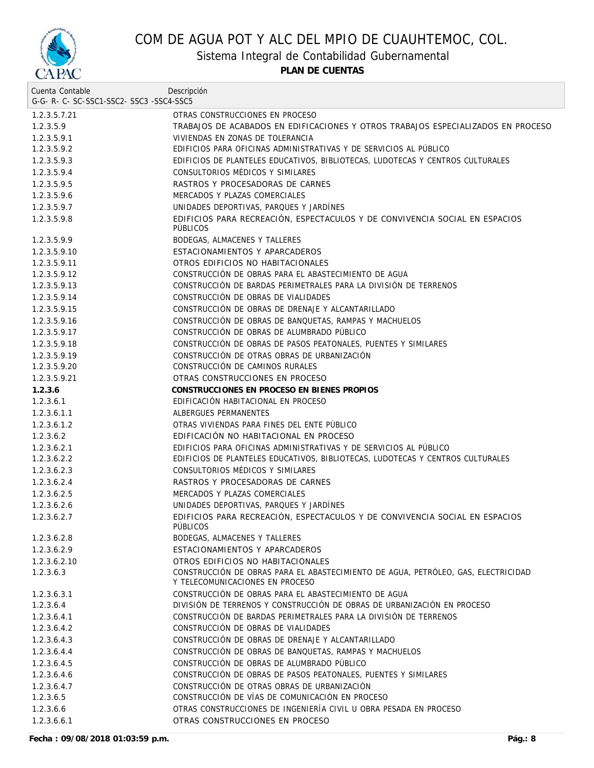# COM DE AGUA POT Y ALC DEL MPIO DE CUAUHTEMOC, COL.

## Sistema Integral de Contabilidad Gubernamental

### PLAN DE CUENTAS

| Cuenta Contable<br>G-G- R- C- SC-SSC1-SSC2- SSC3 -SSC4-SSC5 | Descripción |
|---|---|
| 1.2.3.5.7.21 | OTRAS CONSTRUCCIONES EN PROCESO |
| 1.2.3.5.9 | TRABAJOS DE ACABADOS EN EDIFICACIONES Y OTROS TRABAJOS ESPECIALIZADOS EN PROCESO |
| 1.2.3.5.9.1 | VIVIENDAS EN ZONAS DE TOLERANCIA |
| 1.2.3.5.9.2 | EDIFICIOS PARA OFICINAS ADMINISTRATIVAS Y DE SERVICIOS AL PÚBLICO |
| 1.2.3.5.9.3 | EDIFICIOS DE PLANTELES EDUCATIVOS, BIBLIOTECAS, LUDOTECAS Y CENTROS CULTURALES |
| 1.2.3.5.9.4 | CONSULTORIOS MÉDICOS Y SIMILARES |
| 1.2.3.5.9.5 | RASTROS Y PROCESADORAS DE CARNES |
| 1.2.3.5.9.6 | MERCADOS Y PLAZAS COMERCIALES |
| 1.2.3.5.9.7 | UNIDADES DEPORTIVAS, PARQUES Y JARDÍNES |
| 1.2.3.5.9.8 | EDIFICIOS PARA RECREACIÓN, ESPECTACULOS Y DE CONVIVENCIA SOCIAL EN ESPACIOS PÚBLICOS |
| 1.2.3.5.9.9 | BODEGAS, ALMACENES Y TALLERES |
| 1.2.3.5.9.10 | ESTACIONAMIENTOS Y APARCADEROS |
| 1.2.3.5.9.11 | OTROS EDIFICIOS NO HABITACIONALES |
| 1.2.3.5.9.12 | CONSTRUCCIÓN DE OBRAS PARA EL ABASTECIMIENTO DE AGUA |
| 1.2.3.5.9.13 | CONSTRUCCIÓN DE BARDAS PERIMETRALES PARA LA DIVISIÓN DE TERRENOS |
| 1.2.3.5.9.14 | CONSTRUCCIÓN DE OBRAS DE VIALIDADES |
| 1.2.3.5.9.15 | CONSTRUCCIÓN DE OBRAS DE DRENAJE Y ALCANTARILLADO |
| 1.2.3.5.9.16 | CONSTRUCCIÓN DE OBRAS DE BANQUETAS, RAMPAS Y MACHUELOS |
| 1.2.3.5.9.17 | CONSTRUCCIÓN DE OBRAS DE ALUMBRADO PÚBLICO |
| 1.2.3.5.9.18 | CONSTRUCCIÓN DE OBRAS DE PASOS PEATONALES, PUENTES Y SIMILARES |
| 1.2.3.5.9.19 | CONSTRUCCIÓN DE OTRAS OBRAS DE URBANIZACIÓN |
| 1.2.3.5.9.20 | CONSTRUCCIÓN DE CAMINOS RURALES |
| 1.2.3.5.9.21 | OTRAS CONSTRUCCIONES EN PROCESO |
| **1.2.3.6** | **CONSTRUCCIONES EN PROCESO EN BIENES PROPIOS** |
| 1.2.3.6.1 | EDIFICACIÓN HABITACIONAL EN PROCESO |
| 1.2.3.6.1.1 | ALBERGUES PERMANENTES |
| 1.2.3.6.1.2 | OTRAS VIVIENDAS PARA FINES DEL ENTE PÚBLICO |
| 1.2.3.6.2 | EDIFICACIÓN NO HABITACIONAL EN PROCESO |
| 1.2.3.6.2.1 | EDIFICIOS PARA OFICINAS ADMINISTRATIVAS Y DE SERVICIOS AL PÚBLICO |
| 1.2.3.6.2.2 | EDIFICIOS DE PLANTELES EDUCATIVOS, BIBLIOTECAS, LUDOTECAS Y CENTROS CULTURALES |
| 1.2.3.6.2.3 | CONSULTORIOS MÉDICOS Y SIMILARES |
| 1.2.3.6.2.4 | RASTROS Y PROCESADORAS DE CARNES |
| 1.2.3.6.2.5 | MERCADOS Y PLAZAS COMERCIALES |
| 1.2.3.6.2.6 | UNIDADES DEPORTIVAS, PARQUES Y JARDÍNES |
| 1.2.3.6.2.7 | EDIFICIOS PARA RECREACIÓN, ESPECTACULOS Y DE CONVIVENCIA SOCIAL EN ESPACIOS PÚBLICOS |
| 1.2.3.6.2.8 | BODEGAS, ALMACENES Y TALLERES |
| 1.2.3.6.2.9 | ESTACIONAMIENTOS Y APARCADEROS |
| 1.2.3.6.2.10 | OTROS EDIFICIOS NO HABITACIONALES |
| 1.2.3.6.3 | CONSTRUCCIÓN DE OBRAS PARA EL ABASTECIMIENTO DE AGUA, PETRÓLEO, GAS, ELECTRICIDAD Y TELECOMUNICACIONES EN PROCESO |
| 1.2.3.6.3.1 | CONSTRUCCIÓN DE OBRAS PARA EL ABASTECIMIENTO DE AGUA |
| 1.2.3.6.4 | DIVISIÓN DE TERRENOS Y CONSTRUCCIÓN DE OBRAS DE URBANIZACIÓN EN PROCESO |
| 1.2.3.6.4.1 | CONSTRUCCIÓN DE BARDAS PERIMETRALES PARA LA DIVISIÓN DE TERRENOS |
| 1.2.3.6.4.2 | CONSTRUCCIÓN DE OBRAS DE VIALIDADES |
| 1.2.3.6.4.3 | CONSTRUCCIÓN DE OBRAS DE DRENAJE Y ALCANTARILLADO |
| 1.2.3.6.4.4 | CONSTRUCCIÓN DE OBRAS DE BANQUETAS, RAMPAS Y MACHUELOS |
| 1.2.3.6.4.5 | CONSTRUCCIÓN DE OBRAS DE ALUMBRADO PÚBLICO |
| 1.2.3.6.4.6 | CONSTRUCCIÓN DE OBRAS DE PASOS PEATONALES, PUENTES Y SIMILARES |
| 1.2.3.6.4.7 | CONSTRUCCIÓN DE OTRAS OBRAS DE URBANIZACIÓN |
| 1.2.3.6.5 | CONSTRUCCIÓN DE VÍAS DE COMUNICACIÓN EN PROCESO |
| 1.2.3.6.6 | OTRAS CONSTRUCCIONES DE INGENIERÍA CIVIL U OBRA PESADA EN PROCESO |
| 1.2.3.6.6.1 | OTRAS CONSTRUCCIONES EN PROCESO |

**Fecha : 09/08/2018 01:03:59 p.m.**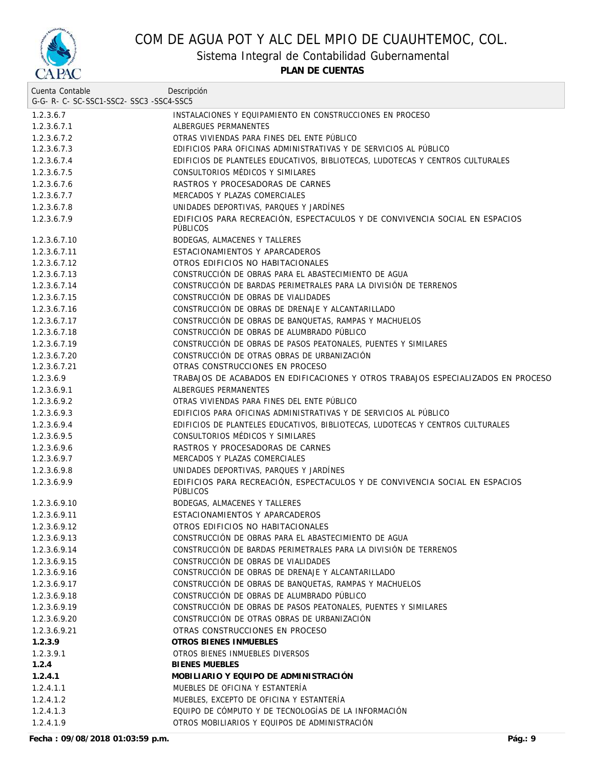# COM DE AGUA POT Y ALC DEL MPIO DE CUAUHTEMOC, COL.

## Sistema Integral de Contabilidad Gubernamental

### PLAN DE CUENTAS

| Cuenta Contable<br>G-G- R- C- SC-SSC1-SSC2- SSC3 -SSC4-SSC5 | Descripción |
|---|---|
| 1.2.3.6.7 | INSTALACIONES Y EQUIPAMIENTO EN CONSTRUCCIONES EN PROCESO |
| 1.2.3.6.7.1 | ALBERGUES PERMANENTES |
| 1.2.3.6.7.2 | OTRAS VIVIENDAS PARA FINES DEL ENTE PÚBLICO |
| 1.2.3.6.7.3 | EDIFICIOS PARA OFICINAS ADMINISTRATIVAS Y DE SERVICIOS AL PÚBLICO |
| 1.2.3.6.7.4 | EDIFICIOS DE PLANTELES EDUCATIVOS, BIBLIOTECAS, LUDOTECAS Y CENTROS CULTURALES |
| 1.2.3.6.7.5 | CONSULTORIOS MÉDICOS Y SIMILARES |
| 1.2.3.6.7.6 | RASTROS Y PROCESADORAS DE CARNES |
| 1.2.3.6.7.7 | MERCADOS Y PLAZAS COMERCIALES |
| 1.2.3.6.7.8 | UNIDADES DEPORTIVAS, PARQUES Y JARDÍNES |
| 1.2.3.6.7.9 | EDIFICIOS PARA RECREACIÓN, ESPECTACULOS Y DE CONVIVENCIA SOCIAL EN ESPACIOS PÚBLICOS |
| 1.2.3.6.7.10 | BODEGAS, ALMACENES Y TALLERES |
| 1.2.3.6.7.11 | ESTACIONAMIENTOS Y APARCADEROS |
| 1.2.3.6.7.12 | OTROS EDIFICIOS NO HABITACIONALES |
| 1.2.3.6.7.13 | CONSTRUCCIÓN DE OBRAS PARA EL ABASTECIMIENTO DE AGUA |
| 1.2.3.6.7.14 | CONSTRUCCIÓN DE BARDAS PERIMETRALES PARA LA DIVISIÓN DE TERRENOS |
| 1.2.3.6.7.15 | CONSTRUCCIÓN DE OBRAS DE VIALIDADES |
| 1.2.3.6.7.16 | CONSTRUCCIÓN DE OBRAS DE DRENAJE Y ALCANTARILLADO |
| 1.2.3.6.7.17 | CONSTRUCCIÓN DE OBRAS DE BANQUETAS, RAMPAS Y MACHUELOS |
| 1.2.3.6.7.18 | CONSTRUCCIÓN DE OBRAS DE ALUMBRADO PÚBLICO |
| 1.2.3.6.7.19 | CONSTRUCCIÓN DE OBRAS DE PASOS PEATONALES, PUENTES Y SIMILARES |
| 1.2.3.6.7.20 | CONSTRUCCIÓN DE OTRAS OBRAS DE URBANIZACIÓN |
| 1.2.3.6.7.21 | OTRAS CONSTRUCCIONES EN PROCESO |
| 1.2.3.6.9 | TRABAJOS DE ACABADOS EN EDIFICACIONES Y OTROS TRABAJOS ESPECIALIZADOS EN PROCESO |
| 1.2.3.6.9.1 | ALBERGUES PERMANENTES |
| 1.2.3.6.9.2 | OTRAS VIVIENDAS PARA FINES DEL ENTE PÚBLICO |
| 1.2.3.6.9.3 | EDIFICIOS PARA OFICINAS ADMINISTRATIVAS Y DE SERVICIOS AL PÚBLICO |
| 1.2.3.6.9.4 | EDIFICIOS DE PLANTELES EDUCATIVOS, BIBLIOTECAS, LUDOTECAS Y CENTROS CULTURALES |
| 1.2.3.6.9.5 | CONSULTORIOS MÉDICOS Y SIMILARES |
| 1.2.3.6.9.6 | RASTROS Y PROCESADORAS DE CARNES |
| 1.2.3.6.9.7 | MERCADOS Y PLAZAS COMERCIALES |
| 1.2.3.6.9.8 | UNIDADES DEPORTIVAS, PARQUES Y JARDÍNES |
| 1.2.3.6.9.9 | EDIFICIOS PARA RECREACIÓN, ESPECTACULOS Y DE CONVIVENCIA SOCIAL EN ESPACIOS PÚBLICOS |
| 1.2.3.6.9.10 | BODEGAS, ALMACENES Y TALLERES |
| 1.2.3.6.9.11 | ESTACIONAMIENTOS Y APARCADEROS |
| 1.2.3.6.9.12 | OTROS EDIFICIOS NO HABITACIONALES |
| 1.2.3.6.9.13 | CONSTRUCCIÓN DE OBRAS PARA EL ABASTECIMIENTO DE AGUA |
| 1.2.3.6.9.14 | CONSTRUCCIÓN DE BARDAS PERIMETRALES PARA LA DIVISIÓN DE TERRENOS |
| 1.2.3.6.9.15 | CONSTRUCCIÓN DE OBRAS DE VIALIDADES |
| 1.2.3.6.9.16 | CONSTRUCCIÓN DE OBRAS DE DRENAJE Y ALCANTARILLADO |
| 1.2.3.6.9.17 | CONSTRUCCIÓN DE OBRAS DE BANQUETAS, RAMPAS Y MACHUELOS |
| 1.2.3.6.9.18 | CONSTRUCCIÓN DE OBRAS DE ALUMBRADO PÚBLICO |
| 1.2.3.6.9.19 | CONSTRUCCIÓN DE OBRAS DE PASOS PEATONALES, PUENTES Y SIMILARES |
| 1.2.3.6.9.20 | CONSTRUCCIÓN DE OTRAS OBRAS DE URBANIZACIÓN |
| 1.2.3.6.9.21 | OTRAS CONSTRUCCIONES EN PROCESO |
| **1.2.3.9** | **OTROS BIENES INMUEBLES** |
| 1.2.3.9.1 | OTROS BIENES INMUEBLES DIVERSOS |
| **1.2.4** | **BIENES MUEBLES** |
| **1.2.4.1** | **MOBILIARIO Y EQUIPO DE ADMINISTRACIÓN** |
| 1.2.4.1.1 | MUEBLES DE OFICINA Y ESTANTERÍA |
| 1.2.4.1.2 | MUEBLES, EXCEPTO DE OFICINA Y ESTANTERÍA |
| 1.2.4.1.3 | EQUIPO DE CÓMPUTO Y DE TECNOLOGÍAS DE LA INFORMACIÓN |
| 1.2.4.1.9 | OTROS MOBILIARIOS Y EQUIPOS DE ADMINISTRACIÓN |

**Fecha : 09/08/2018 01:03:59 p.m.**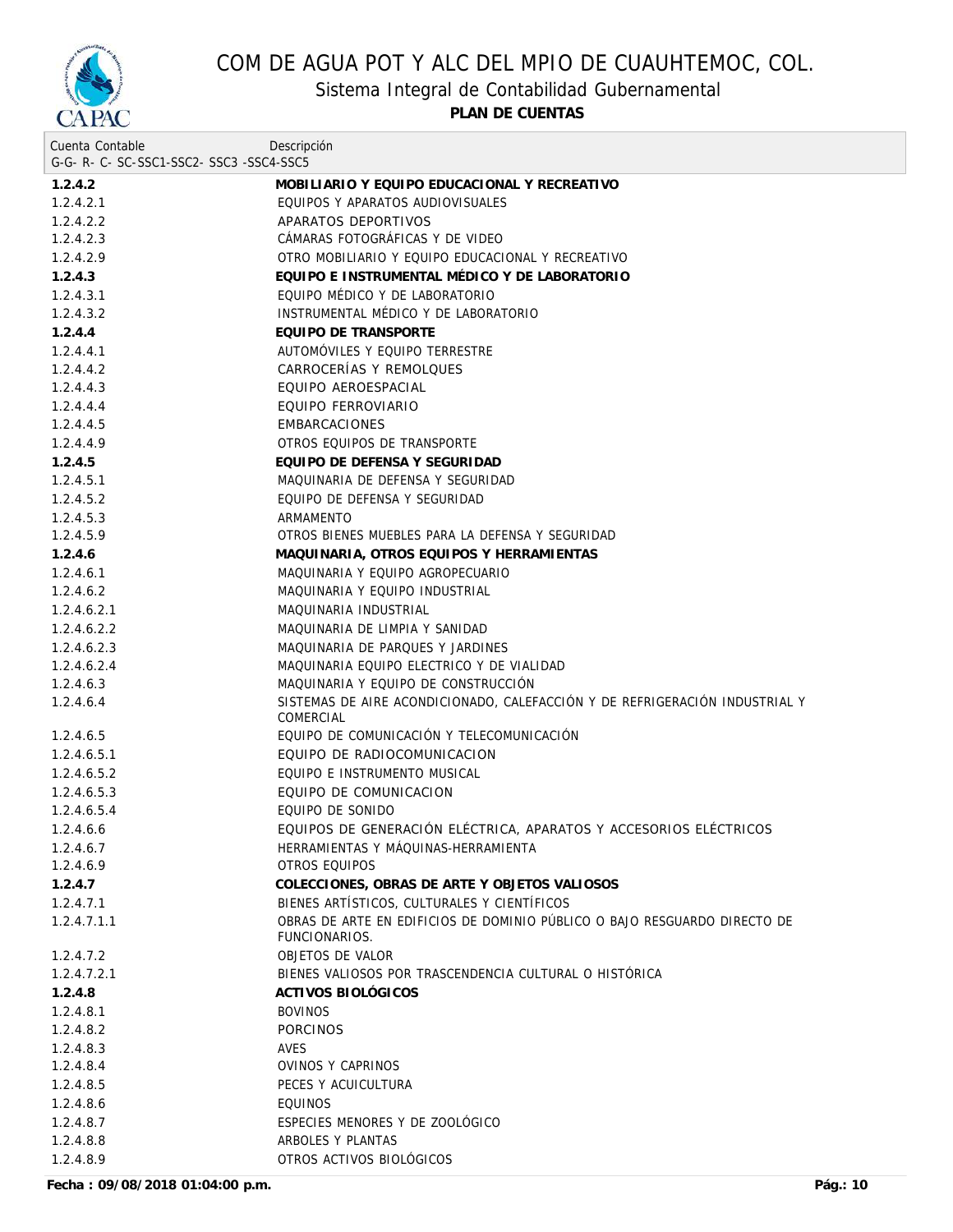# COM DE AGUA POT Y ALC DEL MPIO DE CUAUHTEMOC, COL.

## Sistema Integral de Contabilidad Gubernamental

### PLAN DE CUENTAS

| Cuenta Contable<br>G-G- R- C- SC-SSC1-SSC2- SSC3 -SSC4-SSC5 | Descripción |
|---|---|
| **1.2.4.2** | **MOBILIARIO Y EQUIPO EDUCACIONAL Y RECREATIVO** |
| 1.2.4.2.1 | EQUIPOS Y APARATOS AUDIOVISUALES |
| 1.2.4.2.2 | APARATOS DEPORTIVOS |
| 1.2.4.2.3 | CÁMARAS FOTOGRÁFICAS Y DE VIDEO |
| 1.2.4.2.9 | OTRO MOBILIARIO Y EQUIPO EDUCACIONAL Y RECREATIVO |
| **1.2.4.3** | **EQUIPO E INSTRUMENTAL MÉDICO Y DE LABORATORIO** |
| 1.2.4.3.1 | EQUIPO MÉDICO Y DE LABORATORIO |
| 1.2.4.3.2 | INSTRUMENTAL MÉDICO Y DE LABORATORIO |
| **1.2.4.4** | **EQUIPO DE TRANSPORTE** |
| 1.2.4.4.1 | AUTOMÓVILES Y EQUIPO TERRESTRE |
| 1.2.4.4.2 | CARROCERÍAS Y REMOLQUES |
| 1.2.4.4.3 | EQUIPO AEROESPACIAL |
| 1.2.4.4.4 | EQUIPO FERROVIARIO |
| 1.2.4.4.5 | EMBARCACIONES |
| 1.2.4.4.9 | OTROS EQUIPOS DE TRANSPORTE |
| **1.2.4.5** | **EQUIPO DE DEFENSA Y SEGURIDAD** |
| 1.2.4.5.1 | MAQUINARIA DE DEFENSA Y SEGURIDAD |
| 1.2.4.5.2 | EQUIPO DE DEFENSA Y SEGURIDAD |
| 1.2.4.5.3 | ARMAMENTO |
| 1.2.4.5.9 | OTROS BIENES MUEBLES PARA LA DEFENSA Y SEGURIDAD |
| **1.2.4.6** | **MAQUINARIA, OTROS EQUIPOS Y HERRAMIENTAS** |
| 1.2.4.6.1 | MAQUINARIA Y EQUIPO AGROPECUARIO |
| 1.2.4.6.2 | MAQUINARIA Y EQUIPO INDUSTRIAL |
| 1.2.4.6.2.1 | MAQUINARIA INDUSTRIAL |
| 1.2.4.6.2.2 | MAQUINARIA DE LIMPIA Y SANIDAD |
| 1.2.4.6.2.3 | MAQUINARIA DE PARQUES Y JARDINES |
| 1.2.4.6.2.4 | MAQUINARIA EQUIPO ELECTRICO Y DE VIALIDAD |
| 1.2.4.6.3 | MAQUINARIA Y EQUIPO DE CONSTRUCCIÓN |
| 1.2.4.6.4 | SISTEMAS DE AIRE ACONDICIONADO, CALEFACCIÓN Y DE REFRIGERACIÓN INDUSTRIAL Y COMERCIAL |
| 1.2.4.6.5 | EQUIPO DE COMUNICACIÓN Y TELECOMUNICACIÓN |
| 1.2.4.6.5.1 | EQUIPO DE RADIOCOMUNICACION |
| 1.2.4.6.5.2 | EQUIPO E INSTRUMENTO MUSICAL |
| 1.2.4.6.5.3 | EQUIPO DE COMUNICACION |
| 1.2.4.6.5.4 | EQUIPO DE SONIDO |
| 1.2.4.6.6 | EQUIPOS DE GENERACIÓN ELÉCTRICA, APARATOS Y ACCESORIOS ELÉCTRICOS |
| 1.2.4.6.7 | HERRAMIENTAS Y MÁQUINAS-HERRAMIENTA |
| 1.2.4.6.9 | OTROS EQUIPOS |
| **1.2.4.7** | **COLECCIONES, OBRAS DE ARTE Y OBJETOS VALIOSOS** |
| 1.2.4.7.1 | BIENES ARTÍSTICOS, CULTURALES Y CIENTÍFICOS |
| 1.2.4.7.1.1 | OBRAS DE ARTE EN EDIFICIOS DE DOMINIO PÚBLICO O BAJO RESGUARDO DIRECTO DE FUNCIONARIOS. |
| 1.2.4.7.2 | OBJETOS DE VALOR |
| 1.2.4.7.2.1 | BIENES VALIOSOS POR TRASCENDENCIA CULTURAL O HISTÓRICA |
| **1.2.4.8** | **ACTIVOS BIOLÓGICOS** |
| 1.2.4.8.1 | BOVINOS |
| 1.2.4.8.2 | PORCINOS |
| 1.2.4.8.3 | AVES |
| 1.2.4.8.4 | OVINOS Y CAPRINOS |
| 1.2.4.8.5 | PECES Y ACUICULTURA |
| 1.2.4.8.6 | EQUINOS |
| 1.2.4.8.7 | ESPECIES MENORES Y DE ZOOLÓGICO |
| 1.2.4.8.8 | ARBOLES Y PLANTAS |
| 1.2.4.8.9 | OTROS ACTIVOS BIOLÓGICOS |

**Fecha : 09/08/2018 01:04:00 p.m.**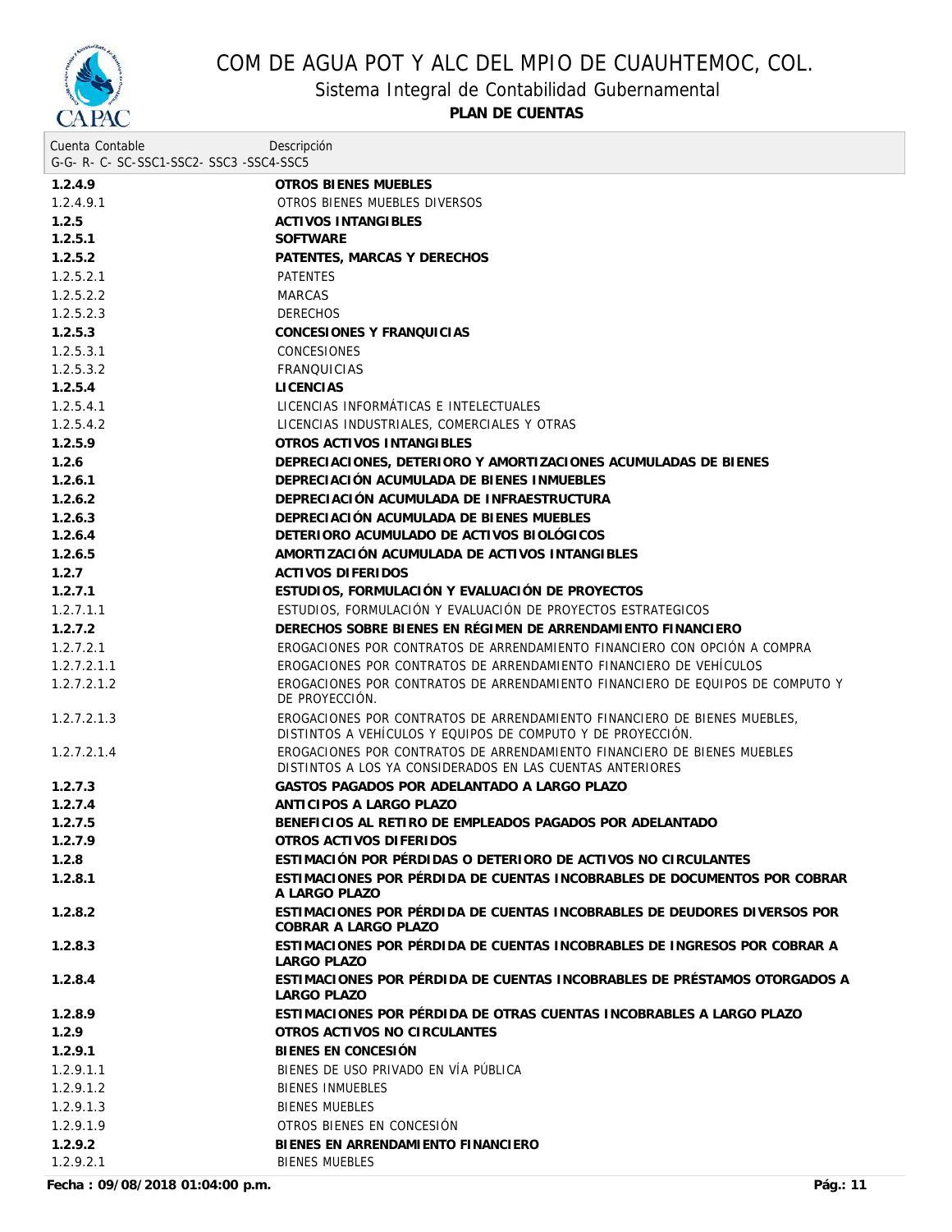# COM DE AGUA POT Y ALC DEL MPIO DE CUAUHTEMOC, COL.

## Sistema Integral de Contabilidad Gubernamental

### PLAN DE CUENTAS

| Cuenta Contable<br>G-G- R- C- SC-SSC1-SSC2- SSC3 -SSC4-SSC5 | Descripción |
|---|---|
| **1.2.4.9** | **OTROS BIENES MUEBLES** |
| 1.2.4.9.1 | OTROS BIENES MUEBLES DIVERSOS |
| **1.2.5** | **ACTIVOS INTANGIBLES** |
| **1.2.5.1** | **SOFTWARE** |
| **1.2.5.2** | **PATENTES, MARCAS Y DERECHOS** |
| 1.2.5.2.1 | PATENTES |
| 1.2.5.2.2 | MARCAS |
| 1.2.5.2.3 | DERECHOS |
| **1.2.5.3** | **CONCESIONES Y FRANQUICIAS** |
| 1.2.5.3.1 | CONCESIONES |
| 1.2.5.3.2 | FRANQUICIAS |
| **1.2.5.4** | **LICENCIAS** |
| 1.2.5.4.1 | LICENCIAS INFORMÁTICAS E INTELECTUALES |
| 1.2.5.4.2 | LICENCIAS INDUSTRIALES, COMERCIALES Y OTRAS |
| **1.2.5.9** | **OTROS ACTIVOS INTANGIBLES** |
| **1.2.6** | **DEPRECIACIONES, DETERIORO Y AMORTIZACIONES ACUMULADAS DE BIENES** |
| **1.2.6.1** | **DEPRECIACIÓN ACUMULADA DE BIENES INMUEBLES** |
| **1.2.6.2** | **DEPRECIACIÓN ACUMULADA DE INFRAESTRUCTURA** |
| **1.2.6.3** | **DEPRECIACIÓN ACUMULADA DE BIENES MUEBLES** |
| **1.2.6.4** | **DETERIORO ACUMULADO DE ACTIVOS BIOLÓGICOS** |
| **1.2.6.5** | **AMORTIZACIÓN ACUMULADA DE ACTIVOS INTANGIBLES** |
| **1.2.7** | **ACTIVOS DIFERIDOS** |
| **1.2.7.1** | **ESTUDIOS, FORMULACIÓN Y EVALUACIÓN DE PROYECTOS** |
| 1.2.7.1.1 | ESTUDIOS, FORMULACIÓN Y EVALUACIÓN DE PROYECTOS ESTRATEGICOS |
| **1.2.7.2** | **DERECHOS SOBRE BIENES EN RÉGIMEN DE ARRENDAMIENTO FINANCIERO** |
| 1.2.7.2.1 | EROGACIONES POR CONTRATOS DE ARRENDAMIENTO FINANCIERO CON OPCIÓN A COMPRA |
| 1.2.7.2.1.1 | EROGACIONES POR CONTRATOS DE ARRENDAMIENTO FINANCIERO DE VEHÍCULOS |
| 1.2.7.2.1.2 | EROGACIONES POR CONTRATOS DE ARRENDAMIENTO FINANCIERO DE EQUIPOS DE COMPUTO Y DE PROYECCIÓN. |
| 1.2.7.2.1.3 | EROGACIONES POR CONTRATOS DE ARRENDAMIENTO FINANCIERO DE BIENES MUEBLES, DISTINTOS A VEHÍCULOS Y EQUIPOS DE COMPUTO Y DE PROYECCIÓN. |
| 1.2.7.2.1.4 | EROGACIONES POR CONTRATOS DE ARRENDAMIENTO FINANCIERO DE BIENES MUEBLES DISTINTOS A LOS YA CONSIDERADOS EN LAS CUENTAS ANTERIORES |
| **1.2.7.3** | **GASTOS PAGADOS POR ADELANTADO A LARGO PLAZO** |
| **1.2.7.4** | **ANTICIPOS A LARGO PLAZO** |
| **1.2.7.5** | **BENEFICIOS AL RETIRO DE EMPLEADOS PAGADOS POR ADELANTADO** |
| **1.2.7.9** | **OTROS ACTIVOS DIFERIDOS** |
| **1.2.8** | **ESTIMACIÓN POR PÉRDIDAS O DETERIORO DE ACTIVOS NO CIRCULANTES** |
| **1.2.8.1** | **ESTIMACIONES POR PÉRDIDA DE CUENTAS INCOBRABLES DE DOCUMENTOS POR COBRAR A LARGO PLAZO** |
| **1.2.8.2** | **ESTIMACIONES POR PÉRDIDA DE CUENTAS INCOBRABLES DE DEUDORES DIVERSOS POR COBRAR A LARGO PLAZO** |
| **1.2.8.3** | **ESTIMACIONES POR PÉRDIDA DE CUENTAS INCOBRABLES DE INGRESOS POR COBRAR A LARGO PLAZO** |
| **1.2.8.4** | **ESTIMACIONES POR PÉRDIDA DE CUENTAS INCOBRABLES DE PRÉSTAMOS OTORGADOS A LARGO PLAZO** |
| **1.2.8.9** | **ESTIMACIONES POR PÉRDIDA DE OTRAS CUENTAS INCOBRABLES A LARGO PLAZO** |
| **1.2.9** | **OTROS ACTIVOS NO CIRCULANTES** |
| **1.2.9.1** | **BIENES EN CONCESIÓN** |
| 1.2.9.1.1 | BIENES DE USO PRIVADO EN VÍA PÚBLICA |
| 1.2.9.1.2 | BIENES INMUEBLES |
| 1.2.9.1.3 | BIENES MUEBLES |
| 1.2.9.1.9 | OTROS BIENES EN CONCESIÓN |
| **1.2.9.2** | **BIENES EN ARRENDAMIENTO FINANCIERO** |
| 1.2.9.2.1 | BIENES MUEBLES |

**Fecha : 09/08/2018 01:04:00 p.m.**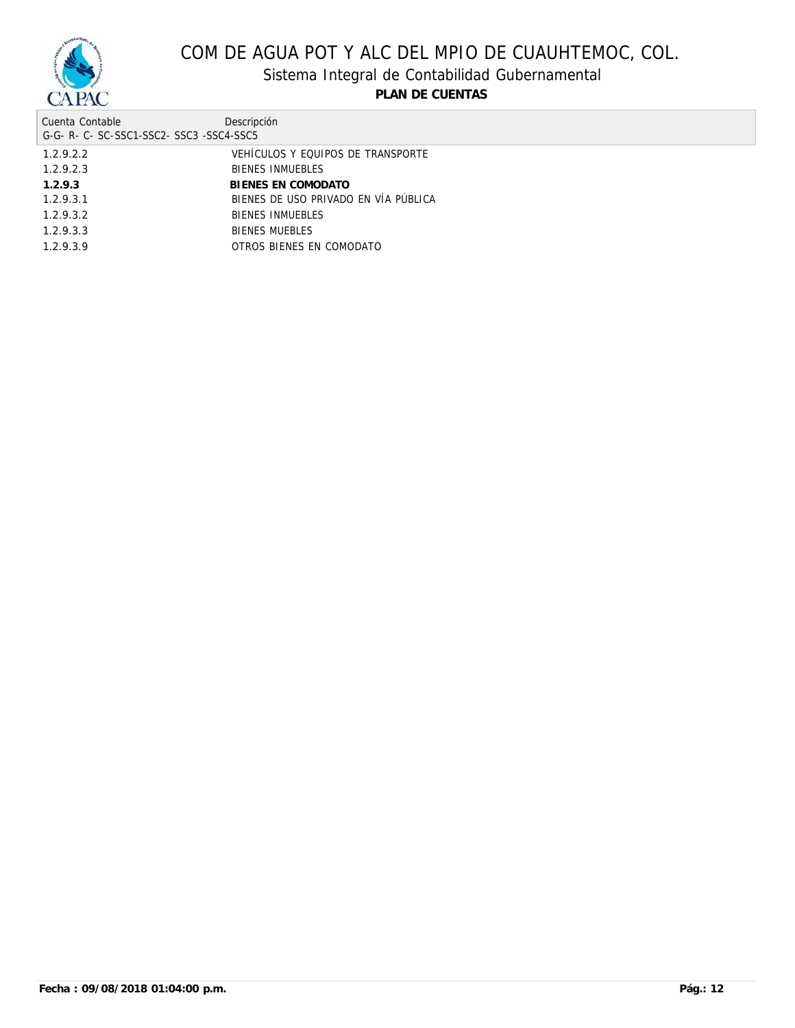| Cuenta Contable<br>G-G- R- C- SC-SSC1-SSC2- SSC3 -SSC4-SSC5 | Descripción |
|---|---|
| 1.2.9.2.2 | VEHÍCULOS Y EQUIPOS DE TRANSPORTE |
| 1.2.9.2.3 | BIENES INMUEBLES |
| **1.2.9.3** | **BIENES EN COMODATO** |
| 1.2.9.3.1 | BIENES DE USO PRIVADO EN VÍA PÚBLICA |
| 1.2.9.3.2 | BIENES INMUEBLES |
| 1.2.9.3.3 | BIENES MUEBLES |
| 1.2.9.3.9 | OTROS BIENES EN COMODATO |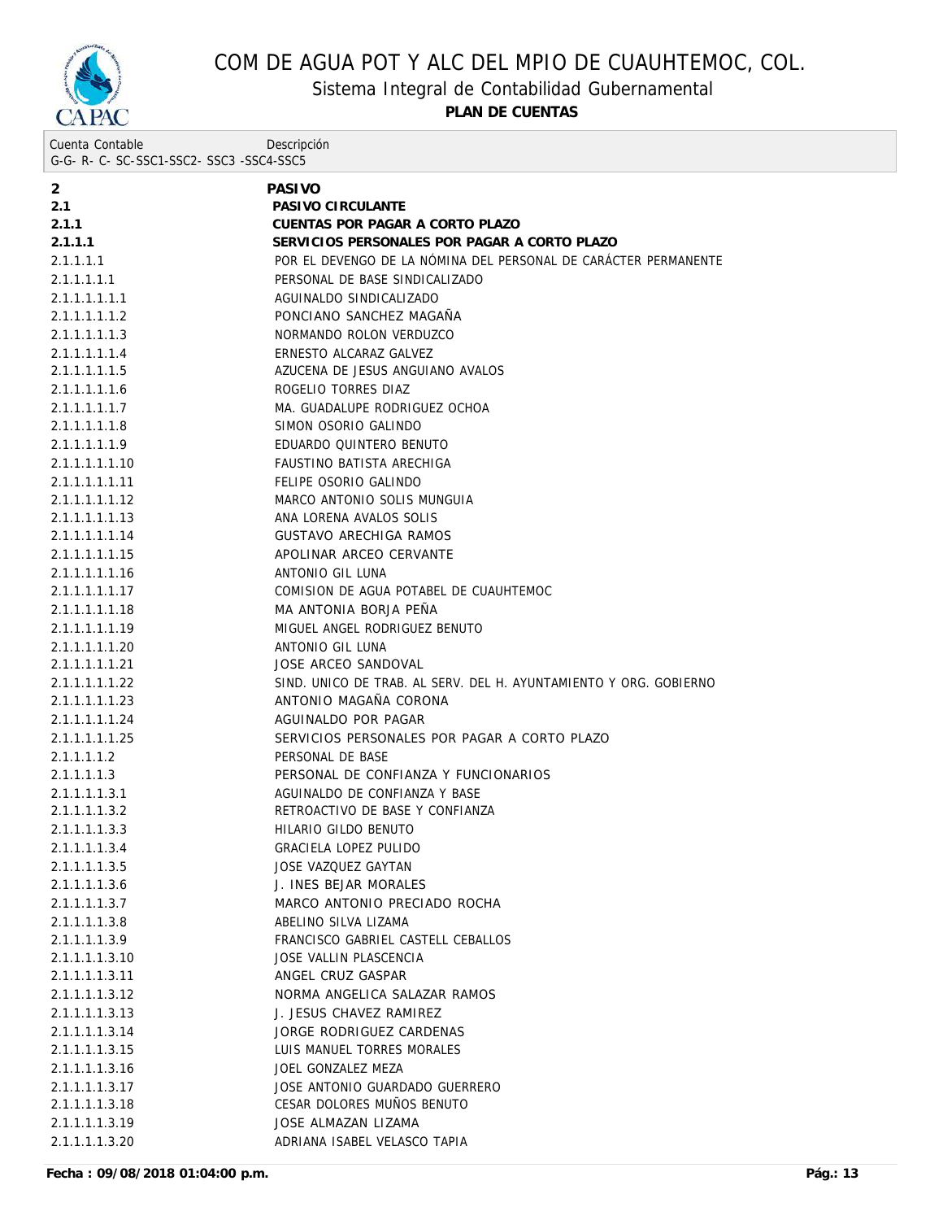# COM DE AGUA POT Y ALC DEL MPIO DE CUAUHTEMOC, COL.

## Sistema Integral de Contabilidad Gubernamental

**PLAN DE CUENTAS**

| Cuenta Contable<br>G-G- R- C- SC-SSC1-SSC2- SSC3 -SSC4-SSC5 | Descripción |
|---|---|
| **2** | **PASIVO** |
| **2.1** | **PASIVO CIRCULANTE** |
| **2.1.1** | **CUENTAS POR PAGAR A CORTO PLAZO** |
| **2.1.1.1** | **SERVICIOS PERSONALES POR PAGAR A CORTO PLAZO** |
| 2.1.1.1.1 | POR EL DEVENGO DE LA NÓMINA DEL PERSONAL DE CARÁCTER PERMANENTE |
| 2.1.1.1.1.1 | PERSONAL DE BASE SINDICALIZADO |
| 2.1.1.1.1.1.1 | AGUINALDO SINDICALIZADO |
| 2.1.1.1.1.1.2 | PONCIANO SANCHEZ MAGAÑA |
| 2.1.1.1.1.1.3 | NORMANDO ROLON VERDUZCO |
| 2.1.1.1.1.1.4 | ERNESTO ALCARAZ GALVEZ |
| 2.1.1.1.1.1.5 | AZUCENA DE JESUS ANGUIANO AVALOS |
| 2.1.1.1.1.1.6 | ROGELIO TORRES DIAZ |
| 2.1.1.1.1.1.7 | MA. GUADALUPE RODRIGUEZ OCHOA |
| 2.1.1.1.1.1.8 | SIMON OSORIO GALINDO |
| 2.1.1.1.1.1.9 | EDUARDO QUINTERO BENUTO |
| 2.1.1.1.1.1.10 | FAUSTINO BATISTA ARECHIGA |
| 2.1.1.1.1.1.11 | FELIPE OSORIO GALINDO |
| 2.1.1.1.1.1.12 | MARCO ANTONIO SOLIS MUNGUIA |
| 2.1.1.1.1.1.13 | ANA LORENA AVALOS SOLIS |
| 2.1.1.1.1.1.14 | GUSTAVO ARECHIGA RAMOS |
| 2.1.1.1.1.1.15 | APOLINAR ARCEO CERVANTE |
| 2.1.1.1.1.1.16 | ANTONIO GIL LUNA |
| 2.1.1.1.1.1.17 | COMISION DE AGUA POTABEL DE CUAUHTEMOC |
| 2.1.1.1.1.1.18 | MA ANTONIA BORJA PEÑA |
| 2.1.1.1.1.1.19 | MIGUEL ANGEL RODRIGUEZ BENUTO |
| 2.1.1.1.1.1.20 | ANTONIO GIL LUNA |
| 2.1.1.1.1.1.21 | JOSE ARCEO SANDOVAL |
| 2.1.1.1.1.1.22 | SIND. UNICO DE TRAB. AL SERV. DEL H. AYUNTAMIENTO Y ORG. GOBIERNO |
| 2.1.1.1.1.1.23 | ANTONIO MAGAÑA CORONA |
| 2.1.1.1.1.1.24 | AGUINALDO POR PAGAR |
| 2.1.1.1.1.1.25 | SERVICIOS PERSONALES POR PAGAR A CORTO PLAZO |
| 2.1.1.1.1.2 | PERSONAL DE BASE |
| 2.1.1.1.1.3 | PERSONAL DE CONFIANZA Y FUNCIONARIOS |
| 2.1.1.1.1.3.1 | AGUINALDO DE CONFIANZA Y BASE |
| 2.1.1.1.1.3.2 | RETROACTIVO DE BASE Y CONFIANZA |
| 2.1.1.1.1.3.3 | HILARIO GILDO BENUTO |
| 2.1.1.1.1.3.4 | GRACIELA LOPEZ PULIDO |
| 2.1.1.1.1.3.5 | JOSE VAZQUEZ GAYTAN |
| 2.1.1.1.1.3.6 | J. INES BEJAR MORALES |
| 2.1.1.1.1.3.7 | MARCO ANTONIO PRECIADO ROCHA |
| 2.1.1.1.1.3.8 | ABELINO SILVA LIZAMA |
| 2.1.1.1.1.3.9 | FRANCISCO GABRIEL CASTELL CEBALLOS |
| 2.1.1.1.1.3.10 | JOSE VALLIN PLASCENCIA |
| 2.1.1.1.1.3.11 | ANGEL CRUZ GASPAR |
| 2.1.1.1.1.3.12 | NORMA ANGELICA SALAZAR RAMOS |
| 2.1.1.1.1.3.13 | J. JESUS CHAVEZ RAMIREZ |
| 2.1.1.1.1.3.14 | JORGE RODRIGUEZ CARDENAS |
| 2.1.1.1.1.3.15 | LUIS MANUEL TORRES MORALES |
| 2.1.1.1.1.3.16 | JOEL GONZALEZ MEZA |
| 2.1.1.1.1.3.17 | JOSE ANTONIO GUARDADO GUERRERO |
| 2.1.1.1.1.3.18 | CESAR DOLORES MUÑOS BENUTO |
| 2.1.1.1.1.3.19 | JOSE ALMAZAN LIZAMA |
| 2.1.1.1.1.3.20 | ADRIANA ISABEL VELASCO TAPIA |

**Fecha : 09/08/2018 01:04:00 p.m.**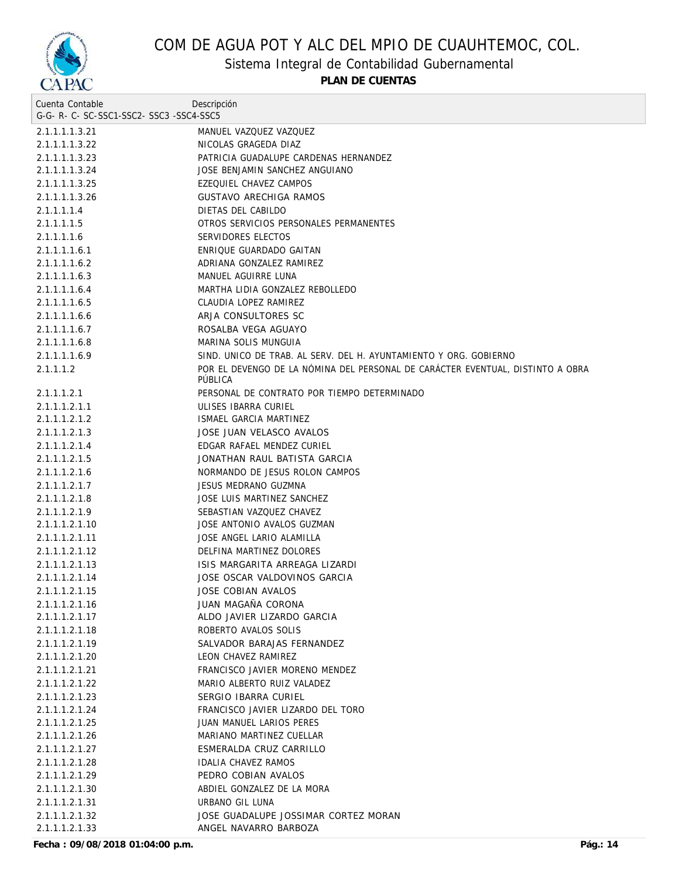# COM DE AGUA POT Y ALC DEL MPIO DE CUAUHTEMOC, COL.

## Sistema Integral de Contabilidad Gubernamental

**PLAN DE CUENTAS**

| Cuenta Contable<br>G-G- R- C- SC-SSC1-SSC2- SSC3 -SSC4-SSC5 | Descripción |
|---|---|
| 2.1.1.1.1.3.21 | MANUEL VAZQUEZ VAZQUEZ |
| 2.1.1.1.1.3.22 | NICOLAS GRAGEDA DIAZ |
| 2.1.1.1.1.3.23 | PATRICIA GUADALUPE CARDENAS HERNANDEZ |
| 2.1.1.1.1.3.24 | JOSE BENJAMIN SANCHEZ ANGUIANO |
| 2.1.1.1.1.3.25 | EZEQUIEL CHAVEZ CAMPOS |
| 2.1.1.1.1.3.26 | GUSTAVO ARECHIGA RAMOS |
| 2.1.1.1.1.4 | DIETAS DEL CABILDO |
| 2.1.1.1.1.5 | OTROS SERVICIOS PERSONALES PERMANENTES |
| 2.1.1.1.1.6 | SERVIDORES ELECTOS |
| 2.1.1.1.1.6.1 | ENRIQUE GUARDADO GAITAN |
| 2.1.1.1.1.6.2 | ADRIANA GONZALEZ RAMIREZ |
| 2.1.1.1.1.6.3 | MANUEL AGUIRRE LUNA |
| 2.1.1.1.1.6.4 | MARTHA LIDIA GONZALEZ REBOLLEDO |
| 2.1.1.1.1.6.5 | CLAUDIA LOPEZ RAMIREZ |
| 2.1.1.1.1.6.6 | ARJA CONSULTORES SC |
| 2.1.1.1.1.6.7 | ROSALBA VEGA AGUAYO |
| 2.1.1.1.1.6.8 | MARINA SOLIS MUNGUIA |
| 2.1.1.1.1.6.9 | SIND. UNICO DE TRAB. AL SERV. DEL H. AYUNTAMIENTO Y ORG. GOBIERNO |
| 2.1.1.1.2 | POR EL DEVENGO DE LA NÓMINA DEL PERSONAL DE CARÁCTER EVENTUAL, DISTINTO A OBRA PÚBLICA |
| 2.1.1.1.2.1 | PERSONAL DE CONTRATO POR TIEMPO DETERMINADO |
| 2.1.1.1.2.1.1 | ULISES IBARRA CURIEL |
| 2.1.1.1.2.1.2 | ISMAEL GARCIA MARTINEZ |
| 2.1.1.1.2.1.3 | JOSE JUAN VELASCO AVALOS |
| 2.1.1.1.2.1.4 | EDGAR RAFAEL MENDEZ CURIEL |
| 2.1.1.1.2.1.5 | JONATHAN RAUL BATISTA GARCIA |
| 2.1.1.1.2.1.6 | NORMANDO DE JESUS ROLON CAMPOS |
| 2.1.1.1.2.1.7 | JESUS MEDRANO GUZMNA |
| 2.1.1.1.2.1.8 | JOSE LUIS MARTINEZ SANCHEZ |
| 2.1.1.1.2.1.9 | SEBASTIAN VAZQUEZ CHAVEZ |
| 2.1.1.1.2.1.10 | JOSE ANTONIO AVALOS GUZMAN |
| 2.1.1.1.2.1.11 | JOSE ANGEL LARIO ALAMILLA |
| 2.1.1.1.2.1.12 | DELFINA MARTINEZ DOLORES |
| 2.1.1.1.2.1.13 | ISIS MARGARITA ARREAGA LIZARDI |
| 2.1.1.1.2.1.14 | JOSE OSCAR VALDOVINOS GARCIA |
| 2.1.1.1.2.1.15 | JOSE COBIAN AVALOS |
| 2.1.1.1.2.1.16 | JUAN MAGAÑA CORONA |
| 2.1.1.1.2.1.17 | ALDO JAVIER LIZARDO GARCIA |
| 2.1.1.1.2.1.18 | ROBERTO AVALOS SOLIS |
| 2.1.1.1.2.1.19 | SALVADOR BARAJAS FERNANDEZ |
| 2.1.1.1.2.1.20 | LEON CHAVEZ RAMIREZ |
| 2.1.1.1.2.1.21 | FRANCISCO JAVIER MORENO MENDEZ |
| 2.1.1.1.2.1.22 | MARIO ALBERTO RUIZ VALADEZ |
| 2.1.1.1.2.1.23 | SERGIO IBARRA CURIEL |
| 2.1.1.1.2.1.24 | FRANCISCO JAVIER LIZARDO DEL TORO |
| 2.1.1.1.2.1.25 | JUAN MANUEL LARIOS PERES |
| 2.1.1.1.2.1.26 | MARIANO MARTINEZ CUELLAR |
| 2.1.1.1.2.1.27 | ESMERALDA CRUZ CARRILLO |
| 2.1.1.1.2.1.28 | IDALIA CHAVEZ RAMOS |
| 2.1.1.1.2.1.29 | PEDRO COBIAN AVALOS |
| 2.1.1.1.2.1.30 | ABDIEL GONZALEZ DE LA MORA |
| 2.1.1.1.2.1.31 | URBANO GIL LUNA |
| 2.1.1.1.2.1.32 | JOSE GUADALUPE JOSSIMAR CORTEZ MORAN |
| 2.1.1.1.2.1.33 | ANGEL NAVARRO BARBOZA |

**Fecha : 09/08/2018 01:04:00 p.m.**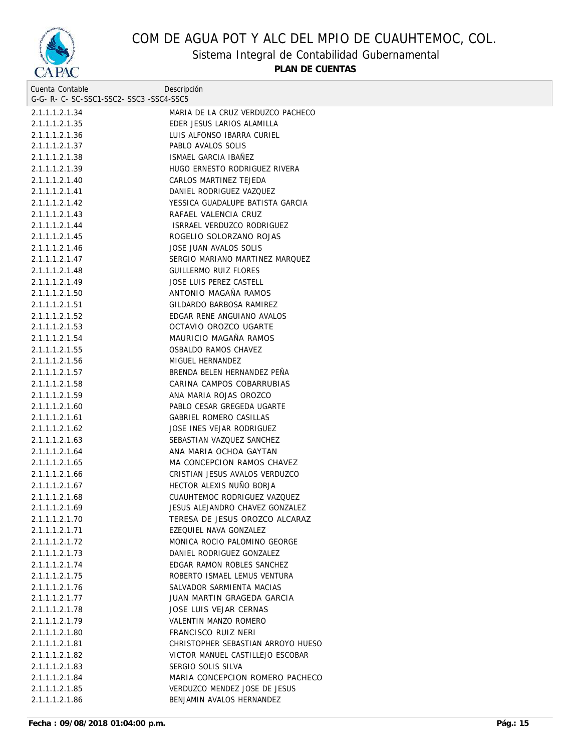# COM DE AGUA POT Y ALC DEL MPIO DE CUAUHTEMOC, COL.

## Sistema Integral de Contabilidad Gubernamental

**PLAN DE CUENTAS**

| Cuenta Contable<br>G-G- R- C- SC-SSC1-SSC2- SSC3 -SSC4-SSC5 | Descripción |
|---|---|
| 2.1.1.1.2.1.34 | MARIA DE LA CRUZ VERDUZCO PACHECO |
| 2.1.1.1.2.1.35 | EDER JESUS LARIOS ALAMILLA |
| 2.1.1.1.2.1.36 | LUIS ALFONSO IBARRA CURIEL |
| 2.1.1.1.2.1.37 | PABLO AVALOS SOLIS |
| 2.1.1.1.2.1.38 | ISMAEL GARCIA IBAÑEZ |
| 2.1.1.1.2.1.39 | HUGO ERNESTO RODRIGUEZ RIVERA |
| 2.1.1.1.2.1.40 | CARLOS MARTINEZ TEJEDA |
| 2.1.1.1.2.1.41 | DANIEL RODRIGUEZ VAZQUEZ |
| 2.1.1.1.2.1.42 | YESSICA GUADALUPE BATISTA GARCIA |
| 2.1.1.1.2.1.43 | RAFAEL VALENCIA CRUZ |
| 2.1.1.1.2.1.44 | ISRRAEL VERDUZCO RODRIGUEZ |
| 2.1.1.1.2.1.45 | ROGELIO SOLORZANO ROJAS |
| 2.1.1.1.2.1.46 | JOSE JUAN AVALOS SOLIS |
| 2.1.1.1.2.1.47 | SERGIO MARIANO MARTINEZ MARQUEZ |
| 2.1.1.1.2.1.48 | GUILLERMO RUIZ FLORES |
| 2.1.1.1.2.1.49 | JOSE LUIS PEREZ CASTELL |
| 2.1.1.1.2.1.50 | ANTONIO MAGAÑA RAMOS |
| 2.1.1.1.2.1.51 | GILDARDO BARBOSA RAMIREZ |
| 2.1.1.1.2.1.52 | EDGAR RENE ANGUIANO AVALOS |
| 2.1.1.1.2.1.53 | OCTAVIO OROZCO UGARTE |
| 2.1.1.1.2.1.54 | MAURICIO MAGAÑA RAMOS |
| 2.1.1.1.2.1.55 | OSBALDO RAMOS CHAVEZ |
| 2.1.1.1.2.1.56 | MIGUEL HERNANDEZ |
| 2.1.1.1.2.1.57 | BRENDA BELEN HERNANDEZ PEÑA |
| 2.1.1.1.2.1.58 | CARINA CAMPOS COBARRUBIAS |
| 2.1.1.1.2.1.59 | ANA MARIA ROJAS OROZCO |
| 2.1.1.1.2.1.60 | PABLO CESAR GREGEDA UGARTE |
| 2.1.1.1.2.1.61 | GABRIEL ROMERO CASILLAS |
| 2.1.1.1.2.1.62 | JOSE INES VEJAR RODRIGUEZ |
| 2.1.1.1.2.1.63 | SEBASTIAN VAZQUEZ SANCHEZ |
| 2.1.1.1.2.1.64 | ANA MARIA OCHOA GAYTAN |
| 2.1.1.1.2.1.65 | MA CONCEPCION RAMOS CHAVEZ |
| 2.1.1.1.2.1.66 | CRISTIAN JESUS AVALOS VERDUZCO |
| 2.1.1.1.2.1.67 | HECTOR ALEXIS NUÑO BORJA |
| 2.1.1.1.2.1.68 | CUAUHTEMOC RODRIGUEZ VAZQUEZ |
| 2.1.1.1.2.1.69 | JESUS ALEJANDRO CHAVEZ GONZALEZ |
| 2.1.1.1.2.1.70 | TERESA DE JESUS OROZCO ALCARAZ |
| 2.1.1.1.2.1.71 | EZEQUIEL NAVA GONZALEZ |
| 2.1.1.1.2.1.72 | MONICA ROCIO PALOMINO GEORGE |
| 2.1.1.1.2.1.73 | DANIEL RODRIGUEZ GONZALEZ |
| 2.1.1.1.2.1.74 | EDGAR RAMON ROBLES SANCHEZ |
| 2.1.1.1.2.1.75 | ROBERTO ISMAEL LEMUS VENTURA |
| 2.1.1.1.2.1.76 | SALVADOR SARMIENTA MACIAS |
| 2.1.1.1.2.1.77 | JUAN MARTIN GRAGEDA GARCIA |
| 2.1.1.1.2.1.78 | JOSE LUIS VEJAR CERNAS |
| 2.1.1.1.2.1.79 | VALENTIN MANZO ROMERO |
| 2.1.1.1.2.1.80 | FRANCISCO RUIZ NERI |
| 2.1.1.1.2.1.81 | CHRISTOPHER SEBASTIAN ARROYO HUESO |
| 2.1.1.1.2.1.82 | VICTOR MANUEL CASTILLEJO ESCOBAR |
| 2.1.1.1.2.1.83 | SERGIO SOLIS SILVA |
| 2.1.1.1.2.1.84 | MARIA CONCEPCION ROMERO PACHECO |
| 2.1.1.1.2.1.85 | VERDUZCO MENDEZ JOSE DE JESUS |
| 2.1.1.1.2.1.86 | BENJAMIN AVALOS HERNANDEZ |

**Fecha : 09/08/2018 01:04:00 p.m.**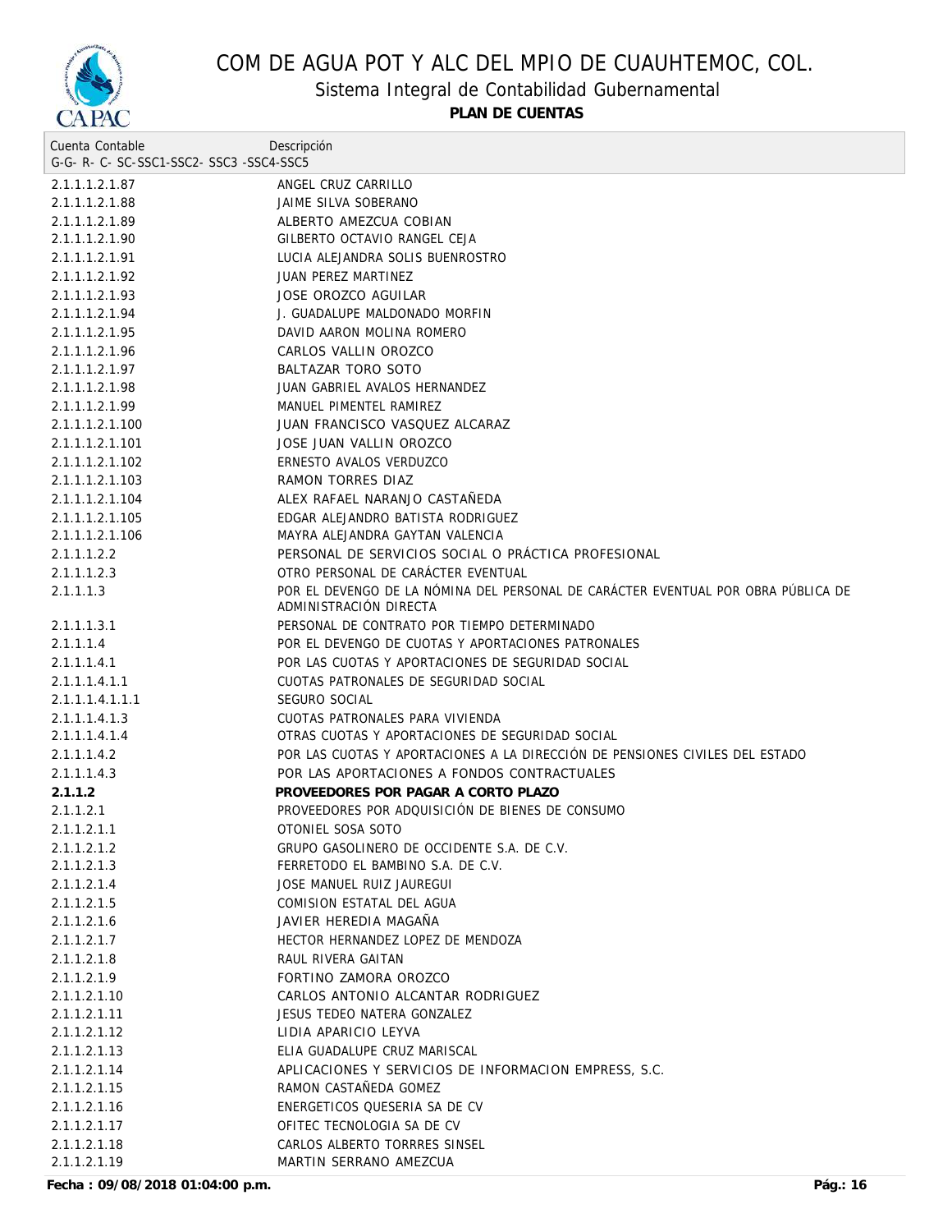# COM DE AGUA POT Y ALC DEL MPIO DE CUAUHTEMOC, COL.

## Sistema Integral de Contabilidad Gubernamental

**PLAN DE CUENTAS**

| Cuenta Contable<br>G-G- R- C- SC-SSC1-SSC2- SSC3 -SSC4-SSC5 | Descripción |
|---|---|
| 2.1.1.1.2.1.87 | ANGEL CRUZ CARRILLO |
| 2.1.1.1.2.1.88 | JAIME SILVA SOBERANO |
| 2.1.1.1.2.1.89 | ALBERTO AMEZCUA COBIAN |
| 2.1.1.1.2.1.90 | GILBERTO OCTAVIO RANGEL CEJA |
| 2.1.1.1.2.1.91 | LUCIA ALEJANDRA SOLIS BUENROSTRO |
| 2.1.1.1.2.1.92 | JUAN PEREZ MARTINEZ |
| 2.1.1.1.2.1.93 | JOSE OROZCO AGUILAR |
| 2.1.1.1.2.1.94 | J. GUADALUPE MALDONADO MORFIN |
| 2.1.1.1.2.1.95 | DAVID AARON MOLINA ROMERO |
| 2.1.1.1.2.1.96 | CARLOS VALLIN OROZCO |
| 2.1.1.1.2.1.97 | BALTAZAR TORO SOTO |
| 2.1.1.1.2.1.98 | JUAN GABRIEL AVALOS HERNANDEZ |
| 2.1.1.1.2.1.99 | MANUEL PIMENTEL RAMIREZ |
| 2.1.1.1.2.1.100 | JUAN FRANCISCO VASQUEZ ALCARAZ |
| 2.1.1.1.2.1.101 | JOSE JUAN VALLIN OROZCO |
| 2.1.1.1.2.1.102 | ERNESTO AVALOS VERDUZCO |
| 2.1.1.1.2.1.103 | RAMON TORRES DIAZ |
| 2.1.1.1.2.1.104 | ALEX RAFAEL NARANJO CASTAÑEDA |
| 2.1.1.1.2.1.105 | EDGAR ALEJANDRO BATISTA RODRIGUEZ |
| 2.1.1.1.2.1.106 | MAYRA ALEJANDRA GAYTAN VALENCIA |
| 2.1.1.1.2.2 | PERSONAL DE SERVICIOS SOCIAL O PRÁCTICA PROFESIONAL |
| 2.1.1.1.2.3 | OTRO PERSONAL DE CARÁCTER EVENTUAL |
| 2.1.1.1.3 | POR EL DEVENGO DE LA NÓMINA DEL PERSONAL DE CARÁCTER EVENTUAL POR OBRA PÚBLICA DE ADMINISTRACIÓN DIRECTA |
| 2.1.1.1.3.1 | PERSONAL DE CONTRATO POR TIEMPO DETERMINADO |
| 2.1.1.1.4 | POR EL DEVENGO DE CUOTAS Y APORTACIONES PATRONALES |
| 2.1.1.1.4.1 | POR LAS CUOTAS Y APORTACIONES DE SEGURIDAD SOCIAL |
| 2.1.1.1.4.1.1 | CUOTAS PATRONALES DE SEGURIDAD SOCIAL |
| 2.1.1.1.4.1.1.1 | SEGURO SOCIAL |
| 2.1.1.1.4.1.3 | CUOTAS PATRONALES PARA VIVIENDA |
| 2.1.1.1.4.1.4 | OTRAS CUOTAS Y APORTACIONES DE SEGURIDAD SOCIAL |
| 2.1.1.1.4.2 | POR LAS CUOTAS Y APORTACIONES A LA DIRECCIÓN DE PENSIONES CIVILES DEL ESTADO |
| 2.1.1.1.4.3 | POR LAS APORTACIONES A FONDOS CONTRACTUALES |
| **2.1.1.2** | **PROVEEDORES POR PAGAR A CORTO PLAZO** |
| 2.1.1.2.1 | PROVEEDORES POR ADQUISICIÓN DE BIENES DE CONSUMO |
| 2.1.1.2.1.1 | OTONIEL SOSA SOTO |
| 2.1.1.2.1.2 | GRUPO GASOLINERO DE OCCIDENTE S.A. DE C.V. |
| 2.1.1.2.1.3 | FERRETODO EL BAMBINO S.A. DE C.V. |
| 2.1.1.2.1.4 | JOSE MANUEL RUIZ JAUREGUI |
| 2.1.1.2.1.5 | COMISION ESTATAL DEL AGUA |
| 2.1.1.2.1.6 | JAVIER HEREDIA MAGAÑA |
| 2.1.1.2.1.7 | HECTOR HERNANDEZ LOPEZ DE MENDOZA |
| 2.1.1.2.1.8 | RAUL RIVERA GAITAN |
| 2.1.1.2.1.9 | FORTINO ZAMORA OROZCO |
| 2.1.1.2.1.10 | CARLOS ANTONIO ALCANTAR RODRIGUEZ |
| 2.1.1.2.1.11 | JESUS TEDEO NATERA GONZALEZ |
| 2.1.1.2.1.12 | LIDIA APARICIO LEYVA |
| 2.1.1.2.1.13 | ELIA GUADALUPE CRUZ MARISCAL |
| 2.1.1.2.1.14 | APLICACIONES Y SERVICIOS DE INFORMACION EMPRESS, S.C. |
| 2.1.1.2.1.15 | RAMON CASTAÑEDA GOMEZ |
| 2.1.1.2.1.16 | ENERGETICOS QUESERIA SA DE CV |
| 2.1.1.2.1.17 | OFITEC TECNOLOGIA SA DE CV |
| 2.1.1.2.1.18 | CARLOS ALBERTO TORRRES SINSEL |
| 2.1.1.2.1.19 | MARTIN SERRANO AMEZCUA |

**Fecha : 09/08/2018 01:04:00 p.m.**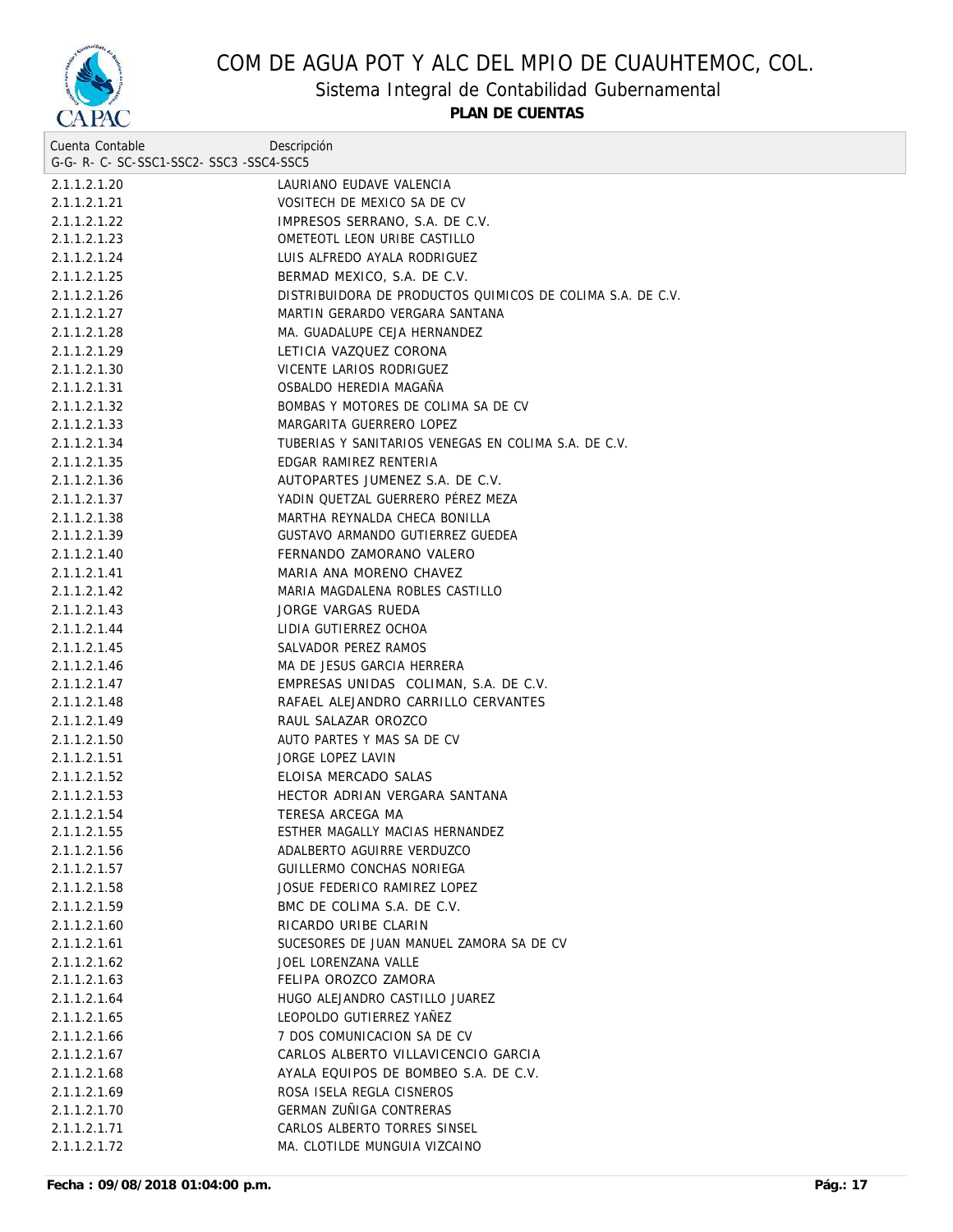# COM DE AGUA POT Y ALC DEL MPIO DE CUAUHTEMOC, COL.

## Sistema Integral de Contabilidad Gubernamental

**PLAN DE CUENTAS**

| Cuenta Contable<br>G-G- R- C- SC-SSC1-SSC2- SSC3 -SSC4-SSC5 | Descripción |
|---|---|
| 2.1.1.2.1.20 | LAURIANO EUDAVE VALENCIA |
| 2.1.1.2.1.21 | VOSITECH DE MEXICO SA DE CV |
| 2.1.1.2.1.22 | IMPRESOS SERRANO, S.A. DE C.V. |
| 2.1.1.2.1.23 | OMETEOTL LEON URIBE CASTILLO |
| 2.1.1.2.1.24 | LUIS ALFREDO AYALA RODRIGUEZ |
| 2.1.1.2.1.25 | BERMAD MEXICO, S.A. DE C.V. |
| 2.1.1.2.1.26 | DISTRIBUIDORA DE PRODUCTOS QUIMICOS DE COLIMA S.A. DE C.V. |
| 2.1.1.2.1.27 | MARTIN GERARDO VERGARA SANTANA |
| 2.1.1.2.1.28 | MA. GUADALUPE CEJA HERNANDEZ |
| 2.1.1.2.1.29 | LETICIA VAZQUEZ CORONA |
| 2.1.1.2.1.30 | VICENTE LARIOS RODRIGUEZ |
| 2.1.1.2.1.31 | OSBALDO HEREDIA MAGAÑA |
| 2.1.1.2.1.32 | BOMBAS Y MOTORES DE COLIMA SA DE CV |
| 2.1.1.2.1.33 | MARGARITA GUERRERO LOPEZ |
| 2.1.1.2.1.34 | TUBERIAS Y SANITARIOS VENEGAS EN COLIMA S.A. DE C.V. |
| 2.1.1.2.1.35 | EDGAR RAMIREZ RENTERIA |
| 2.1.1.2.1.36 | AUTOPARTES JUMENEZ S.A. DE C.V. |
| 2.1.1.2.1.37 | YADIN QUETZAL GUERRERO PÉREZ MEZA |
| 2.1.1.2.1.38 | MARTHA REYNALDA CHECA BONILLA |
| 2.1.1.2.1.39 | GUSTAVO ARMANDO GUTIERREZ GUEDEA |
| 2.1.1.2.1.40 | FERNANDO ZAMORANO VALERO |
| 2.1.1.2.1.41 | MARIA ANA MORENO CHAVEZ |
| 2.1.1.2.1.42 | MARIA MAGDALENA ROBLES CASTILLO |
| 2.1.1.2.1.43 | JORGE VARGAS RUEDA |
| 2.1.1.2.1.44 | LIDIA GUTIERREZ OCHOA |
| 2.1.1.2.1.45 | SALVADOR PEREZ RAMOS |
| 2.1.1.2.1.46 | MA DE JESUS GARCIA HERRERA |
| 2.1.1.2.1.47 | EMPRESAS UNIDAS COLIMAN, S.A. DE C.V. |
| 2.1.1.2.1.48 | RAFAEL ALEJANDRO CARRILLO CERVANTES |
| 2.1.1.2.1.49 | RAUL SALAZAR OROZCO |
| 2.1.1.2.1.50 | AUTO PARTES Y MAS SA DE CV |
| 2.1.1.2.1.51 | JORGE LOPEZ LAVIN |
| 2.1.1.2.1.52 | ELOISA MERCADO SALAS |
| 2.1.1.2.1.53 | HECTOR ADRIAN VERGARA SANTANA |
| 2.1.1.2.1.54 | TERESA ARCEGA MA |
| 2.1.1.2.1.55 | ESTHER MAGALLY MACIAS HERNANDEZ |
| 2.1.1.2.1.56 | ADALBERTO AGUIRRE VERDUZCO |
| 2.1.1.2.1.57 | GUILLERMO CONCHAS NORIEGA |
| 2.1.1.2.1.58 | JOSUE FEDERICO RAMIREZ LOPEZ |
| 2.1.1.2.1.59 | BMC DE COLIMA S.A. DE C.V. |
| 2.1.1.2.1.60 | RICARDO URIBE CLARIN |
| 2.1.1.2.1.61 | SUCESORES DE JUAN MANUEL ZAMORA SA DE CV |
| 2.1.1.2.1.62 | JOEL LORENZANA VALLE |
| 2.1.1.2.1.63 | FELIPA OROZCO ZAMORA |
| 2.1.1.2.1.64 | HUGO ALEJANDRO CASTILLO JUAREZ |
| 2.1.1.2.1.65 | LEOPOLDO GUTIERREZ YAÑEZ |
| 2.1.1.2.1.66 | 7 DOS COMUNICACION SA DE CV |
| 2.1.1.2.1.67 | CARLOS ALBERTO VILLAVICENCIO GARCIA |
| 2.1.1.2.1.68 | AYALA EQUIPOS DE BOMBEO S.A. DE C.V. |
| 2.1.1.2.1.69 | ROSA ISELA REGLA CISNEROS |
| 2.1.1.2.1.70 | GERMAN ZUÑIGA CONTRERAS |
| 2.1.1.2.1.71 | CARLOS ALBERTO TORRES SINSEL |
| 2.1.1.2.1.72 | MA. CLOTILDE MUNGUIA VIZCAINO |

**Fecha : 09/08/2018 01:04:00 p.m.**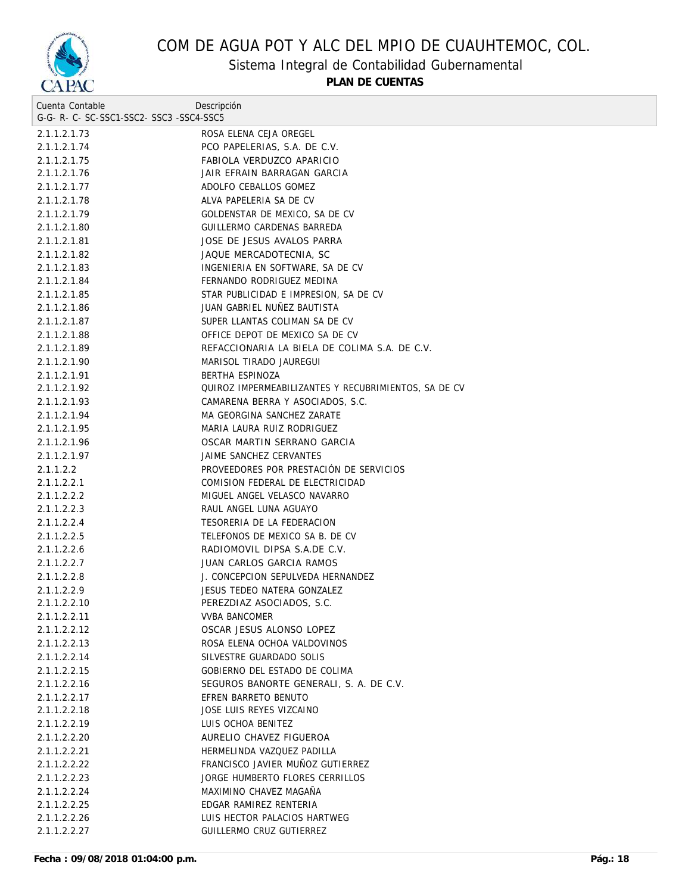# COM DE AGUA POT Y ALC DEL MPIO DE CUAUHTEMOC, COL.

## Sistema Integral de Contabilidad Gubernamental

**PLAN DE CUENTAS**

| Cuenta Contable<br>G-G- R- C- SC-SSC1-SSC2- SSC3 -SSC4-SSC5 | Descripción |
|---|---|
| 2.1.1.2.1.73 | ROSA ELENA CEJA OREGEL |
| 2.1.1.2.1.74 | PCO PAPELERIAS, S.A. DE C.V. |
| 2.1.1.2.1.75 | FABIOLA VERDUZCO APARICIO |
| 2.1.1.2.1.76 | JAIR EFRAIN BARRAGAN GARCIA |
| 2.1.1.2.1.77 | ADOLFO CEBALLOS GOMEZ |
| 2.1.1.2.1.78 | ALVA PAPELERIA SA DE CV |
| 2.1.1.2.1.79 | GOLDENSTAR DE MEXICO, SA DE CV |
| 2.1.1.2.1.80 | GUILLERMO CARDENAS BARREDA |
| 2.1.1.2.1.81 | JOSE DE JESUS AVALOS PARRA |
| 2.1.1.2.1.82 | JAQUE MERCADOTECNIA, SC |
| 2.1.1.2.1.83 | INGENIERIA EN SOFTWARE, SA DE CV |
| 2.1.1.2.1.84 | FERNANDO RODRIGUEZ MEDINA |
| 2.1.1.2.1.85 | STAR PUBLICIDAD E IMPRESION, SA DE CV |
| 2.1.1.2.1.86 | JUAN GABRIEL NUÑEZ BAUTISTA |
| 2.1.1.2.1.87 | SUPER LLANTAS COLIMAN SA DE CV |
| 2.1.1.2.1.88 | OFFICE DEPOT DE MEXICO SA DE CV |
| 2.1.1.2.1.89 | REFACCIONARIA LA BIELA DE COLIMA S.A. DE C.V. |
| 2.1.1.2.1.90 | MARISOL TIRADO JAUREGUI |
| 2.1.1.2.1.91 | BERTHA ESPINOZA |
| 2.1.1.2.1.92 | QUIROZ IMPERMEABILIZANTES Y RECUBRIMIENTOS, SA DE CV |
| 2.1.1.2.1.93 | CAMARENA BERRA Y ASOCIADOS, S.C. |
| 2.1.1.2.1.94 | MA GEORGINA SANCHEZ ZARATE |
| 2.1.1.2.1.95 | MARIA LAURA RUIZ RODRIGUEZ |
| 2.1.1.2.1.96 | OSCAR MARTIN SERRANO GARCIA |
| 2.1.1.2.1.97 | JAIME SANCHEZ CERVANTES |
| 2.1.1.2.2 | PROVEEDORES POR PRESTACIÓN DE SERVICIOS |
| 2.1.1.2.2.1 | COMISION FEDERAL DE ELECTRICIDAD |
| 2.1.1.2.2.2 | MIGUEL ANGEL VELASCO NAVARRO |
| 2.1.1.2.2.3 | RAUL ANGEL LUNA AGUAYO |
| 2.1.1.2.2.4 | TESORERIA DE LA FEDERACION |
| 2.1.1.2.2.5 | TELEFONOS DE MEXICO SA B. DE CV |
| 2.1.1.2.2.6 | RADIOMOVIL DIPSA S.A.DE C.V. |
| 2.1.1.2.2.7 | JUAN CARLOS GARCIA RAMOS |
| 2.1.1.2.2.8 | J. CONCEPCION SEPULVEDA HERNANDEZ |
| 2.1.1.2.2.9 | JESUS TEDEO NATERA GONZALEZ |
| 2.1.1.2.2.10 | PEREZDIAZ ASOCIADOS, S.C. |
| 2.1.1.2.2.11 | VVBA BANCOMER |
| 2.1.1.2.2.12 | OSCAR JESUS ALONSO LOPEZ |
| 2.1.1.2.2.13 | ROSA ELENA OCHOA VALDOVINOS |
| 2.1.1.2.2.14 | SILVESTRE GUARDADO SOLIS |
| 2.1.1.2.2.15 | GOBIERNO DEL ESTADO DE COLIMA |
| 2.1.1.2.2.16 | SEGUROS BANORTE GENERALI, S. A. DE C.V. |
| 2.1.1.2.2.17 | EFREN BARRETO BENUTO |
| 2.1.1.2.2.18 | JOSE LUIS REYES VIZCAINO |
| 2.1.1.2.2.19 | LUIS OCHOA BENITEZ |
| 2.1.1.2.2.20 | AURELIO CHAVEZ FIGUEROA |
| 2.1.1.2.2.21 | HERMELINDA VAZQUEZ PADILLA |
| 2.1.1.2.2.22 | FRANCISCO JAVIER MUÑOZ GUTIERREZ |
| 2.1.1.2.2.23 | JORGE HUMBERTO FLORES CERRILLOS |
| 2.1.1.2.2.24 | MAXIMINO CHAVEZ MAGAÑA |
| 2.1.1.2.2.25 | EDGAR RAMIREZ RENTERIA |
| 2.1.1.2.2.26 | LUIS HECTOR PALACIOS HARTWEG |
| 2.1.1.2.2.27 | GUILLERMO CRUZ GUTIERREZ |

**Fecha : 09/08/2018 01:04:00 p.m.**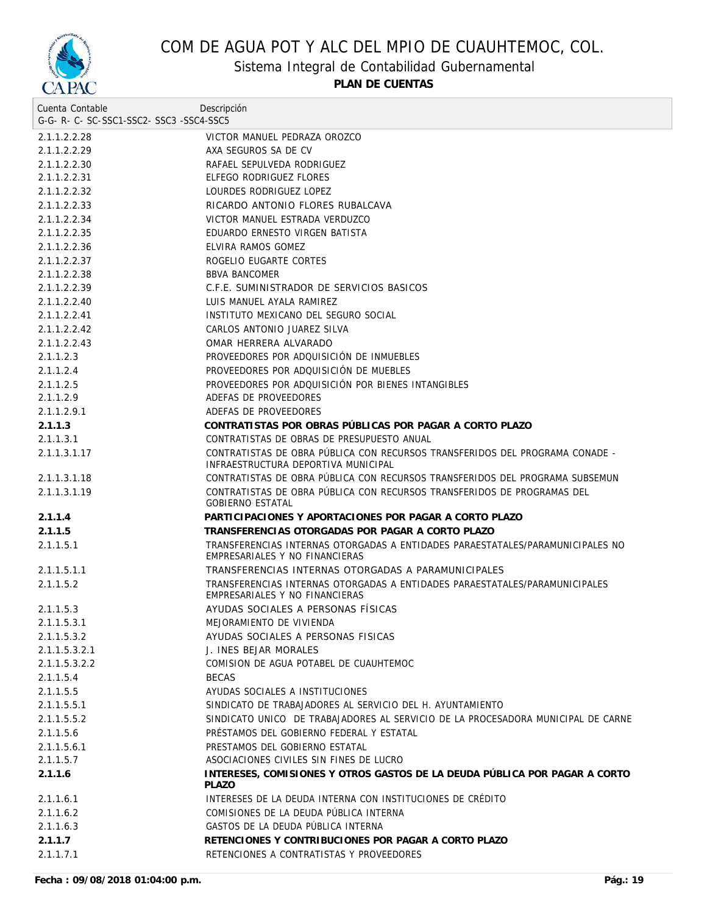# COM DE AGUA POT Y ALC DEL MPIO DE CUAUHTEMOC, COL.

## Sistema Integral de Contabilidad Gubernamental

**PLAN DE CUENTAS**

| Cuenta Contable<br>G-G- R- C- SC-SSC1-SSC2- SSC3 -SSC4-SSC5 | Descripción |
|---|---|
| 2.1.1.2.2.28 | VICTOR MANUEL PEDRAZA OROZCO |
| 2.1.1.2.2.29 | AXA SEGUROS SA DE CV |
| 2.1.1.2.2.30 | RAFAEL SEPULVEDA RODRIGUEZ |
| 2.1.1.2.2.31 | ELFEGO RODRIGUEZ FLORES |
| 2.1.1.2.2.32 | LOURDES RODRIGUEZ LOPEZ |
| 2.1.1.2.2.33 | RICARDO ANTONIO FLORES RUBALCAVA |
| 2.1.1.2.2.34 | VICTOR MANUEL ESTRADA VERDUZCO |
| 2.1.1.2.2.35 | EDUARDO ERNESTO VIRGEN BATISTA |
| 2.1.1.2.2.36 | ELVIRA RAMOS GOMEZ |
| 2.1.1.2.2.37 | ROGELIO EUGARTE CORTES |
| 2.1.1.2.2.38 | BBVA BANCOMER |
| 2.1.1.2.2.39 | C.F.E. SUMINISTRADOR DE SERVICIOS BASICOS |
| 2.1.1.2.2.40 | LUIS MANUEL AYALA RAMIREZ |
| 2.1.1.2.2.41 | INSTITUTO MEXICANO DEL SEGURO SOCIAL |
| 2.1.1.2.2.42 | CARLOS ANTONIO JUAREZ SILVA |
| 2.1.1.2.2.43 | OMAR HERRERA ALVARADO |
| 2.1.1.2.3 | PROVEEDORES POR ADQUISICIÓN DE INMUEBLES |
| 2.1.1.2.4 | PROVEEDORES POR ADQUISICIÓN DE MUEBLES |
| 2.1.1.2.5 | PROVEEDORES POR ADQUISICIÓN POR BIENES INTANGIBLES |
| 2.1.1.2.9 | ADEFAS DE PROVEEDORES |
| 2.1.1.2.9.1 | ADEFAS DE PROVEEDORES |
| **2.1.1.3** | **CONTRATISTAS POR OBRAS PÚBLICAS POR PAGAR A CORTO PLAZO** |
| 2.1.1.3.1 | CONTRATISTAS DE OBRAS DE PRESUPUESTO ANUAL |
| 2.1.1.3.1.17 | CONTRATISTAS DE OBRA PÚBLICA CON RECURSOS TRANSFERIDOS DEL PROGRAMA CONADE - INFRAESTRUCTURA DEPORTIVA MUNICIPAL |
| 2.1.1.3.1.18 | CONTRATISTAS DE OBRA PÚBLICA CON RECURSOS TRANSFERIDOS DEL PROGRAMA SUBSEMUN |
| 2.1.1.3.1.19 | CONTRATISTAS DE OBRA PÚBLICA CON RECURSOS TRANSFERIDOS DE PROGRAMAS DEL GOBIERNO ESTATAL |
| **2.1.1.4** | **PARTICIPACIONES Y APORTACIONES POR PAGAR A CORTO PLAZO** |
| **2.1.1.5** | **TRANSFERENCIAS OTORGADAS POR PAGAR A CORTO PLAZO** |
| 2.1.1.5.1 | TRANSFERENCIAS INTERNAS OTORGADAS A ENTIDADES PARAESTATALES/PARAMUNICIPALES NO EMPRESARIALES Y NO FINANCIERAS |
| 2.1.1.5.1.1 | TRANSFERENCIAS INTERNAS OTORGADAS A PARAMUNICIPALES |
| 2.1.1.5.2 | TRANSFERENCIAS INTERNAS OTORGADAS A ENTIDADES PARAESTATALES/PARAMUNICIPALES EMPRESARIALES Y NO FINANCIERAS |
| 2.1.1.5.3 | AYUDAS SOCIALES A PERSONAS FÍSICAS |
| 2.1.1.5.3.1 | MEJORAMIENTO DE VIVIENDA |
| 2.1.1.5.3.2 | AYUDAS SOCIALES A PERSONAS FISICAS |
| 2.1.1.5.3.2.1 | J. INES BEJAR MORALES |
| 2.1.1.5.3.2.2 | COMISION DE AGUA POTABEL DE CUAUHTEMOC |
| 2.1.1.5.4 | BECAS |
| 2.1.1.5.5 | AYUDAS SOCIALES A INSTITUCIONES |
| 2.1.1.5.5.1 | SINDICATO DE TRABAJADORES AL SERVICIO DEL H. AYUNTAMIENTO |
| 2.1.1.5.5.2 | SINDICATO UNICO DE TRABAJADORES AL SERVICIO DE LA PROCESADORA MUNICIPAL DE CARNE |
| 2.1.1.5.6 | PRÉSTAMOS DEL GOBIERNO FEDERAL Y ESTATAL |
| 2.1.1.5.6.1 | PRESTAMOS DEL GOBIERNO ESTATAL |
| 2.1.1.5.7 | ASOCIACIONES CIVILES SIN FINES DE LUCRO |
| **2.1.1.6** | **INTERESES, COMISIONES Y OTROS GASTOS DE LA DEUDA PÚBLICA POR PAGAR A CORTO PLAZO** |
| 2.1.1.6.1 | INTERESES DE LA DEUDA INTERNA CON INSTITUCIONES DE CRÉDITO |
| 2.1.1.6.2 | COMISIONES DE LA DEUDA PÚBLICA INTERNA |
| 2.1.1.6.3 | GASTOS DE LA DEUDA PÚBLICA INTERNA |
| **2.1.1.7** | **RETENCIONES Y CONTRIBUCIONES POR PAGAR A CORTO PLAZO** |
| 2.1.1.7.1 | RETENCIONES A CONTRATISTAS Y PROVEEDORES |

**Fecha : 09/08/2018 01:04:00 p.m.**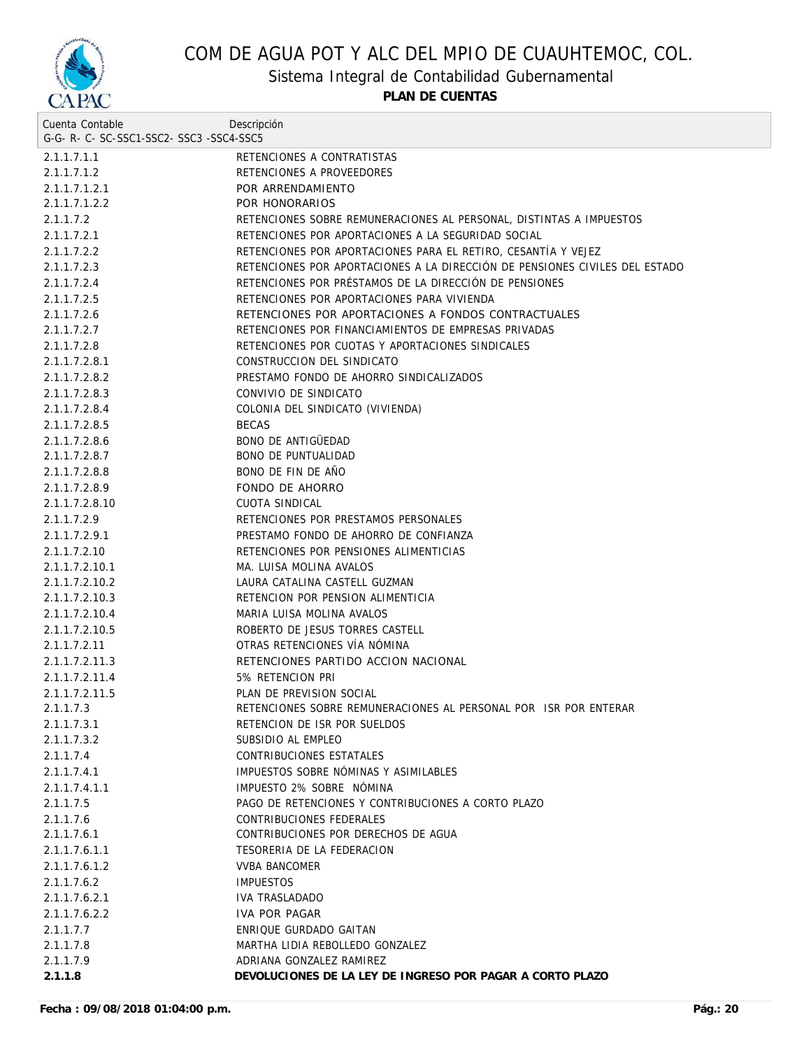# COM DE AGUA POT Y ALC DEL MPIO DE CUAUHTEMOC, COL.

## Sistema Integral de Contabilidad Gubernamental

**PLAN DE CUENTAS**

| Cuenta Contable<br>G-G- R- C- SC-SSC1-SSC2- SSC3 -SSC4-SSC5 | Descripción |
|---|---|
| 2.1.1.7.1.1 | RETENCIONES A CONTRATISTAS |
| 2.1.1.7.1.2 | RETENCIONES A PROVEEDORES |
| 2.1.1.7.1.2.1 | POR ARRENDAMIENTO |
| 2.1.1.7.1.2.2 | POR HONORARIOS |
| 2.1.1.7.2 | RETENCIONES SOBRE REMUNERACIONES AL PERSONAL, DISTINTAS A IMPUESTOS |
| 2.1.1.7.2.1 | RETENCIONES POR APORTACIONES A LA SEGURIDAD SOCIAL |
| 2.1.1.7.2.2 | RETENCIONES POR APORTACIONES PARA EL RETIRO, CESANTÍA Y VEJEZ |
| 2.1.1.7.2.3 | RETENCIONES POR APORTACIONES A LA DIRECCIÓN DE PENSIONES CIVILES DEL ESTADO |
| 2.1.1.7.2.4 | RETENCIONES POR PRÉSTAMOS DE LA DIRECCIÓN DE PENSIONES |
| 2.1.1.7.2.5 | RETENCIONES POR APORTACIONES PARA VIVIENDA |
| 2.1.1.7.2.6 | RETENCIONES POR APORTACIONES A FONDOS CONTRACTUALES |
| 2.1.1.7.2.7 | RETENCIONES POR FINANCIAMIENTOS DE EMPRESAS PRIVADAS |
| 2.1.1.7.2.8 | RETENCIONES POR CUOTAS Y APORTACIONES SINDICALES |
| 2.1.1.7.2.8.1 | CONSTRUCCION DEL SINDICATO |
| 2.1.1.7.2.8.2 | PRESTAMO FONDO DE AHORRO SINDICALIZADOS |
| 2.1.1.7.2.8.3 | CONVIVIO DE SINDICATO |
| 2.1.1.7.2.8.4 | COLONIA DEL SINDICATO (VIVIENDA) |
| 2.1.1.7.2.8.5 | BECAS |
| 2.1.1.7.2.8.6 | BONO DE ANTIGÜEDAD |
| 2.1.1.7.2.8.7 | BONO DE PUNTUALIDAD |
| 2.1.1.7.2.8.8 | BONO DE FIN DE AÑO |
| 2.1.1.7.2.8.9 | FONDO DE AHORRO |
| 2.1.1.7.2.8.10 | CUOTA SINDICAL |
| 2.1.1.7.2.9 | RETENCIONES POR PRESTAMOS PERSONALES |
| 2.1.1.7.2.9.1 | PRESTAMO FONDO DE AHORRO DE CONFIANZA |
| 2.1.1.7.2.10 | RETENCIONES POR PENSIONES ALIMENTICIAS |
| 2.1.1.7.2.10.1 | MA. LUISA MOLINA AVALOS |
| 2.1.1.7.2.10.2 | LAURA CATALINA CASTELL GUZMAN |
| 2.1.1.7.2.10.3 | RETENCION POR PENSION ALIMENTICIA |
| 2.1.1.7.2.10.4 | MARIA LUISA MOLINA AVALOS |
| 2.1.1.7.2.10.5 | ROBERTO DE JESUS TORRES CASTELL |
| 2.1.1.7.2.11 | OTRAS RETENCIONES VÍA NÓMINA |
| 2.1.1.7.2.11.3 | RETENCIONES PARTIDO ACCION NACIONAL |
| 2.1.1.7.2.11.4 | 5% RETENCION PRI |
| 2.1.1.7.2.11.5 | PLAN DE PREVISION SOCIAL |
| 2.1.1.7.3 | RETENCIONES SOBRE REMUNERACIONES AL PERSONAL POR ISR POR ENTERAR |
| 2.1.1.7.3.1 | RETENCION DE ISR POR SUELDOS |
| 2.1.1.7.3.2 | SUBSIDIO AL EMPLEO |
| 2.1.1.7.4 | CONTRIBUCIONES ESTATALES |
| 2.1.1.7.4.1 | IMPUESTOS SOBRE NÓMINAS Y ASIMILABLES |
| 2.1.1.7.4.1.1 | IMPUESTO 2% SOBRE NÓMINA |
| 2.1.1.7.5 | PAGO DE RETENCIONES Y CONTRIBUCIONES A CORTO PLAZO |
| 2.1.1.7.6 | CONTRIBUCIONES FEDERALES |
| 2.1.1.7.6.1 | CONTRIBUCIONES POR DERECHOS DE AGUA |
| 2.1.1.7.6.1.1 | TESORERIA DE LA FEDERACION |
| 2.1.1.7.6.1.2 | VVBA BANCOMER |
| 2.1.1.7.6.2 | IMPUESTOS |
| 2.1.1.7.6.2.1 | IVA TRASLADADO |
| 2.1.1.7.6.2.2 | IVA POR PAGAR |
| 2.1.1.7.7 | ENRIQUE GURDADO GAITAN |
| 2.1.1.7.8 | MARTHA LIDIA REBOLLEDO GONZALEZ |
| 2.1.1.7.9 | ADRIANA GONZALEZ RAMIREZ |
| **2.1.1.8** | **DEVOLUCIONES DE LA LEY DE INGRESO POR PAGAR A CORTO PLAZO** |

**Fecha : 09/08/2018 01:04:00 p.m.**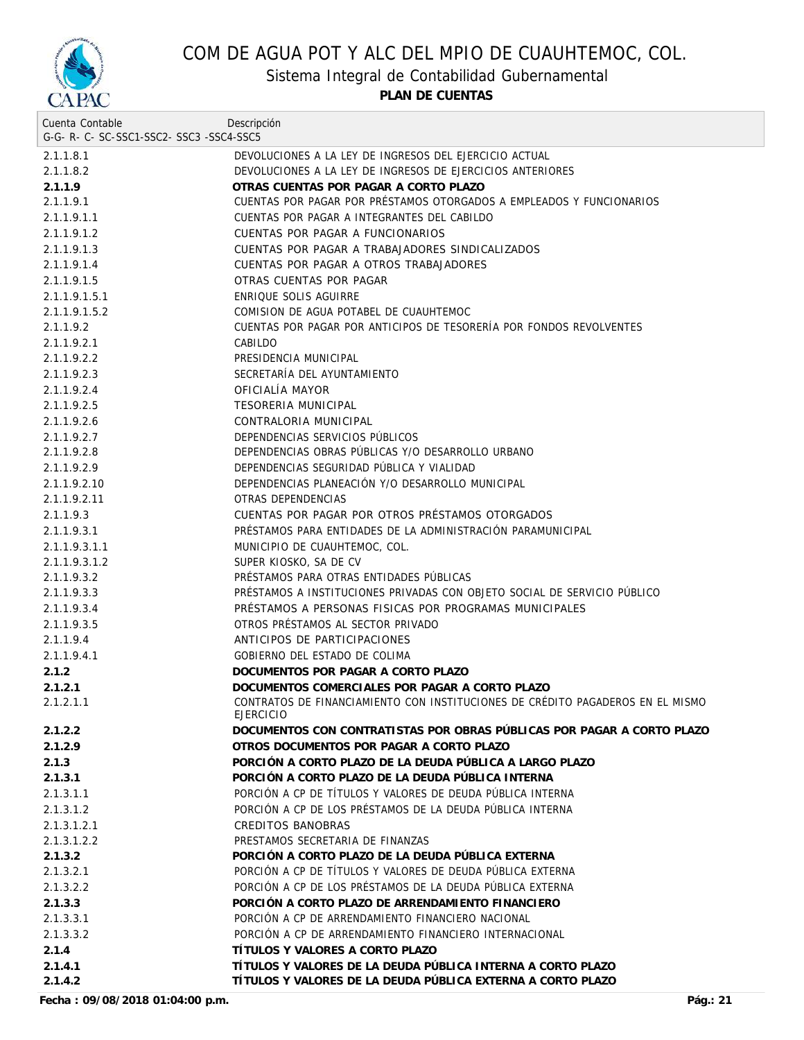# COM DE AGUA POT Y ALC DEL MPIO DE CUAUHTEMOC, COL.

## Sistema Integral de Contabilidad Gubernamental

### PLAN DE CUENTAS

| Cuenta Contable<br>G-G- R- C- SC-SSC1-SSC2- SSC3 -SSC4-SSC5 | Descripción |
|---|---|
| 2.1.1.8.1 | DEVOLUCIONES A LA LEY DE INGRESOS DEL EJERCICIO ACTUAL |
| 2.1.1.8.2 | DEVOLUCIONES A LA LEY DE INGRESOS DE EJERCICIOS ANTERIORES |
| **2.1.1.9** | **OTRAS CUENTAS POR PAGAR A CORTO PLAZO** |
| 2.1.1.9.1 | CUENTAS POR PAGAR POR PRÉSTAMOS OTORGADOS A EMPLEADOS Y FUNCIONARIOS |
| 2.1.1.9.1.1 | CUENTAS POR PAGAR A INTEGRANTES DEL CABILDO |
| 2.1.1.9.1.2 | CUENTAS POR PAGAR A FUNCIONARIOS |
| 2.1.1.9.1.3 | CUENTAS POR PAGAR A TRABAJADORES SINDICALIZADOS |
| 2.1.1.9.1.4 | CUENTAS POR PAGAR A OTROS TRABAJADORES |
| 2.1.1.9.1.5 | OTRAS CUENTAS POR PAGAR |
| 2.1.1.9.1.5.1 | ENRIQUE SOLIS AGUIRRE |
| 2.1.1.9.1.5.2 | COMISION DE AGUA POTABEL DE CUAUHTEMOC |
| 2.1.1.9.2 | CUENTAS POR PAGAR POR ANTICIPOS DE TESORERÍA POR FONDOS REVOLVENTES |
| 2.1.1.9.2.1 | CABILDO |
| 2.1.1.9.2.2 | PRESIDENCIA MUNICIPAL |
| 2.1.1.9.2.3 | SECRETARÍA DEL AYUNTAMIENTO |
| 2.1.1.9.2.4 | OFICIALÍA MAYOR |
| 2.1.1.9.2.5 | TESORERIA MUNICIPAL |
| 2.1.1.9.2.6 | CONTRALORIA MUNICIPAL |
| 2.1.1.9.2.7 | DEPENDENCIAS SERVICIOS PÚBLICOS |
| 2.1.1.9.2.8 | DEPENDENCIAS OBRAS PÚBLICAS Y/O DESARROLLO URBANO |
| 2.1.1.9.2.9 | DEPENDENCIAS SEGURIDAD PÚBLICA Y VIALIDAD |
| 2.1.1.9.2.10 | DEPENDENCIAS PLANEACIÓN Y/O DESARROLLO MUNICIPAL |
| 2.1.1.9.2.11 | OTRAS DEPENDENCIAS |
| 2.1.1.9.3 | CUENTAS POR PAGAR POR OTROS PRÉSTAMOS OTORGADOS |
| 2.1.1.9.3.1 | PRÉSTAMOS PARA ENTIDADES DE LA ADMINISTRACIÓN PARAMUNICIPAL |
| 2.1.1.9.3.1.1 | MUNICIPIO DE CUAUHTEMOC, COL. |
| 2.1.1.9.3.1.2 | SUPER KIOSKO, SA DE CV |
| 2.1.1.9.3.2 | PRÉSTAMOS PARA OTRAS ENTIDADES PÚBLICAS |
| 2.1.1.9.3.3 | PRÉSTAMOS A INSTITUCIONES PRIVADAS CON OBJETO SOCIAL DE SERVICIO PÚBLICO |
| 2.1.1.9.3.4 | PRÉSTAMOS A PERSONAS FISICAS POR PROGRAMAS MUNICIPALES |
| 2.1.1.9.3.5 | OTROS PRÉSTAMOS AL SECTOR PRIVADO |
| 2.1.1.9.4 | ANTICIPOS DE PARTICIPACIONES |
| 2.1.1.9.4.1 | GOBIERNO DEL ESTADO DE COLIMA |
| **2.1.2** | **DOCUMENTOS POR PAGAR A CORTO PLAZO** |
| **2.1.2.1** | **DOCUMENTOS COMERCIALES POR PAGAR A CORTO PLAZO** |
| 2.1.2.1.1 | CONTRATOS DE FINANCIAMIENTO CON INSTITUCIONES DE CRÉDITO PAGADEROS EN EL MISMO EJERCICIO |
| **2.1.2.2** | **DOCUMENTOS CON CONTRATISTAS POR OBRAS PÚBLICAS POR PAGAR A CORTO PLAZO** |
| **2.1.2.9** | **OTROS DOCUMENTOS POR PAGAR A CORTO PLAZO** |
| **2.1.3** | **PORCIÓN A CORTO PLAZO DE LA DEUDA PÚBLICA A LARGO PLAZO** |
| **2.1.3.1** | **PORCIÓN A CORTO PLAZO DE LA DEUDA PÚBLICA INTERNA** |
| 2.1.3.1.1 | PORCIÓN A CP DE TÍTULOS Y VALORES DE DEUDA PÚBLICA INTERNA |
| 2.1.3.1.2 | PORCIÓN A CP DE LOS PRÉSTAMOS DE LA DEUDA PÚBLICA INTERNA |
| 2.1.3.1.2.1 | CREDITOS BANOBRAS |
| 2.1.3.1.2.2 | PRESTAMOS SECRETARIA DE FINANZAS |
| **2.1.3.2** | **PORCIÓN A CORTO PLAZO DE LA DEUDA PÚBLICA EXTERNA** |
| 2.1.3.2.1 | PORCIÓN A CP DE TÍTULOS Y VALORES DE DEUDA PÚBLICA EXTERNA |
| 2.1.3.2.2 | PORCIÓN A CP DE LOS PRÉSTAMOS DE LA DEUDA PÚBLICA EXTERNA |
| **2.1.3.3** | **PORCIÓN A CORTO PLAZO DE ARRENDAMIENTO FINANCIERO** |
| 2.1.3.3.1 | PORCIÓN A CP DE ARRENDAMIENTO FINANCIERO NACIONAL |
| 2.1.3.3.2 | PORCIÓN A CP DE ARRENDAMIENTO FINANCIERO INTERNACIONAL |
| **2.1.4** | **TÍTULOS Y VALORES A CORTO PLAZO** |
| **2.1.4.1** | **TÍTULOS Y VALORES DE LA DEUDA PÚBLICA INTERNA A CORTO PLAZO** |
| **2.1.4.2** | **TÍTULOS Y VALORES DE LA DEUDA PÚBLICA EXTERNA A CORTO PLAZO** |

**Fecha : 09/08/2018 01:04:00 p.m.**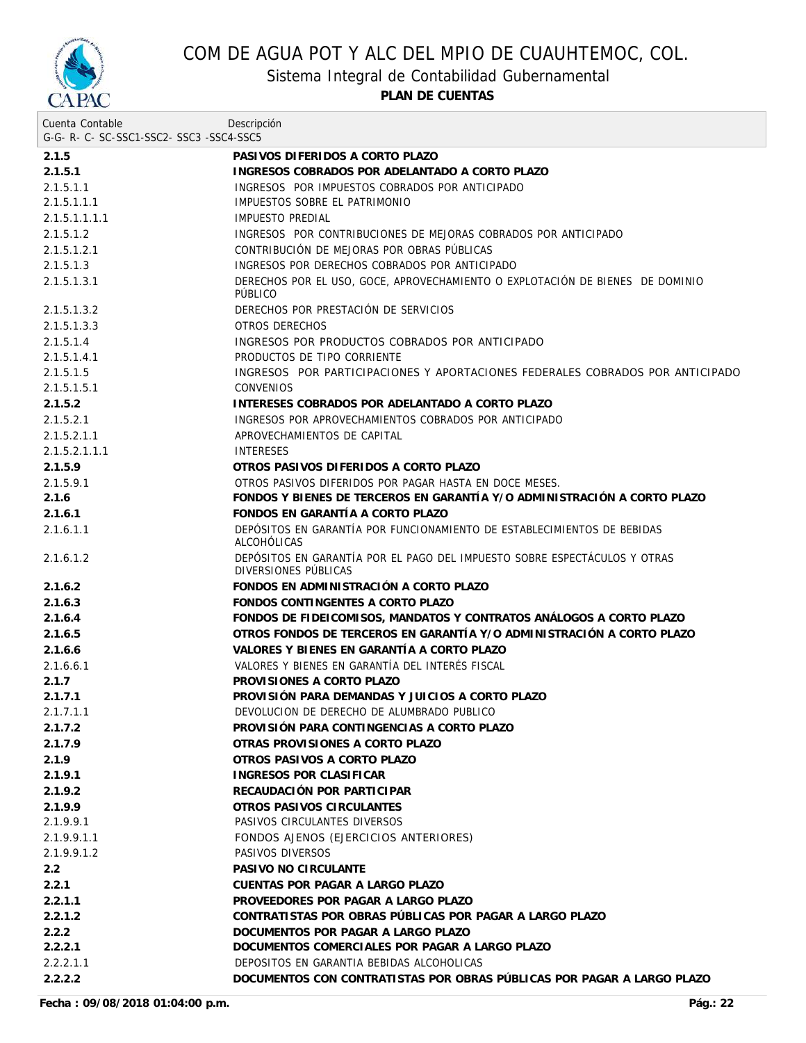# COM DE AGUA POT Y ALC DEL MPIO DE CUAUHTEMOC, COL.

## Sistema Integral de Contabilidad Gubernamental

**PLAN DE CUENTAS**

| Cuenta Contable<br>G-G- R- C- SC-SSC1-SSC2- SSC3 -SSC4-SSC5 | Descripción |
|---|---|
| **2.1.5** | **PASIVOS DIFERIDOS A CORTO PLAZO** |
| **2.1.5.1** | **INGRESOS COBRADOS POR ADELANTADO A CORTO PLAZO** |
| 2.1.5.1.1 | INGRESOS POR IMPUESTOS COBRADOS POR ANTICIPADO |
| 2.1.5.1.1.1 | IMPUESTOS SOBRE EL PATRIMONIO |
| 2.1.5.1.1.1.1 | IMPUESTO PREDIAL |
| 2.1.5.1.2 | INGRESOS POR CONTRIBUCIONES DE MEJORAS COBRADOS POR ANTICIPADO |
| 2.1.5.1.2.1 | CONTRIBUCIÓN DE MEJORAS POR OBRAS PÚBLICAS |
| 2.1.5.1.3 | INGRESOS POR DERECHOS COBRADOS POR ANTICIPADO |
| 2.1.5.1.3.1 | DERECHOS POR EL USO, GOCE, APROVECHAMIENTO O EXPLOTACIÓN DE BIENES DE DOMINIO PÚBLICO |
| 2.1.5.1.3.2 | DERECHOS POR PRESTACIÓN DE SERVICIOS |
| 2.1.5.1.3.3 | OTROS DERECHOS |
| 2.1.5.1.4 | INGRESOS POR PRODUCTOS COBRADOS POR ANTICIPADO |
| 2.1.5.1.4.1 | PRODUCTOS DE TIPO CORRIENTE |
| 2.1.5.1.5 | INGRESOS POR PARTICIPACIONES Y APORTACIONES FEDERALES COBRADOS POR ANTICIPADO |
| 2.1.5.1.5.1 | CONVENIOS |
| **2.1.5.2** | **INTERESES COBRADOS POR ADELANTADO A CORTO PLAZO** |
| 2.1.5.2.1 | INGRESOS POR APROVECHAMIENTOS COBRADOS POR ANTICIPADO |
| 2.1.5.2.1.1 | APROVECHAMIENTOS DE CAPITAL |
| 2.1.5.2.1.1.1 | INTERESES |
| **2.1.5.9** | **OTROS PASIVOS DIFERIDOS A CORTO PLAZO** |
| 2.1.5.9.1 | OTROS PASIVOS DIFERIDOS POR PAGAR HASTA EN DOCE MESES. |
| **2.1.6** | **FONDOS Y BIENES DE TERCEROS EN GARANTÍA Y/O ADMINISTRACIÓN A CORTO PLAZO** |
| **2.1.6.1** | **FONDOS EN GARANTÍA A CORTO PLAZO** |
| 2.1.6.1.1 | DEPÓSITOS EN GARANTÍA POR FUNCIONAMIENTO DE ESTABLECIMIENTOS DE BEBIDAS ALCOHÓLICAS |
| 2.1.6.1.2 | DEPÓSITOS EN GARANTÍA POR EL PAGO DEL IMPUESTO SOBRE ESPECTÁCULOS Y OTRAS DIVERSIONES PÚBLICAS |
| **2.1.6.2** | **FONDOS EN ADMINISTRACIÓN A CORTO PLAZO** |
| **2.1.6.3** | **FONDOS CONTINGENTES A CORTO PLAZO** |
| **2.1.6.4** | **FONDOS DE FIDEICOMISOS, MANDATOS Y CONTRATOS ANÁLOGOS A CORTO PLAZO** |
| **2.1.6.5** | **OTROS FONDOS DE TERCEROS EN GARANTÍA Y/O ADMINISTRACIÓN A CORTO PLAZO** |
| **2.1.6.6** | **VALORES Y BIENES EN GARANTÍA A CORTO PLAZO** |
| 2.1.6.6.1 | VALORES Y BIENES EN GARANTÍA DEL INTERÉS FISCAL |
| **2.1.7** | **PROVISIONES A CORTO PLAZO** |
| **2.1.7.1** | **PROVISIÓN PARA DEMANDAS Y JUICIOS A CORTO PLAZO** |
| 2.1.7.1.1 | DEVOLUCION DE DERECHO DE ALUMBRADO PUBLICO |
| **2.1.7.2** | **PROVISIÓN PARA CONTINGENCIAS A CORTO PLAZO** |
| **2.1.7.9** | **OTRAS PROVISIONES A CORTO PLAZO** |
| **2.1.9** | **OTROS PASIVOS A CORTO PLAZO** |
| **2.1.9.1** | **INGRESOS POR CLASIFICAR** |
| **2.1.9.2** | **RECAUDACIÓN POR PARTICIPAR** |
| **2.1.9.9** | **OTROS PASIVOS CIRCULANTES** |
| 2.1.9.9.1 | PASIVOS CIRCULANTES DIVERSOS |
| 2.1.9.9.1.1 | FONDOS AJENOS (EJERCICIOS ANTERIORES) |
| 2.1.9.9.1.2 | PASIVOS DIVERSOS |
| **2.2** | **PASIVO NO CIRCULANTE** |
| **2.2.1** | **CUENTAS POR PAGAR A LARGO PLAZO** |
| **2.2.1.1** | **PROVEEDORES POR PAGAR A LARGO PLAZO** |
| **2.2.1.2** | **CONTRATISTAS POR OBRAS PÚBLICAS POR PAGAR A LARGO PLAZO** |
| **2.2.2** | **DOCUMENTOS POR PAGAR A LARGO PLAZO** |
| **2.2.2.1** | **DOCUMENTOS COMERCIALES POR PAGAR A LARGO PLAZO** |
| 2.2.2.1.1 | DEPOSITOS EN GARANTIA BEBIDAS ALCOHOLICAS |
| **2.2.2.2** | **DOCUMENTOS CON CONTRATISTAS POR OBRAS PÚBLICAS POR PAGAR A LARGO PLAZO** |

**Fecha : 09/08/2018 01:04:00 p.m.**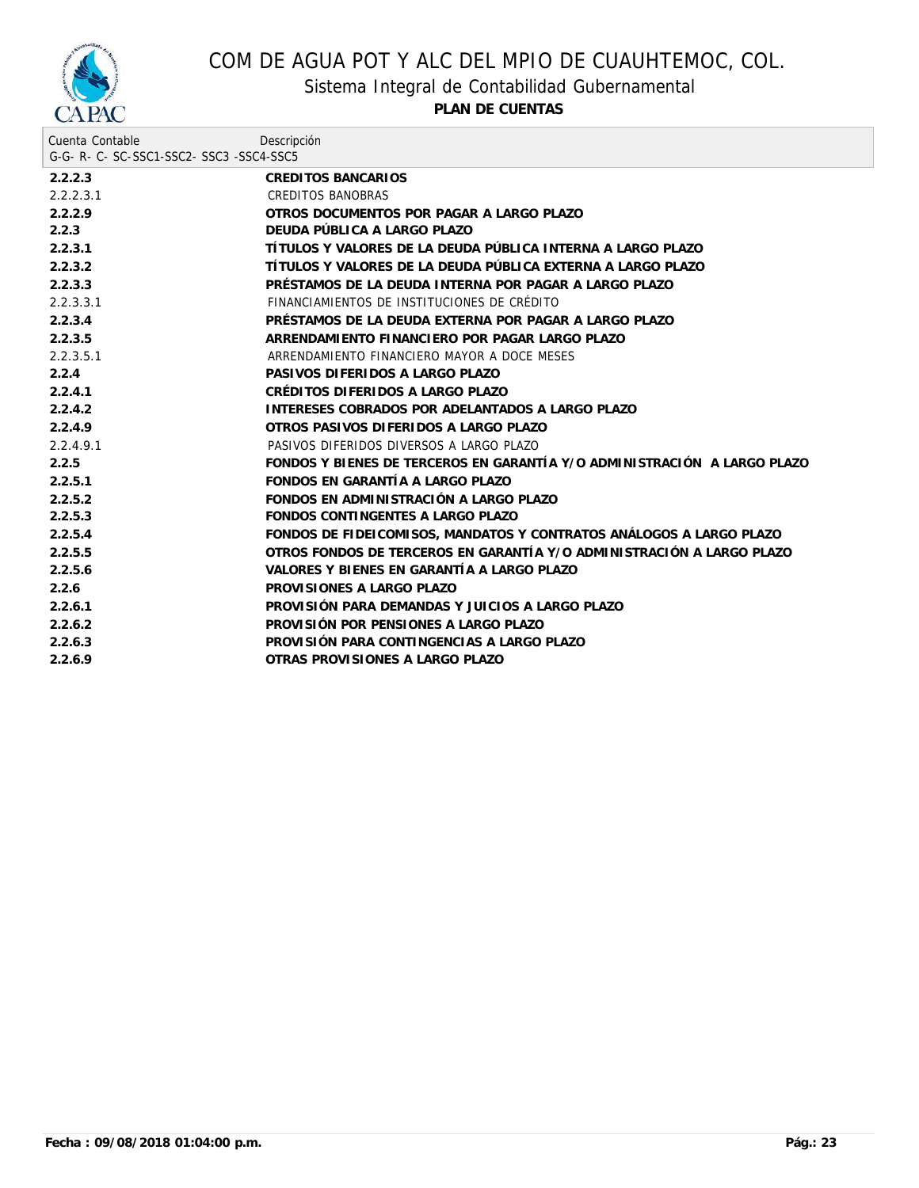# COM DE AGUA POT Y ALC DEL MPIO DE CUAUHTEMOC, COL.

## Sistema Integral de Contabilidad Gubernamental

### PLAN DE CUENTAS

| Cuenta Contable<br>G-G- R- C- SC-SSC1-SSC2- SSC3 -SSC4-SSC5 | Descripción |
|---|---|
| **2.2.2.3** | **CREDITOS BANCARIOS** |
| 2.2.2.3.1 | CREDITOS BANOBRAS |
| **2.2.2.9** | **OTROS DOCUMENTOS POR PAGAR A LARGO PLAZO** |
| **2.2.3** | **DEUDA PÚBLICA A LARGO PLAZO** |
| **2.2.3.1** | **TÍTULOS Y VALORES DE LA DEUDA PÚBLICA INTERNA A LARGO PLAZO** |
| **2.2.3.2** | **TÍTULOS Y VALORES DE LA DEUDA PÚBLICA EXTERNA A LARGO PLAZO** |
| **2.2.3.3** | **PRÉSTAMOS DE LA DEUDA INTERNA POR PAGAR A LARGO PLAZO** |
| 2.2.3.3.1 | FINANCIAMIENTOS DE INSTITUCIONES DE CRÉDITO |
| **2.2.3.4** | **PRÉSTAMOS DE LA DEUDA EXTERNA POR PAGAR A LARGO PLAZO** |
| **2.2.3.5** | **ARRENDAMIENTO FINANCIERO POR PAGAR LARGO PLAZO** |
| 2.2.3.5.1 | ARRENDAMIENTO FINANCIERO MAYOR A DOCE MESES |
| **2.2.4** | **PASIVOS DIFERIDOS A LARGO PLAZO** |
| **2.2.4.1** | **CRÉDITOS DIFERIDOS A LARGO PLAZO** |
| **2.2.4.2** | **INTERESES COBRADOS POR ADELANTADOS A LARGO PLAZO** |
| **2.2.4.9** | **OTROS PASIVOS DIFERIDOS A LARGO PLAZO** |
| 2.2.4.9.1 | PASIVOS DIFERIDOS DIVERSOS A LARGO PLAZO |
| **2.2.5** | **FONDOS Y BIENES DE TERCEROS EN GARANTÍA Y/O ADMINISTRACIÓN A LARGO PLAZO** |
| **2.2.5.1** | **FONDOS EN GARANTÍA A LARGO PLAZO** |
| **2.2.5.2** | **FONDOS EN ADMINISTRACIÓN A LARGO PLAZO** |
| **2.2.5.3** | **FONDOS CONTINGENTES A LARGO PLAZO** |
| **2.2.5.4** | **FONDOS DE FIDEICOMISOS, MANDATOS Y CONTRATOS ANÁLOGOS A LARGO PLAZO** |
| **2.2.5.5** | **OTROS FONDOS DE TERCEROS EN GARANTÍA Y/O ADMINISTRACIÓN A LARGO PLAZO** |
| **2.2.5.6** | **VALORES Y BIENES EN GARANTÍA A LARGO PLAZO** |
| **2.2.6** | **PROVISIONES A LARGO PLAZO** |
| **2.2.6.1** | **PROVISIÓN PARA DEMANDAS Y JUICIOS A LARGO PLAZO** |
| **2.2.6.2** | **PROVISIÓN POR PENSIONES A LARGO PLAZO** |
| **2.2.6.3** | **PROVISIÓN PARA CONTINGENCIAS A LARGO PLAZO** |
| **2.2.6.9** | **OTRAS PROVISIONES A LARGO PLAZO** |

**Fecha : 09/08/2018 01:04:00 p.m.**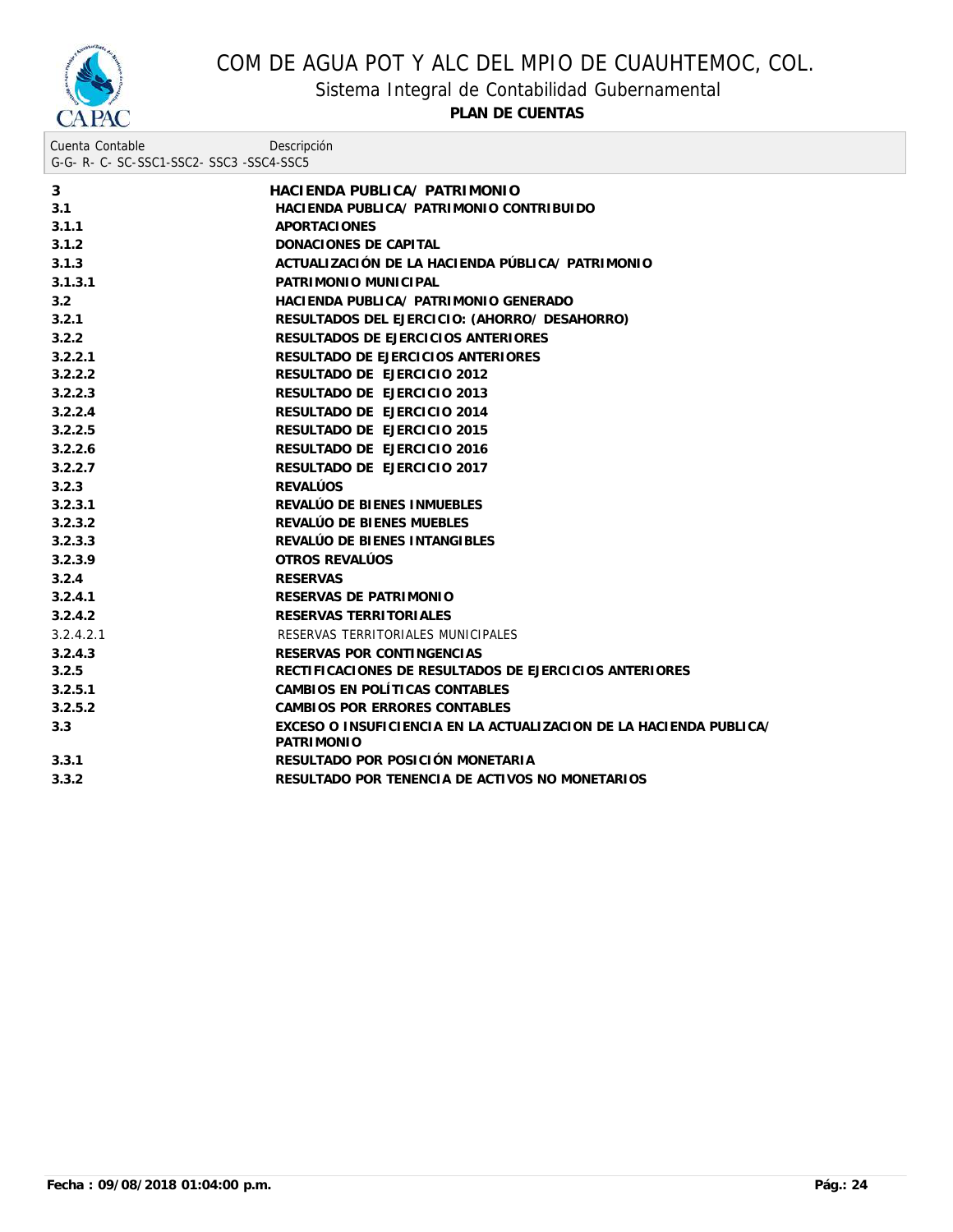# COM DE AGUA POT Y ALC DEL MPIO DE CUAUHTEMOC, COL.

## Sistema Integral de Contabilidad Gubernamental

**PLAN DE CUENTAS**

| Cuenta Contable<br>G-G- R- C- SC-SSC1-SSC2- SSC3 -SSC4-SSC5 | Descripción |
|---|---|
| **3** | **HACIENDA PUBLICA/ PATRIMONIO** |
| **3.1** | **HACIENDA PUBLICA/ PATRIMONIO CONTRIBUIDO** |
| **3.1.1** | **APORTACIONES** |
| **3.1.2** | **DONACIONES DE CAPITAL** |
| **3.1.3** | **ACTUALIZACIÓN DE LA HACIENDA PÚBLICA/ PATRIMONIO** |
| **3.1.3.1** | **PATRIMONIO MUNICIPAL** |
| **3.2** | **HACIENDA PUBLICA/ PATRIMONIO GENERADO** |
| **3.2.1** | **RESULTADOS DEL EJERCICIO: (AHORRO/ DESAHORRO)** |
| **3.2.2** | **RESULTADOS DE EJERCICIOS ANTERIORES** |
| **3.2.2.1** | **RESULTADO DE EJERCICIOS ANTERIORES** |
| **3.2.2.2** | **RESULTADO DE EJERCICIO 2012** |
| **3.2.2.3** | **RESULTADO DE EJERCICIO 2013** |
| **3.2.2.4** | **RESULTADO DE EJERCICIO 2014** |
| **3.2.2.5** | **RESULTADO DE EJERCICIO 2015** |
| **3.2.2.6** | **RESULTADO DE EJERCICIO 2016** |
| **3.2.2.7** | **RESULTADO DE EJERCICIO 2017** |
| **3.2.3** | **REVALÚOS** |
| **3.2.3.1** | **REVALÚO DE BIENES INMUEBLES** |
| **3.2.3.2** | **REVALÚO DE BIENES MUEBLES** |
| **3.2.3.3** | **REVALÚO DE BIENES INTANGIBLES** |
| **3.2.3.9** | **OTROS REVALÚOS** |
| **3.2.4** | **RESERVAS** |
| **3.2.4.1** | **RESERVAS DE PATRIMONIO** |
| **3.2.4.2** | **RESERVAS TERRITORIALES** |
| 3.2.4.2.1 | RESERVAS TERRITORIALES MUNICIPALES |
| **3.2.4.3** | **RESERVAS POR CONTINGENCIAS** |
| **3.2.5** | **RECTIFICACIONES DE RESULTADOS DE EJERCICIOS ANTERIORES** |
| **3.2.5.1** | **CAMBIOS EN POLÍTICAS CONTABLES** |
| **3.2.5.2** | **CAMBIOS POR ERRORES CONTABLES** |
| **3.3** | **EXCESO O INSUFICIENCIA EN LA ACTUALIZACION DE LA HACIENDA PUBLICA/ PATRIMONIO** |
| **3.3.1** | **RESULTADO POR POSICIÓN MONETARIA** |
| **3.3.2** | **RESULTADO POR TENENCIA DE ACTIVOS NO MONETARIOS** |

**Fecha : 09/08/2018 01:04:00 p.m.**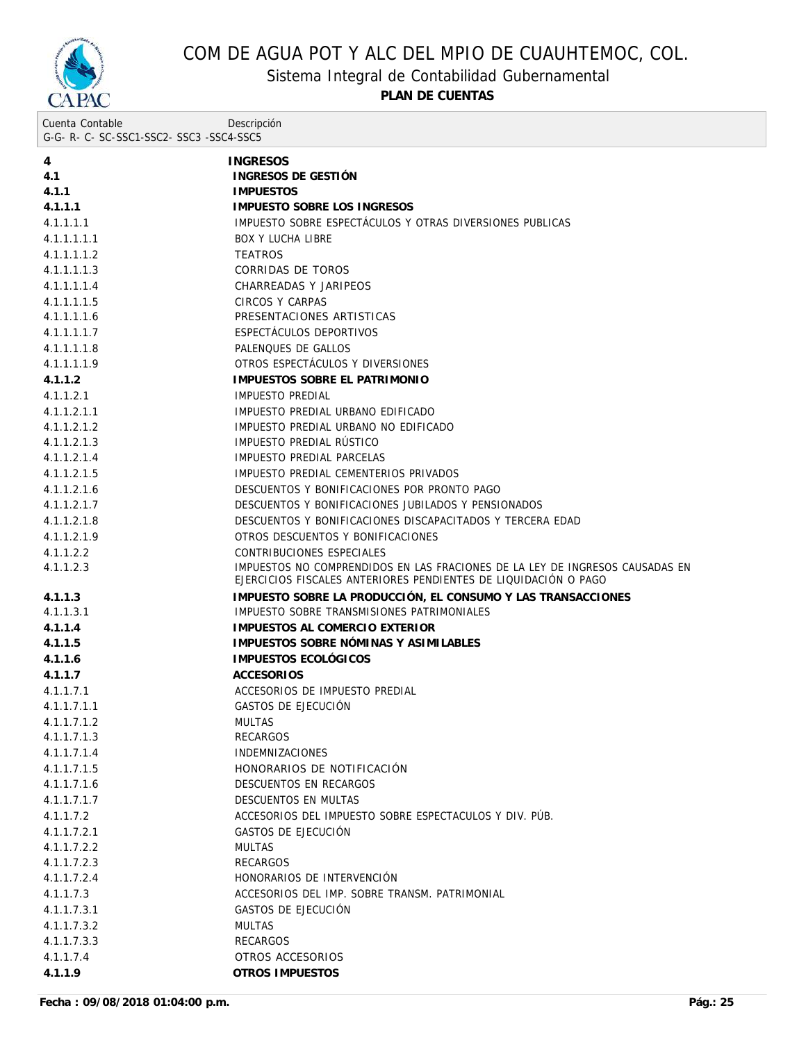# COM DE AGUA POT Y ALC DEL MPIO DE CUAUHTEMOC, COL.

## Sistema Integral de Contabilidad Gubernamental

**PLAN DE CUENTAS**

| Cuenta Contable<br>G-G- R- C- SC-SSC1-SSC2- SSC3 -SSC4-SSC5 | Descripción |
|---|---|
| **4** | **INGRESOS** |
| **4.1** | **INGRESOS DE GESTIÓN** |
| **4.1.1** | **IMPUESTOS** |
| **4.1.1.1** | **IMPUESTO SOBRE LOS INGRESOS** |
| 4.1.1.1.1 | IMPUESTO SOBRE ESPECTÁCULOS Y OTRAS DIVERSIONES PUBLICAS |
| 4.1.1.1.1.1 | BOX Y LUCHA LIBRE |
| 4.1.1.1.1.2 | TEATROS |
| 4.1.1.1.1.3 | CORRIDAS DE TOROS |
| 4.1.1.1.1.4 | CHARREADAS Y JARIPEOS |
| 4.1.1.1.1.5 | CIRCOS Y CARPAS |
| 4.1.1.1.1.6 | PRESENTACIONES ARTISTICAS |
| 4.1.1.1.1.7 | ESPECTÁCULOS DEPORTIVOS |
| 4.1.1.1.1.8 | PALENQUES DE GALLOS |
| 4.1.1.1.1.9 | OTROS ESPECTÁCULOS Y DIVERSIONES |
| **4.1.1.2** | **IMPUESTOS SOBRE EL PATRIMONIO** |
| 4.1.1.2.1 | IMPUESTO PREDIAL |
| 4.1.1.2.1.1 | IMPUESTO PREDIAL URBANO EDIFICADO |
| 4.1.1.2.1.2 | IMPUESTO PREDIAL URBANO NO EDIFICADO |
| 4.1.1.2.1.3 | IMPUESTO PREDIAL RÚSTICO |
| 4.1.1.2.1.4 | IMPUESTO PREDIAL PARCELAS |
| 4.1.1.2.1.5 | IMPUESTO PREDIAL CEMENTERIOS PRIVADOS |
| 4.1.1.2.1.6 | DESCUENTOS Y BONIFICACIONES POR PRONTO PAGO |
| 4.1.1.2.1.7 | DESCUENTOS Y BONIFICACIONES JUBILADOS Y PENSIONADOS |
| 4.1.1.2.1.8 | DESCUENTOS Y BONIFICACIONES DISCAPACITADOS Y TERCERA EDAD |
| 4.1.1.2.1.9 | OTROS DESCUENTOS Y BONIFICACIONES |
| 4.1.1.2.2 | CONTRIBUCIONES ESPECIALES |
| 4.1.1.2.3 | IMPUESTOS NO COMPRENDIDOS EN LAS FRACIONES DE LA LEY DE INGRESOS CAUSADAS EN EJERCICIOS FISCALES ANTERIORES PENDIENTES DE LIQUIDACIÓN O PAGO |
| **4.1.1.3** | **IMPUESTO SOBRE LA PRODUCCIÓN, EL CONSUMO Y LAS TRANSACCIONES** |
| 4.1.1.3.1 | IMPUESTO SOBRE TRANSMISIONES PATRIMONIALES |
| **4.1.1.4** | **IMPUESTOS AL COMERCIO EXTERIOR** |
| **4.1.1.5** | **IMPUESTOS SOBRE NÓMINAS Y ASIMILABLES** |
| **4.1.1.6** | **IMPUESTOS ECOLÓGICOS** |
| **4.1.1.7** | **ACCESORIOS** |
| 4.1.1.7.1 | ACCESORIOS DE IMPUESTO PREDIAL |
| 4.1.1.7.1.1 | GASTOS DE EJECUCIÓN |
| 4.1.1.7.1.2 | MULTAS |
| 4.1.1.7.1.3 | RECARGOS |
| 4.1.1.7.1.4 | INDEMNIZACIONES |
| 4.1.1.7.1.5 | HONORARIOS DE NOTIFICACIÓN |
| 4.1.1.7.1.6 | DESCUENTOS EN RECARGOS |
| 4.1.1.7.1.7 | DESCUENTOS EN MULTAS |
| 4.1.1.7.2 | ACCESORIOS DEL IMPUESTO SOBRE ESPECTACULOS Y DIV. PÚB. |
| 4.1.1.7.2.1 | GASTOS DE EJECUCIÓN |
| 4.1.1.7.2.2 | MULTAS |
| 4.1.1.7.2.3 | RECARGOS |
| 4.1.1.7.2.4 | HONORARIOS DE INTERVENCIÓN |
| 4.1.1.7.3 | ACCESORIOS DEL IMP. SOBRE TRANSM. PATRIMONIAL |
| 4.1.1.7.3.1 | GASTOS DE EJECUCIÓN |
| 4.1.1.7.3.2 | MULTAS |
| 4.1.1.7.3.3 | RECARGOS |
| 4.1.1.7.4 | OTROS ACCESORIOS |
| **4.1.1.9** | **OTROS IMPUESTOS** |

**Fecha : 09/08/2018 01:04:00 p.m.**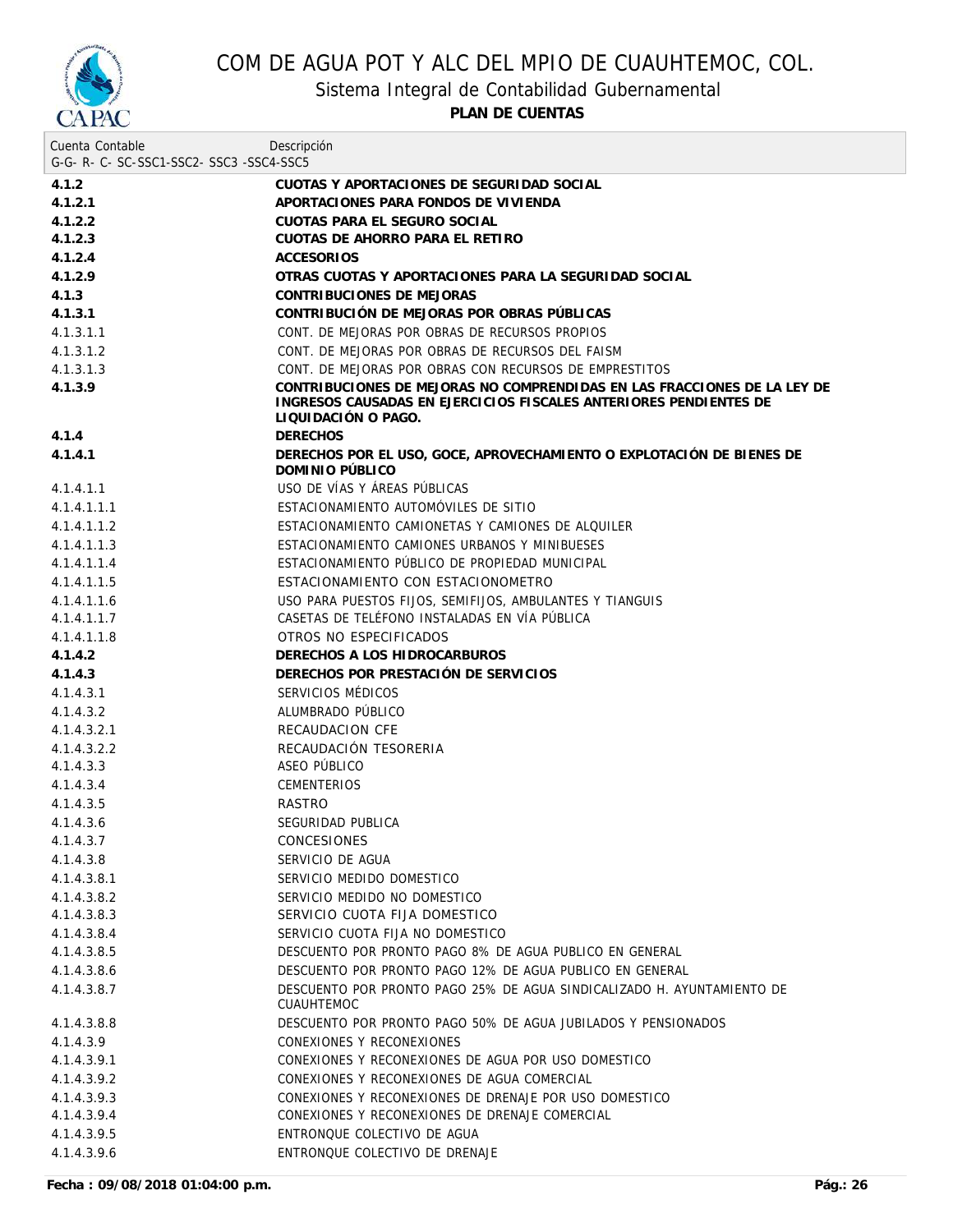# COM DE AGUA POT Y ALC DEL MPIO DE CUAUHTEMOC, COL.

## Sistema Integral de Contabilidad Gubernamental

### PLAN DE CUENTAS

| Cuenta Contable<br>G-G- R- C- SC-SSC1-SSC2- SSC3 -SSC4-SSC5 | Descripción |
|---|---|
| **4.1.2** | **CUOTAS Y APORTACIONES DE SEGURIDAD SOCIAL** |
| **4.1.2.1** | **APORTACIONES PARA FONDOS DE VIVIENDA** |
| **4.1.2.2** | **CUOTAS PARA EL SEGURO SOCIAL** |
| **4.1.2.3** | **CUOTAS DE AHORRO PARA EL RETIRO** |
| **4.1.2.4** | **ACCESORIOS** |
| **4.1.2.9** | **OTRAS CUOTAS Y APORTACIONES PARA LA SEGURIDAD SOCIAL** |
| **4.1.3** | **CONTRIBUCIONES DE MEJORAS** |
| **4.1.3.1** | **CONTRIBUCIÓN DE MEJORAS POR OBRAS PÚBLICAS** |
| 4.1.3.1.1 | CONT. DE MEJORAS POR OBRAS DE RECURSOS PROPIOS |
| 4.1.3.1.2 | CONT. DE MEJORAS POR OBRAS DE RECURSOS DEL FAISM |
| 4.1.3.1.3 | CONT. DE MEJORAS POR OBRAS CON RECURSOS DE EMPRESTITOS |
| **4.1.3.9** | **CONTRIBUCIONES DE MEJORAS NO COMPRENDIDAS EN LAS FRACCIONES DE LA LEY DE INGRESOS CAUSADAS EN EJERCICIOS FISCALES ANTERIORES PENDIENTES DE LIQUIDACIÓN O PAGO.** |
| **4.1.4** | **DERECHOS** |
| **4.1.4.1** | **DERECHOS POR EL USO, GOCE, APROVECHAMIENTO O EXPLOTACIÓN DE BIENES DE DOMINIO PÚBLICO** |
| 4.1.4.1.1 | USO DE VÍAS Y ÁREAS PÚBLICAS |
| 4.1.4.1.1.1 | ESTACIONAMIENTO AUTOMÓVILES DE SITIO |
| 4.1.4.1.1.2 | ESTACIONAMIENTO CAMIONETAS Y CAMIONES DE ALQUILER |
| 4.1.4.1.1.3 | ESTACIONAMIENTO CAMIONES URBANOS Y MINIBUSES |
| 4.1.4.1.1.4 | ESTACIONAMIENTO PÚBLICO DE PROPIEDAD MUNICIPAL |
| 4.1.4.1.1.5 | ESTACIONAMIENTO CON ESTACIONOMETRO |
| 4.1.4.1.1.6 | USO PARA PUESTOS FIJOS, SEMIFIJOS, AMBULANTES Y TIANGUIS |
| 4.1.4.1.1.7 | CASETAS DE TELÉFONO INSTALADAS EN VÍA PÚBLICA |
| 4.1.4.1.1.8 | OTROS NO ESPECIFICADOS |
| **4.1.4.2** | **DERECHOS A LOS HIDROCARBUROS** |
| **4.1.4.3** | **DERECHOS POR PRESTACIÓN DE SERVICIOS** |
| 4.1.4.3.1 | SERVICIOS MÉDICOS |
| 4.1.4.3.2 | ALUMBRADO PÚBLICO |
| 4.1.4.3.2.1 | RECAUDACION CFE |
| 4.1.4.3.2.2 | RECAUDACIÓN TESORERIA |
| 4.1.4.3.3 | ASEO PÚBLICO |
| 4.1.4.3.4 | CEMENTERIOS |
| 4.1.4.3.5 | RASTRO |
| 4.1.4.3.6 | SEGURIDAD PUBLICA |
| 4.1.4.3.7 | CONCESIONES |
| 4.1.4.3.8 | SERVICIO DE AGUA |
| 4.1.4.3.8.1 | SERVICIO MEDIDO DOMESTICO |
| 4.1.4.3.8.2 | SERVICIO MEDIDO NO DOMESTICO |
| 4.1.4.3.8.3 | SERVICIO CUOTA FIJA DOMESTICO |
| 4.1.4.3.8.4 | SERVICIO CUOTA FIJA NO DOMESTICO |
| 4.1.4.3.8.5 | DESCUENTO POR PRONTO PAGO 8% DE AGUA PUBLICO EN GENERAL |
| 4.1.4.3.8.6 | DESCUENTO POR PRONTO PAGO 12% DE AGUA PUBLICO EN GENERAL |
| 4.1.4.3.8.7 | DESCUENTO POR PRONTO PAGO 25% DE AGUA SINDICALIZADO H. AYUNTAMIENTO DE CUAUHTEMOC |
| 4.1.4.3.8.8 | DESCUENTO POR PRONTO PAGO 50% DE AGUA JUBILADOS Y PENSIONADOS |
| 4.1.4.3.9 | CONEXIONES Y RECONEXIONES |
| 4.1.4.3.9.1 | CONEXIONES Y RECONEXIONES DE AGUA POR USO DOMESTICO |
| 4.1.4.3.9.2 | CONEXIONES Y RECONEXIONES DE AGUA COMERCIAL |
| 4.1.4.3.9.3 | CONEXIONES Y RECONEXIONES DE DRENAJE POR USO DOMESTICO |
| 4.1.4.3.9.4 | CONEXIONES Y RECONEXIONES DE DRENAJE COMERCIAL |
| 4.1.4.3.9.5 | ENTRONQUE COLECTIVO DE AGUA |
| 4.1.4.3.9.6 | ENTRONQUE COLECTIVO DE DRENAJE |

**Fecha : 09/08/2018 01:04:00 p.m.**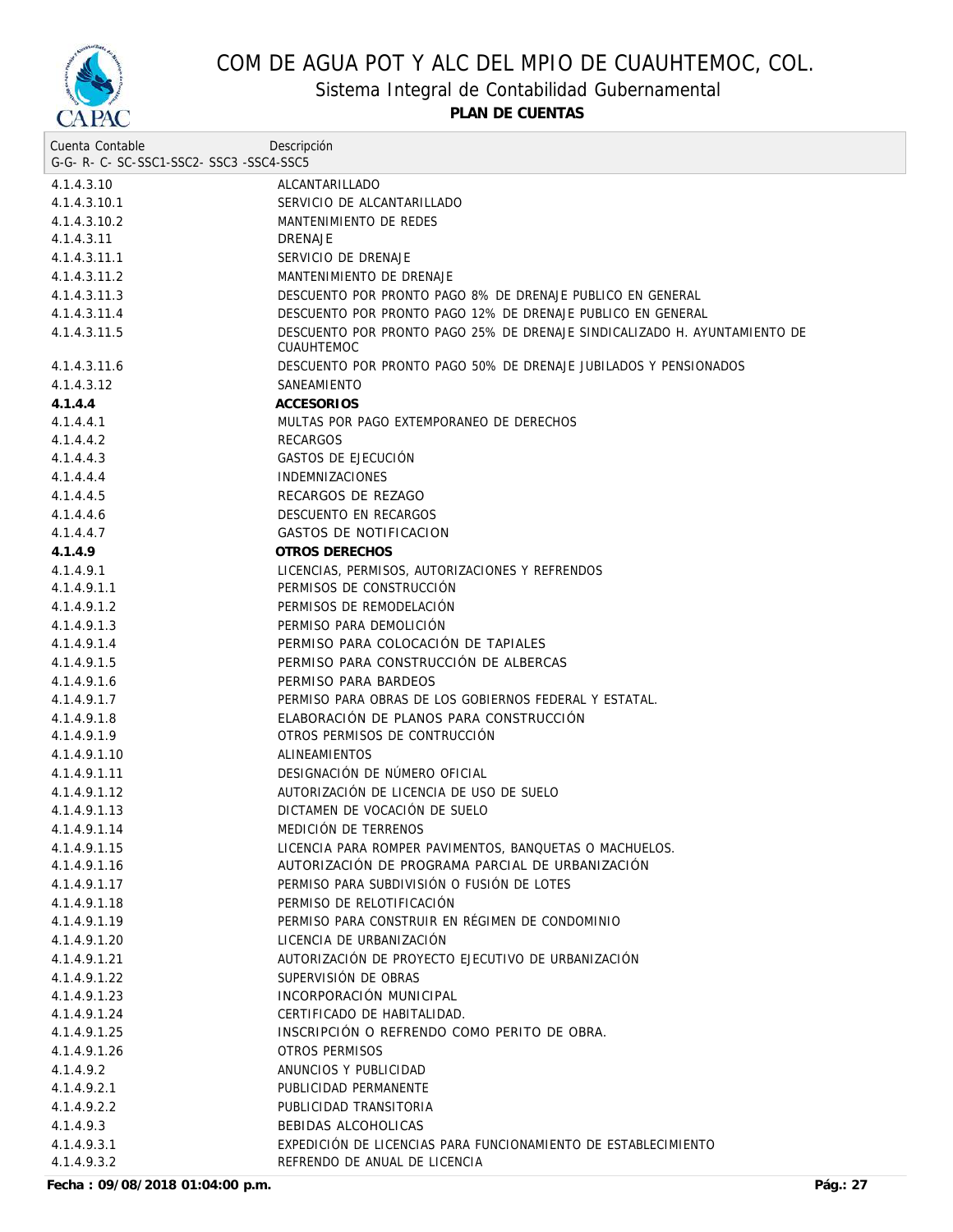# COM DE AGUA POT Y ALC DEL MPIO DE CUAUHTEMOC, COL.

## Sistema Integral de Contabilidad Gubernamental

**PLAN DE CUENTAS**

| Cuenta Contable<br>G-G- R- C- SC-SSC1-SSC2- SSC3 -SSC4-SSC5 | Descripción |
|---|---|
| 4.1.4.3.10 | ALCANTARILLADO |
| 4.1.4.3.10.1 | SERVICIO DE ALCANTARILLADO |
| 4.1.4.3.10.2 | MANTENIMIENTO DE REDES |
| 4.1.4.3.11 | DRENAJE |
| 4.1.4.3.11.1 | SERVICIO DE DRENAJE |
| 4.1.4.3.11.2 | MANTENIMIENTO DE DRENAJE |
| 4.1.4.3.11.3 | DESCUENTO POR PRONTO PAGO 8% DE DRENAJE PUBLICO EN GENERAL |
| 4.1.4.3.11.4 | DESCUENTO POR PRONTO PAGO 12% DE DRENAJE PUBLICO EN GENERAL |
| 4.1.4.3.11.5 | DESCUENTO POR PRONTO PAGO 25% DE DRENAJE SINDICALIZADO H. AYUNTAMIENTO DE CUAUHTEMOC |
| 4.1.4.3.11.6 | DESCUENTO POR PRONTO PAGO 50% DE DRENAJE JUBILADOS Y PENSIONADOS |
| 4.1.4.3.12 | SANEAMIENTO |
| **4.1.4.4** | **ACCESORIOS** |
| 4.1.4.4.1 | MULTAS POR PAGO EXTEMPORANEO DE DERECHOS |
| 4.1.4.4.2 | RECARGOS |
| 4.1.4.4.3 | GASTOS DE EJECUCIÓN |
| 4.1.4.4.4 | INDEMNIZACIONES |
| 4.1.4.4.5 | RECARGOS DE REZAGO |
| 4.1.4.4.6 | DESCUENTO EN RECARGOS |
| 4.1.4.4.7 | GASTOS DE NOTIFICACION |
| **4.1.4.9** | **OTROS DERECHOS** |
| 4.1.4.9.1 | LICENCIAS, PERMISOS, AUTORIZACIONES Y REFRENDOS |
| 4.1.4.9.1.1 | PERMISOS DE CONSTRUCCIÓN |
| 4.1.4.9.1.2 | PERMISOS DE REMODELACIÓN |
| 4.1.4.9.1.3 | PERMISO PARA DEMOLICIÓN |
| 4.1.4.9.1.4 | PERMISO PARA COLOCACIÓN DE TAPIALES |
| 4.1.4.9.1.5 | PERMISO PARA CONSTRUCCIÓN DE ALBERCAS |
| 4.1.4.9.1.6 | PERMISO PARA BARDEOS |
| 4.1.4.9.1.7 | PERMISO PARA OBRAS DE LOS GOBIERNOS FEDERAL Y ESTATAL. |
| 4.1.4.9.1.8 | ELABORACIÓN DE PLANOS PARA CONSTRUCCIÓN |
| 4.1.4.9.1.9 | OTROS PERMISOS DE CONTRUCCIÓN |
| 4.1.4.9.1.10 | ALINEAMIENTOS |
| 4.1.4.9.1.11 | DESIGNACIÓN DE NÚMERO OFICIAL |
| 4.1.4.9.1.12 | AUTORIZACIÓN DE LICENCIA DE USO DE SUELO |
| 4.1.4.9.1.13 | DICTAMEN DE VOCACIÓN DE SUELO |
| 4.1.4.9.1.14 | MEDICIÓN DE TERRENOS |
| 4.1.4.9.1.15 | LICENCIA PARA ROMPER PAVIMENTOS, BANQUETAS O MACHUELOS. |
| 4.1.4.9.1.16 | AUTORIZACIÓN DE PROGRAMA PARCIAL DE URBANIZACIÓN |
| 4.1.4.9.1.17 | PERMISO PARA SUBDIVISIÓN O FUSIÓN DE LOTES |
| 4.1.4.9.1.18 | PERMISO DE RELOTIFICACIÓN |
| 4.1.4.9.1.19 | PERMISO PARA CONSTRUIR EN RÉGIMEN DE CONDOMINIO |
| 4.1.4.9.1.20 | LICENCIA DE URBANIZACIÓN |
| 4.1.4.9.1.21 | AUTORIZACIÓN DE PROYECTO EJECUTIVO DE URBANIZACIÓN |
| 4.1.4.9.1.22 | SUPERVISIÓN DE OBRAS |
| 4.1.4.9.1.23 | INCORPORACIÓN MUNICIPAL |
| 4.1.4.9.1.24 | CERTIFICADO DE HABITALIDAD. |
| 4.1.4.9.1.25 | INSCRIPCIÓN O REFRENDO COMO PERITO DE OBRA. |
| 4.1.4.9.1.26 | OTROS PERMISOS |
| 4.1.4.9.2 | ANUNCIOS Y PUBLICIDAD |
| 4.1.4.9.2.1 | PUBLICIDAD PERMANENTE |
| 4.1.4.9.2.2 | PUBLICIDAD TRANSITORIA |
| 4.1.4.9.3 | BEBIDAS ALCOHOLICAS |
| 4.1.4.9.3.1 | EXPEDICIÓN DE LICENCIAS PARA FUNCIONAMIENTO DE ESTABLECIMIENTO |
| 4.1.4.9.3.2 | REFRENDO DE ANUAL DE LICENCIA |

**Fecha : 09/08/2018 01:04:00 p.m.**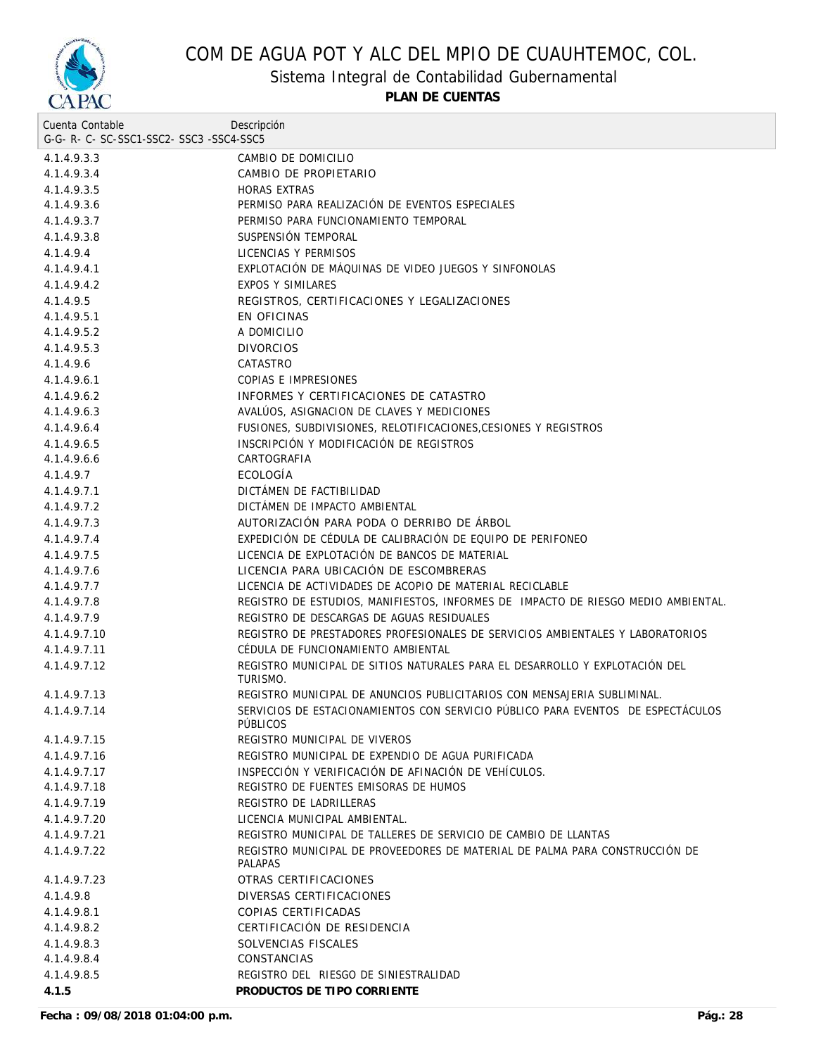# COM DE AGUA POT Y ALC DEL MPIO DE CUAUHTEMOC, COL.

## Sistema Integral de Contabilidad Gubernamental

**PLAN DE CUENTAS**

| Cuenta Contable<br>G-G- R- C- SC-SSC1-SSC2- SSC3 -SSC4-SSC5 | Descripción |
|---|---|
| 4.1.4.9.3.3 | CAMBIO DE DOMICILIO |
| 4.1.4.9.3.4 | CAMBIO DE PROPIETARIO |
| 4.1.4.9.3.5 | HORAS EXTRAS |
| 4.1.4.9.3.6 | PERMISO PARA REALIZACIÓN DE EVENTOS ESPECIALES |
| 4.1.4.9.3.7 | PERMISO PARA FUNCIONAMIENTO TEMPORAL |
| 4.1.4.9.3.8 | SUSPENSIÓN TEMPORAL |
| 4.1.4.9.4 | LICENCIAS Y PERMISOS |
| 4.1.4.9.4.1 | EXPLOTACIÓN DE MÁQUINAS DE VIDEO JUEGOS Y SINFONOLAS |
| 4.1.4.9.4.2 | EXPOS Y SIMILARES |
| 4.1.4.9.5 | REGISTROS, CERTIFICACIONES Y LEGALIZACIONES |
| 4.1.4.9.5.1 | EN OFICINAS |
| 4.1.4.9.5.2 | A DOMICILIO |
| 4.1.4.9.5.3 | DIVORCIOS |
| 4.1.4.9.6 | CATASTRO |
| 4.1.4.9.6.1 | COPIAS E IMPRESIONES |
| 4.1.4.9.6.2 | INFORMES Y CERTIFICACIONES DE CATASTRO |
| 4.1.4.9.6.3 | AVALÚOS, ASIGNACION DE CLAVES Y MEDICIONES |
| 4.1.4.9.6.4 | FUSIONES, SUBDIVISIONES, RELOTIFICACIONES,CESIONES Y REGISTROS |
| 4.1.4.9.6.5 | INSCRIPCIÓN Y MODIFICACIÓN DE REGISTROS |
| 4.1.4.9.6.6 | CARTOGRAFIA |
| 4.1.4.9.7 | ECOLOGÍA |
| 4.1.4.9.7.1 | DICTÁMEN DE FACTIBILIDAD |
| 4.1.4.9.7.2 | DICTÁMEN DE IMPACTO AMBIENTAL |
| 4.1.4.9.7.3 | AUTORIZACIÓN PARA PODA O DERRIBO DE ÁRBOL |
| 4.1.4.9.7.4 | EXPEDICIÓN DE CÉDULA DE CALIBRACIÓN DE EQUIPO DE PERIFONEO |
| 4.1.4.9.7.5 | LICENCIA DE EXPLOTACIÓN DE BANCOS DE MATERIAL |
| 4.1.4.9.7.6 | LICENCIA PARA UBICACIÓN DE ESCOMBRERAS |
| 4.1.4.9.7.7 | LICENCIA DE ACTIVIDADES DE ACOPIO DE MATERIAL RECICLABLE |
| 4.1.4.9.7.8 | REGISTRO DE ESTUDIOS, MANIFIESTOS, INFORMES DE IMPACTO DE RIESGO MEDIO AMBIENTAL. |
| 4.1.4.9.7.9 | REGISTRO DE DESCARGAS DE AGUAS RESIDUALES |
| 4.1.4.9.7.10 | REGISTRO DE PRESTADORES PROFESIONALES DE SERVICIOS AMBIENTALES Y LABORATORIOS |
| 4.1.4.9.7.11 | CÉDULA DE FUNCIONAMIENTO AMBIENTAL |
| 4.1.4.9.7.12 | REGISTRO MUNICIPAL DE SITIOS NATURALES PARA EL DESARROLLO Y EXPLOTACIÓN DEL TURISMO. |
| 4.1.4.9.7.13 | REGISTRO MUNICIPAL DE ANUNCIOS PUBLICITARIOS CON MENSAJERIA SUBLIMINAL. |
| 4.1.4.9.7.14 | SERVICIOS DE ESTACIONAMIENTOS CON SERVICIO PÚBLICO PARA EVENTOS DE ESPECTÁCULOS PÚBLICOS |
| 4.1.4.9.7.15 | REGISTRO MUNICIPAL DE VIVEROS |
| 4.1.4.9.7.16 | REGISTRO MUNICIPAL DE EXPENDIO DE AGUA PURIFICADA |
| 4.1.4.9.7.17 | INSPECCIÓN Y VERIFICACIÓN DE AFINACIÓN DE VEHÍCULOS. |
| 4.1.4.9.7.18 | REGISTRO DE FUENTES EMISORAS DE HUMOS |
| 4.1.4.9.7.19 | REGISTRO DE LADRILLERAS |
| 4.1.4.9.7.20 | LICENCIA MUNICIPAL AMBIENTAL. |
| 4.1.4.9.7.21 | REGISTRO MUNICIPAL DE TALLERES DE SERVICIO DE CAMBIO DE LLANTAS |
| 4.1.4.9.7.22 | REGISTRO MUNICIPAL DE PROVEEDORES DE MATERIAL DE PALMA PARA CONSTRUCCIÓN DE PALAPAS |
| 4.1.4.9.7.23 | OTRAS CERTIFICACIONES |
| 4.1.4.9.8 | DIVERSAS CERTIFICACIONES |
| 4.1.4.9.8.1 | COPIAS CERTIFICADAS |
| 4.1.4.9.8.2 | CERTIFICACIÓN DE RESIDENCIA |
| 4.1.4.9.8.3 | SOLVENCIAS FISCALES |
| 4.1.4.9.8.4 | CONSTANCIAS |
| 4.1.4.9.8.5 | REGISTRO DEL RIESGO DE SINIESTRALIDAD |
| **4.1.5** | **PRODUCTOS DE TIPO CORRIENTE** |

**Fecha : 09/08/2018 01:04:00 p.m.**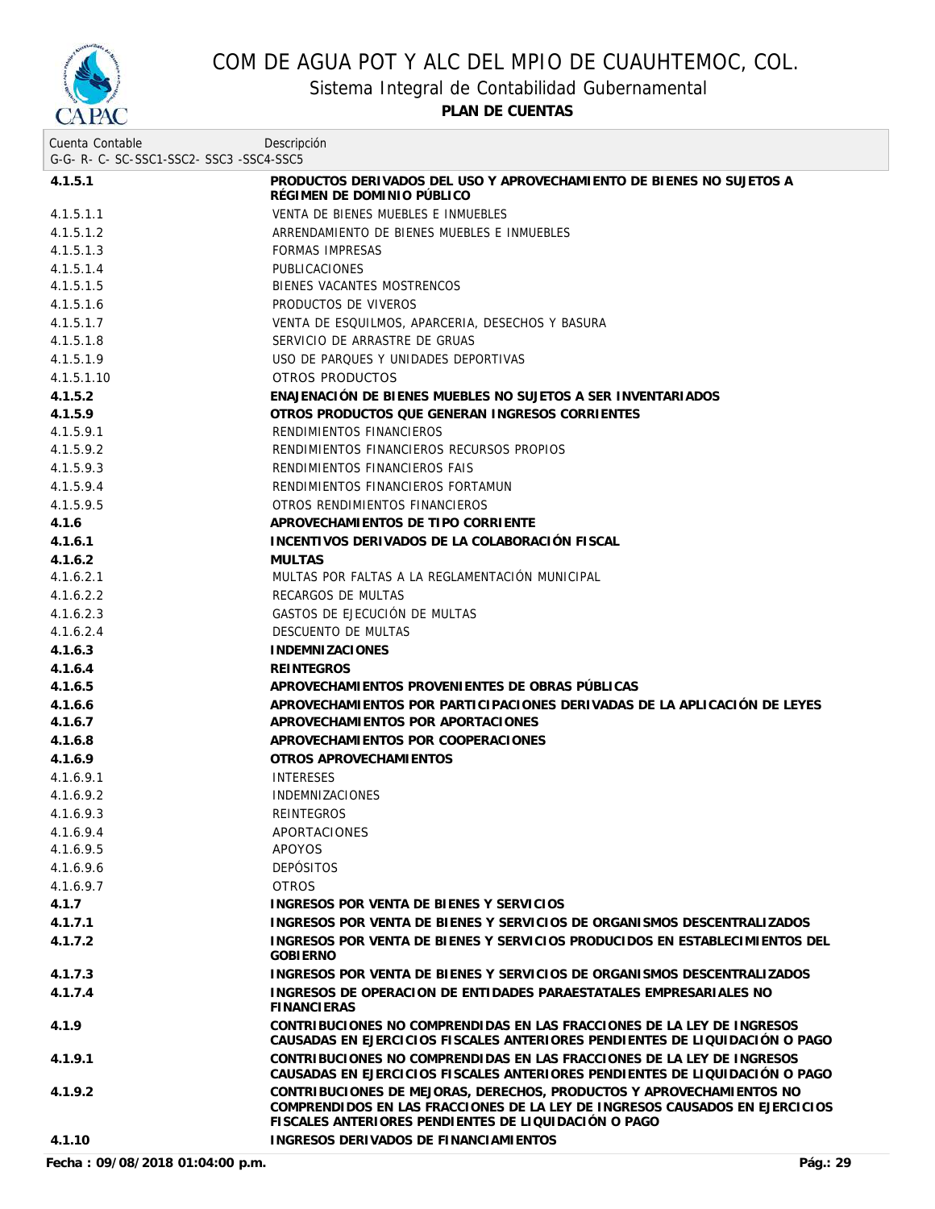# COM DE AGUA POT Y ALC DEL MPIO DE CUAUHTEMOC, COL.

## Sistema Integral de Contabilidad Gubernamental

### PLAN DE CUENTAS

| Cuenta Contable<br>G-G- R- C- SC-SSC1-SSC2- SSC3 -SSC4-SSC5 | Descripción |
|---|---|
| **4.1.5.1** | **PRODUCTOS DERIVADOS DEL USO Y APROVECHAMIENTO DE BIENES NO SUJETOS A RÉGIMEN DE DOMINIO PÚBLICO** |
| 4.1.5.1.1 | VENTA DE BIENES MUEBLES E INMUEBLES |
| 4.1.5.1.2 | ARRENDAMIENTO DE BIENES MUEBLES E INMUEBLES |
| 4.1.5.1.3 | FORMAS IMPRESAS |
| 4.1.5.1.4 | PUBLICACIONES |
| 4.1.5.1.5 | BIENES VACANTES MOSTRENCOS |
| 4.1.5.1.6 | PRODUCTOS DE VIVEROS |
| 4.1.5.1.7 | VENTA DE ESQUILMOS, APARCERIA, DESECHOS Y BASURA |
| 4.1.5.1.8 | SERVICIO DE ARRASTRE DE GRUAS |
| 4.1.5.1.9 | USO DE PARQUES Y UNIDADES DEPORTIVAS |
| 4.1.5.1.10 | OTROS PRODUCTOS |
| **4.1.5.2** | **ENAJENACIÓN DE BIENES MUEBLES NO SUJETOS A SER INVENTARIADOS** |
| **4.1.5.9** | **OTROS PRODUCTOS QUE GENERAN INGRESOS CORRIENTES** |
| 4.1.5.9.1 | RENDIMIENTOS FINANCIEROS |
| 4.1.5.9.2 | RENDIMIENTOS FINANCIEROS RECURSOS PROPIOS |
| 4.1.5.9.3 | RENDIMIENTOS FINANCIEROS FAIS |
| 4.1.5.9.4 | RENDIMIENTOS FINANCIEROS FORTAMUN |
| 4.1.5.9.5 | OTROS RENDIMIENTOS FINANCIEROS |
| **4.1.6** | **APROVECHAMIENTOS DE TIPO CORRIENTE** |
| **4.1.6.1** | **INCENTIVOS DERIVADOS DE LA COLABORACIÓN FISCAL** |
| **4.1.6.2** | **MULTAS** |
| 4.1.6.2.1 | MULTAS POR FALTAS A LA REGLAMENTACIÓN MUNICIPAL |
| 4.1.6.2.2 | RECARGOS DE MULTAS |
| 4.1.6.2.3 | GASTOS DE EJECUCIÓN DE MULTAS |
| 4.1.6.2.4 | DESCUENTO DE MULTAS |
| **4.1.6.3** | **INDEMNIZACIONES** |
| **4.1.6.4** | **REINTEGROS** |
| **4.1.6.5** | **APROVECHAMIENTOS PROVENIENTES DE OBRAS PÚBLICAS** |
| **4.1.6.6** | **APROVECHAMIENTOS POR PARTICIPACIONES DERIVADAS DE LA APLICACIÓN DE LEYES** |
| **4.1.6.7** | **APROVECHAMIENTOS POR APORTACIONES** |
| **4.1.6.8** | **APROVECHAMIENTOS POR COOPERACIONES** |
| **4.1.6.9** | **OTROS APROVECHAMIENTOS** |
| 4.1.6.9.1 | INTERESES |
| 4.1.6.9.2 | INDEMNIZACIONES |
| 4.1.6.9.3 | REINTEGROS |
| 4.1.6.9.4 | APORTACIONES |
| 4.1.6.9.5 | APOYOS |
| 4.1.6.9.6 | DEPÓSITOS |
| 4.1.6.9.7 | OTROS |
| **4.1.7** | **INGRESOS POR VENTA DE BIENES Y SERVICIOS** |
| **4.1.7.1** | **INGRESOS POR VENTA DE BIENES Y SERVICIOS DE ORGANISMOS DESCENTRALIZADOS** |
| **4.1.7.2** | **INGRESOS POR VENTA DE BIENES Y SERVICIOS PRODUCIDOS EN ESTABLECIMIENTOS DEL GOBIERNO** |
| **4.1.7.3** | **INGRESOS POR VENTA DE BIENES Y SERVICIOS DE ORGANISMOS DESCENTRALIZADOS** |
| **4.1.7.4** | **INGRESOS DE OPERACION DE ENTIDADES PARAESTATALES EMPRESARIALES NO FINANCIERAS** |
| **4.1.9** | **CONTRIBUCIONES NO COMPRENDIDAS EN LAS FRACCIONES DE LA LEY DE INGRESOS CAUSADAS EN EJERCICIOS FISCALES ANTERIORES PENDIENTES DE LIQUIDACIÓN O PAGO** |
| **4.1.9.1** | **CONTRIBUCIONES NO COMPRENDIDAS EN LAS FRACCIONES DE LA LEY DE INGRESOS CAUSADAS EN EJERCICIOS FISCALES ANTERIORES PENDIENTES DE LIQUIDACIÓN O PAGO** |
| **4.1.9.2** | **CONTRIBUCIONES DE MEJORAS, DERECHOS, PRODUCTOS Y APROVECHAMIENTOS NO COMPRENDIDOS EN LAS FRACCIONES DE LA LEY DE INGRESOS CAUSADOS EN EJERCICIOS FISCALES ANTERIORES PENDIENTES DE LIQUIDACIÓN O PAGO** |
| **4.1.10** | **INGRESOS DERIVADOS DE FINANCIAMIENTOS** |

**Fecha : 09/08/2018 01:04:00 p.m.**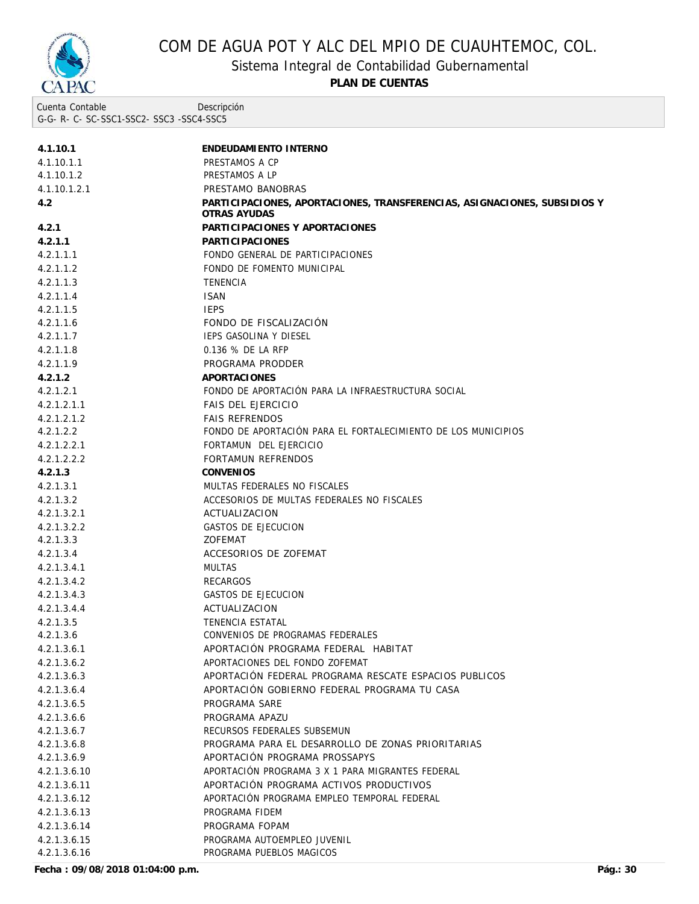| Cuenta Contable<br>G-G- R- C- SC-SSC1-SSC2- SSC3 -SSC4-SSC5 | Descripción |
|---|---|
| **4.1.10.1** | **ENDEUDAMIENTO INTERNO** |
| 4.1.10.1.1 | PRESTAMOS A CP |
| 4.1.10.1.2 | PRESTAMOS A LP |
| 4.1.10.1.2.1 | PRESTAMO BANOBRAS |
| **4.2** | **PARTICIPACIONES, APORTACIONES, TRANSFERENCIAS, ASIGNACIONES, SUBSIDIOS Y OTRAS AYUDAS** |
| **4.2.1** | **PARTICIPACIONES Y APORTACIONES** |
| **4.2.1.1** | **PARTICIPACIONES** |
| 4.2.1.1.1 | FONDO GENERAL DE PARTICIPACIONES |
| 4.2.1.1.2 | FONDO DE FOMENTO MUNICIPAL |
| 4.2.1.1.3 | TENENCIA |
| 4.2.1.1.4 | ISAN |
| 4.2.1.1.5 | IEPS |
| 4.2.1.1.6 | FONDO DE FISCALIZACIÓN |
| 4.2.1.1.7 | IEPS GASOLINA Y DIESEL |
| 4.2.1.1.8 | 0.136 % DE LA RFP |
| 4.2.1.1.9 | PROGRAMA PRODDER |
| **4.2.1.2** | **APORTACIONES** |
| 4.2.1.2.1 | FONDO DE APORTACIÓN PARA LA INFRAESTRUCTURA SOCIAL |
| 4.2.1.2.1.1 | FAIS DEL EJERCICIO |
| 4.2.1.2.1.2 | FAIS REFRENDOS |
| 4.2.1.2.2 | FONDO DE APORTACIÓN PARA EL FORTALECIMIENTO DE LOS MUNICIPIOS |
| 4.2.1.2.2.1 | FORTAMUN DEL EJERCICIO |
| 4.2.1.2.2.2 | FORTAMUN REFRENDOS |
| **4.2.1.3** | **CONVENIOS** |
| 4.2.1.3.1 | MULTAS FEDERALES NO FISCALES |
| 4.2.1.3.2 | ACCESORIOS DE MULTAS FEDERALES NO FISCALES |
| 4.2.1.3.2.1 | ACTUALIZACION |
| 4.2.1.3.2.2 | GASTOS DE EJECUCION |
| 4.2.1.3.3 | ZOFEMAT |
| 4.2.1.3.4 | ACCESORIOS DE ZOFEMAT |
| 4.2.1.3.4.1 | MULTAS |
| 4.2.1.3.4.2 | RECARGOS |
| 4.2.1.3.4.3 | GASTOS DE EJECUCION |
| 4.2.1.3.4.4 | ACTUALIZACION |
| 4.2.1.3.5 | TENENCIA ESTATAL |
| 4.2.1.3.6 | CONVENIOS DE PROGRAMAS FEDERALES |
| 4.2.1.3.6.1 | APORTACIÓN PROGRAMA FEDERAL HABITAT |
| 4.2.1.3.6.2 | APORTACIONES DEL FONDO ZOFEMAT |
| 4.2.1.3.6.3 | APORTACIÓN FEDERAL PROGRAMA RESCATE ESPACIOS PUBLICOS |
| 4.2.1.3.6.4 | APORTACIÓN GOBIERNO FEDERAL PROGRAMA TU CASA |
| 4.2.1.3.6.5 | PROGRAMA SARE |
| 4.2.1.3.6.6 | PROGRAMA APAZU |
| 4.2.1.3.6.7 | RECURSOS FEDERALES SUBSEMUN |
| 4.2.1.3.6.8 | PROGRAMA PARA EL DESARROLLO DE ZONAS PRIORITARIAS |
| 4.2.1.3.6.9 | APORTACIÓN PROGRAMA PROSSAPYS |
| 4.2.1.3.6.10 | APORTACIÓN PROGRAMA 3 X 1 PARA MIGRANTES FEDERAL |
| 4.2.1.3.6.11 | APORTACIÓN PROGRAMA ACTIVOS PRODUCTIVOS |
| 4.2.1.3.6.12 | APORTACIÓN PROGRAMA EMPLEO TEMPORAL FEDERAL |
| 4.2.1.3.6.13 | PROGRAMA FIDEM |
| 4.2.1.3.6.14 | PROGRAMA FOPAM |
| 4.2.1.3.6.15 | PROGRAMA AUTOEMPLEO JUVENIL |
| 4.2.1.3.6.16 | PROGRAMA PUEBLOS MAGICOS |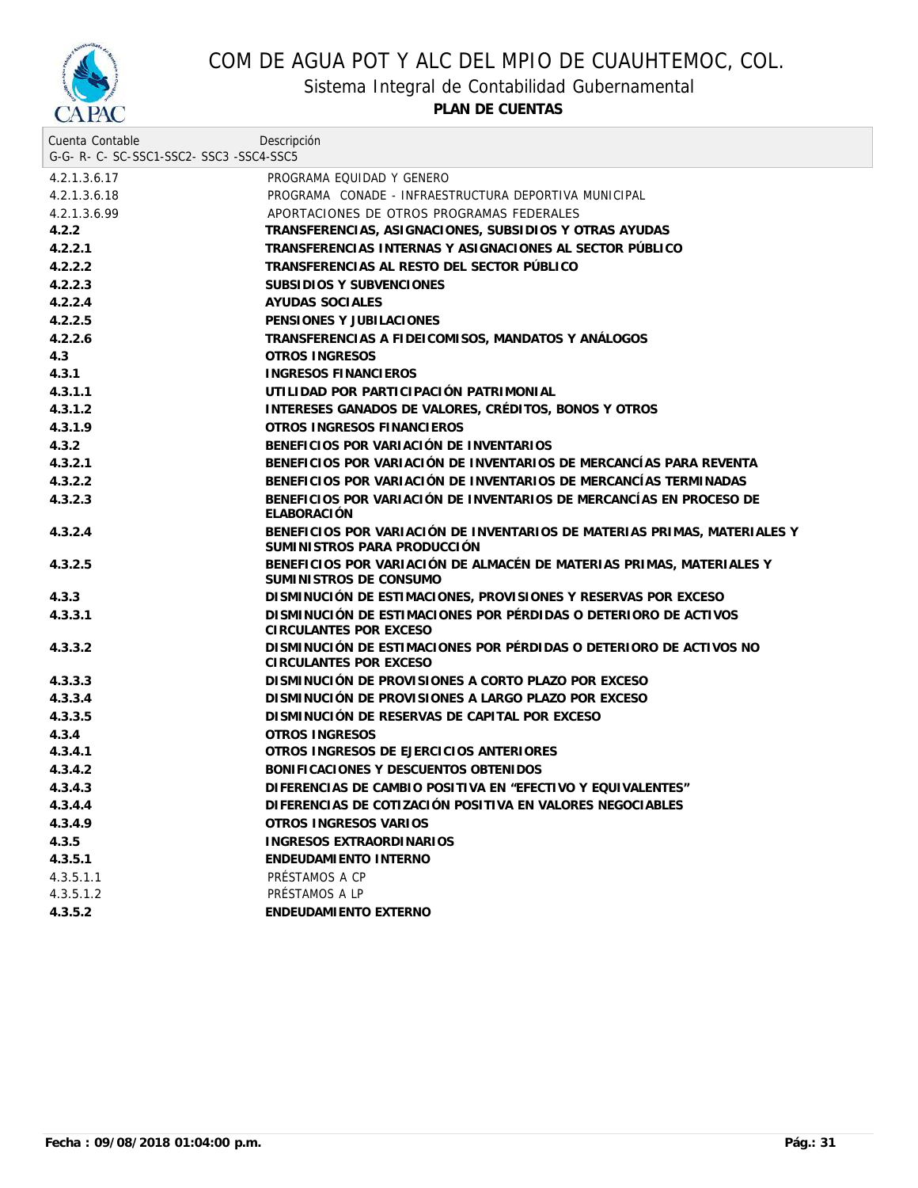# COM DE AGUA POT Y ALC DEL MPIO DE CUAUHTEMOC, COL.

## Sistema Integral de Contabilidad Gubernamental

**PLAN DE CUENTAS**

| Cuenta Contable<br>G-G- R- C- SC-SSC1-SSC2- SSC3 -SSC4-SSC5 | Descripción |
|---|---|
| 4.2.1.3.6.17 | PROGRAMA EQUIDAD Y GENERO |
| 4.2.1.3.6.18 | PROGRAMA CONADE - INFRAESTRUCTURA DEPORTIVA MUNICIPAL |
| 4.2.1.3.6.99 | APORTACIONES DE OTROS PROGRAMAS FEDERALES |
| **4.2.2** | **TRANSFERENCIAS, ASIGNACIONES, SUBSIDIOS Y OTRAS AYUDAS** |
| **4.2.2.1** | **TRANSFERENCIAS INTERNAS Y ASIGNACIONES AL SECTOR PÚBLICO** |
| **4.2.2.2** | **TRANSFERENCIAS AL RESTO DEL SECTOR PÚBLICO** |
| **4.2.2.3** | **SUBSIDIOS Y SUBVENCIONES** |
| **4.2.2.4** | **AYUDAS SOCIALES** |
| **4.2.2.5** | **PENSIONES Y JUBILACIONES** |
| **4.2.2.6** | **TRANSFERENCIAS A FIDEICOMISOS, MANDATOS Y ANÁLOGOS** |
| **4.3** | **OTROS INGRESOS** |
| **4.3.1** | **INGRESOS FINANCIEROS** |
| **4.3.1.1** | **UTILIDAD POR PARTICIPACIÓN PATRIMONIAL** |
| **4.3.1.2** | **INTERESES GANADOS DE VALORES, CRÉDITOS, BONOS Y OTROS** |
| **4.3.1.9** | **OTROS INGRESOS FINANCIEROS** |
| **4.3.2** | **BENEFICIOS POR VARIACIÓN DE INVENTARIOS** |
| **4.3.2.1** | **BENEFICIOS POR VARIACIÓN DE INVENTARIOS DE MERCANCÍAS PARA REVENTA** |
| **4.3.2.2** | **BENEFICIOS POR VARIACIÓN DE INVENTARIOS DE MERCANCÍAS TERMINADAS** |
| **4.3.2.3** | **BENEFICIOS POR VARIACIÓN DE INVENTARIOS DE MERCANCÍAS EN PROCESO DE ELABORACIÓN** |
| **4.3.2.4** | **BENEFICIOS POR VARIACIÓN DE INVENTARIOS DE MATERIAS PRIMAS, MATERIALES Y SUMINISTROS PARA PRODUCCIÓN** |
| **4.3.2.5** | **BENEFICIOS POR VARIACIÓN DE ALMACÉN DE MATERIAS PRIMAS, MATERIALES Y SUMINISTROS DE CONSUMO** |
| **4.3.3** | **DISMINUCIÓN DE ESTIMACIONES, PROVISIONES Y RESERVAS POR EXCESO** |
| **4.3.3.1** | **DISMINUCIÓN DE ESTIMACIONES POR PÉRDIDAS O DETERIORO DE ACTIVOS CIRCULANTES POR EXCESO** |
| **4.3.3.2** | **DISMINUCIÓN DE ESTIMACIONES POR PÉRDIDAS O DETERIORO DE ACTIVOS NO CIRCULANTES POR EXCESO** |
| **4.3.3.3** | **DISMINUCIÓN DE PROVISIONES A CORTO PLAZO POR EXCESO** |
| **4.3.3.4** | **DISMINUCIÓN DE PROVISIONES A LARGO PLAZO POR EXCESO** |
| **4.3.3.5** | **DISMINUCIÓN DE RESERVAS DE CAPITAL POR EXCESO** |
| **4.3.4** | **OTROS INGRESOS** |
| **4.3.4.1** | **OTROS INGRESOS DE EJERCICIOS ANTERIORES** |
| **4.3.4.2** | **BONIFICACIONES Y DESCUENTOS OBTENIDOS** |
| **4.3.4.3** | **DIFERENCIAS DE CAMBIO POSITIVA EN "EFECTIVO Y EQUIVALENTES"** |
| **4.3.4.4** | **DIFERENCIAS DE COTIZACIÓN POSITIVA EN VALORES NEGOCIABLES** |
| **4.3.4.9** | **OTROS INGRESOS VARIOS** |
| **4.3.5** | **INGRESOS EXTRAORDINARIOS** |
| **4.3.5.1** | **ENDEUDAMIENTO INTERNO** |
| 4.3.5.1.1 | PRÉSTAMOS A CP |
| 4.3.5.1.2 | PRÉSTAMOS A LP |
| **4.3.5.2** | **ENDEUDAMIENTO EXTERNO** |

**Fecha : 09/08/2018 01:04:00 p.m.**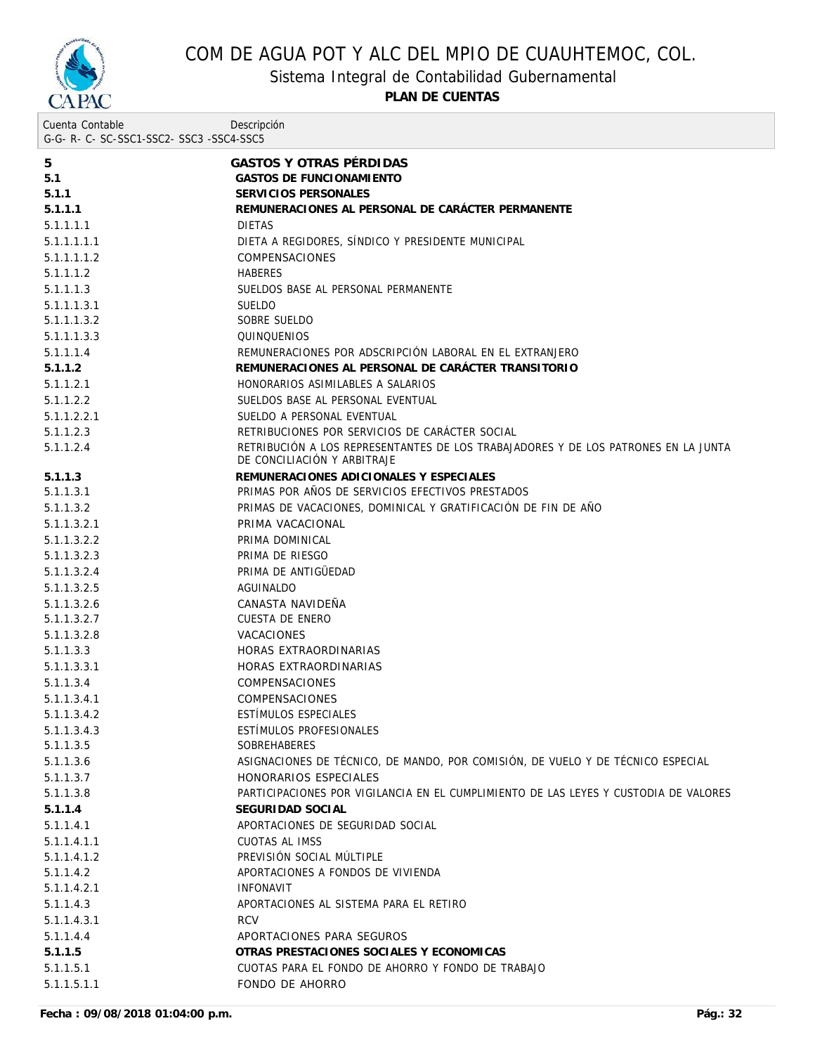# COM DE AGUA POT Y ALC DEL MPIO DE CUAUHTEMOC, COL.

## Sistema Integral de Contabilidad Gubernamental

**PLAN DE CUENTAS**

| Cuenta Contable G-G- R- C- SC-SSC1-SSC2- SSC3 -SSC4-SSC5 | Descripción |
|---|---|
| **5** | **GASTOS Y OTRAS PÉRDIDAS** |
| **5.1** | **GASTOS DE FUNCIONAMIENTO** |
| **5.1.1** | **SERVICIOS PERSONALES** |
| **5.1.1.1** | **REMUNERACIONES AL PERSONAL DE CARÁCTER PERMANENTE** |
| 5.1.1.1.1 | DIETAS |
| 5.1.1.1.1.1 | DIETA A REGIDORES, SÍNDICO Y PRESIDENTE MUNICIPAL |
| 5.1.1.1.1.2 | COMPENSACIONES |
| 5.1.1.1.2 | HABERES |
| 5.1.1.1.3 | SUELDOS BASE AL PERSONAL PERMANENTE |
| 5.1.1.1.3.1 | SUELDO |
| 5.1.1.1.3.2 | SOBRE SUELDO |
| 5.1.1.1.3.3 | QUINQUENIOS |
| 5.1.1.1.4 | REMUNERACIONES POR ADSCRIPCIÓN LABORAL EN EL EXTRANJERO |
| **5.1.1.2** | **REMUNERACIONES AL PERSONAL DE CARÁCTER TRANSITORIO** |
| 5.1.1.2.1 | HONORARIOS ASIMILABLES A SALARIOS |
| 5.1.1.2.2 | SUELDOS BASE AL PERSONAL EVENTUAL |
| 5.1.1.2.2.1 | SUELDO A PERSONAL EVENTUAL |
| 5.1.1.2.3 | RETRIBUCIONES POR SERVICIOS DE CARÁCTER SOCIAL |
| 5.1.1.2.4 | RETRIBUCIÓN A LOS REPRESENTANTES DE LOS TRABAJADORES Y DE LOS PATRONES EN LA JUNTA DE CONCILIACIÓN Y ARBITRAJE |
| **5.1.1.3** | **REMUNERACIONES ADICIONALES Y ESPECIALES** |
| 5.1.1.3.1 | PRIMAS POR AÑOS DE SERVICIOS EFECTIVOS PRESTADOS |
| 5.1.1.3.2 | PRIMAS DE VACACIONES, DOMINICAL Y GRATIFICACIÓN DE FIN DE AÑO |
| 5.1.1.3.2.1 | PRIMA VACACIONAL |
| 5.1.1.3.2.2 | PRIMA DOMINICAL |
| 5.1.1.3.2.3 | PRIMA DE RIESGO |
| 5.1.1.3.2.4 | PRIMA DE ANTIGÜEDAD |
| 5.1.1.3.2.5 | AGUINALDO |
| 5.1.1.3.2.6 | CANASTA NAVIDEÑA |
| 5.1.1.3.2.7 | CUESTA DE ENERO |
| 5.1.1.3.2.8 | VACACIONES |
| 5.1.1.3.3 | HORAS EXTRAORDINARIAS |
| 5.1.1.3.3.1 | HORAS EXTRAORDINARIAS |
| 5.1.1.3.4 | COMPENSACIONES |
| 5.1.1.3.4.1 | COMPENSACIONES |
| 5.1.1.3.4.2 | ESTÍMULOS ESPECIALES |
| 5.1.1.3.4.3 | ESTÍMULOS PROFESIONALES |
| 5.1.1.3.5 | SOBREHABERES |
| 5.1.1.3.6 | ASIGNACIONES DE TÉCNICO, DE MANDO, POR COMISIÓN, DE VUELO Y DE TÉCNICO ESPECIAL |
| 5.1.1.3.7 | HONORARIOS ESPECIALES |
| 5.1.1.3.8 | PARTICIPACIONES POR VIGILANCIA EN EL CUMPLIMIENTO DE LAS LEYES Y CUSTODIA DE VALORES |
| **5.1.1.4** | **SEGURIDAD SOCIAL** |
| 5.1.1.4.1 | APORTACIONES DE SEGURIDAD SOCIAL |
| 5.1.1.4.1.1 | CUOTAS AL IMSS |
| 5.1.1.4.1.2 | PREVISIÓN SOCIAL MÚLTIPLE |
| 5.1.1.4.2 | APORTACIONES A FONDOS DE VIVIENDA |
| 5.1.1.4.2.1 | INFONAVIT |
| 5.1.1.4.3 | APORTACIONES AL SISTEMA PARA EL RETIRO |
| 5.1.1.4.3.1 | RCV |
| 5.1.1.4.4 | APORTACIONES PARA SEGUROS |
| **5.1.1.5** | **OTRAS PRESTACIONES SOCIALES Y ECONOMICAS** |
| 5.1.1.5.1 | CUOTAS PARA EL FONDO DE AHORRO Y FONDO DE TRABAJO |
| 5.1.1.5.1.1 | FONDO DE AHORRO |

**Fecha : 09/08/2018 01:04:00 p.m.**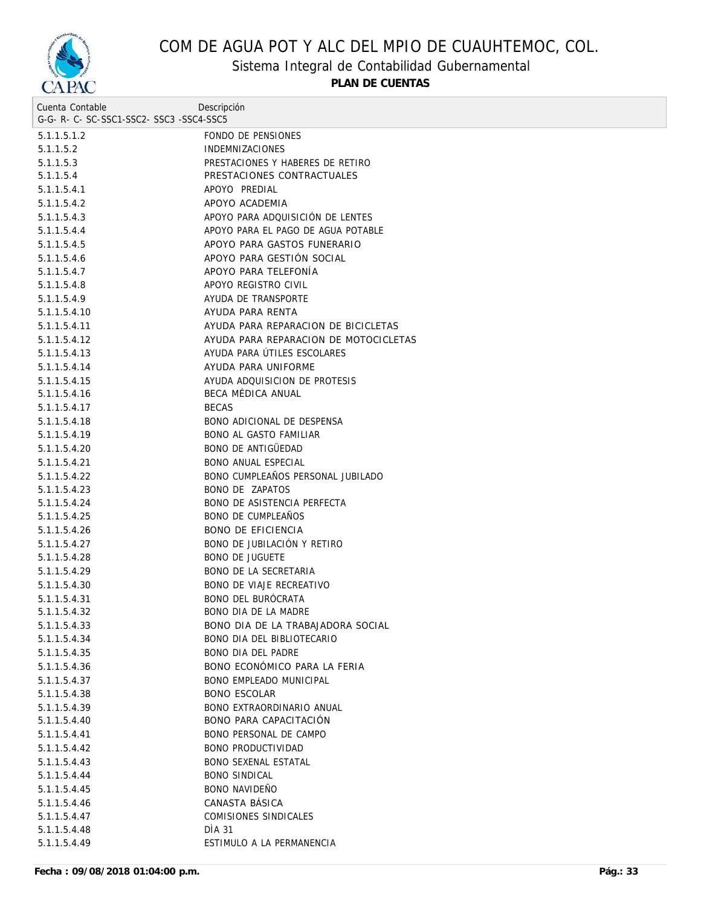# COM DE AGUA POT Y ALC DEL MPIO DE CUAUHTEMOC, COL.

## Sistema Integral de Contabilidad Gubernamental

**PLAN DE CUENTAS**

| Cuenta Contable<br>G-G- R- C- SC-SSC1-SSC2- SSC3 -SSC4-SSC5 | Descripción |
| --- | --- |
| 5.1.1.5.1.2 | FONDO DE PENSIONES |
| 5.1.1.5.2 | INDEMNIZACIONES |
| 5.1.1.5.3 | PRESTACIONES Y HABERES DE RETIRO |
| 5.1.1.5.4 | PRESTACIONES CONTRACTUALES |
| 5.1.1.5.4.1 | APOYO PREDIAL |
| 5.1.1.5.4.2 | APOYO ACADEMIA |
| 5.1.1.5.4.3 | APOYO PARA ADQUISICIÓN DE LENTES |
| 5.1.1.5.4.4 | APOYO PARA EL PAGO DE AGUA POTABLE |
| 5.1.1.5.4.5 | APOYO PARA GASTOS FUNERARIO |
| 5.1.1.5.4.6 | APOYO PARA GESTIÓN SOCIAL |
| 5.1.1.5.4.7 | APOYO PARA TELEFONÍA |
| 5.1.1.5.4.8 | APOYO REGISTRO CIVIL |
| 5.1.1.5.4.9 | AYUDA DE TRANSPORTE |
| 5.1.1.5.4.10 | AYUDA PARA RENTA |
| 5.1.1.5.4.11 | AYUDA PARA REPARACION DE BICICLETAS |
| 5.1.1.5.4.12 | AYUDA PARA REPARACION DE MOTOCICLETAS |
| 5.1.1.5.4.13 | AYUDA PARA ÚTILES ESCOLARES |
| 5.1.1.5.4.14 | AYUDA PARA UNIFORME |
| 5.1.1.5.4.15 | AYUDA ADQUISICION DE PROTESIS |
| 5.1.1.5.4.16 | BECA MÉDICA ANUAL |
| 5.1.1.5.4.17 | BECAS |
| 5.1.1.5.4.18 | BONO ADICIONAL DE DESPENSA |
| 5.1.1.5.4.19 | BONO AL GASTO FAMILIAR |
| 5.1.1.5.4.20 | BONO DE ANTIGÜEDAD |
| 5.1.1.5.4.21 | BONO ANUAL ESPECIAL |
| 5.1.1.5.4.22 | BONO CUMPLEAÑOS PERSONAL JUBILADO |
| 5.1.1.5.4.23 | BONO DE ZAPATOS |
| 5.1.1.5.4.24 | BONO DE ASISTENCIA PERFECTA |
| 5.1.1.5.4.25 | BONO DE CUMPLEAÑOS |
| 5.1.1.5.4.26 | BONO DE EFICIENCIA |
| 5.1.1.5.4.27 | BONO DE JUBILACIÓN Y RETIRO |
| 5.1.1.5.4.28 | BONO DE JUGUETE |
| 5.1.1.5.4.29 | BONO DE LA SECRETARIA |
| 5.1.1.5.4.30 | BONO DE VIAJE RECREATIVO |
| 5.1.1.5.4.31 | BONO DEL BURÓCRATA |
| 5.1.1.5.4.32 | BONO DIA DE LA MADRE |
| 5.1.1.5.4.33 | BONO DIA DE LA TRABAJADORA SOCIAL |
| 5.1.1.5.4.34 | BONO DIA DEL BIBLIOTECARIO |
| 5.1.1.5.4.35 | BONO DIA DEL PADRE |
| 5.1.1.5.4.36 | BONO ECONÓMICO PARA LA FERIA |
| 5.1.1.5.4.37 | BONO EMPLEADO MUNICIPAL |
| 5.1.1.5.4.38 | BONO ESCOLAR |
| 5.1.1.5.4.39 | BONO EXTRAORDINARIO ANUAL |
| 5.1.1.5.4.40 | BONO PARA CAPACITACIÓN |
| 5.1.1.5.4.41 | BONO PERSONAL DE CAMPO |
| 5.1.1.5.4.42 | BONO PRODUCTIVIDAD |
| 5.1.1.5.4.43 | BONO SEXENAL ESTATAL |
| 5.1.1.5.4.44 | BONO SINDICAL |
| 5.1.1.5.4.45 | BONO NAVIDEÑO |
| 5.1.1.5.4.46 | CANASTA BÁSICA |
| 5.1.1.5.4.47 | COMISIONES SINDICALES |
| 5.1.1.5.4.48 | DÌA 31 |
| 5.1.1.5.4.49 | ESTIMULO A LA PERMANENCIA |

**Fecha : 09/08/2018 01:04:00 p.m.**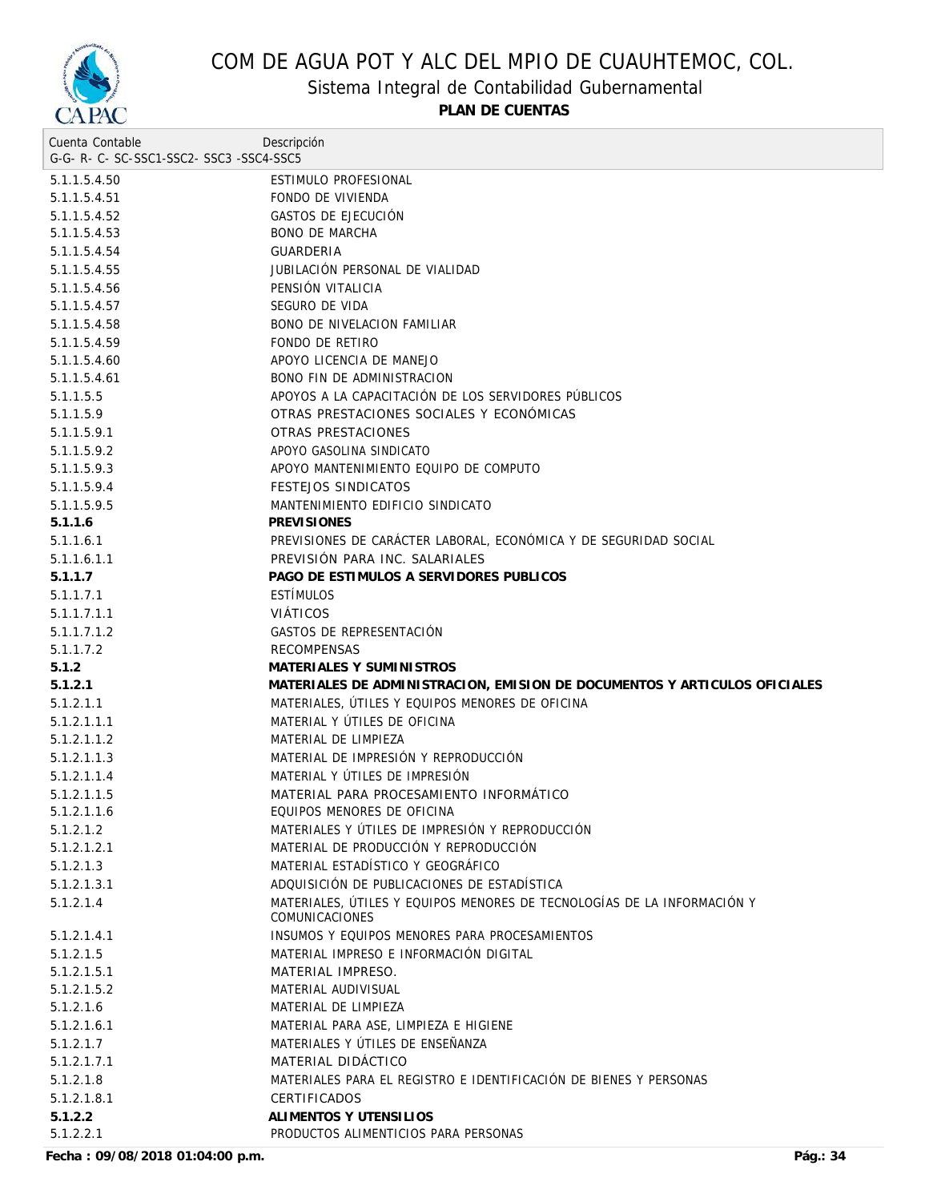| Cuenta Contable<br>G-G- R- C- SC-SSC1-SSC2- SSC3 -SSC4-SSC5 | Descripción |
|---|---|
| 5.1.1.5.4.50 | ESTIMULO PROFESIONAL |
| 5.1.1.5.4.51 | FONDO DE VIVIENDA |
| 5.1.1.5.4.52 | GASTOS DE EJECUCIÓN |
| 5.1.1.5.4.53 | BONO DE MARCHA |
| 5.1.1.5.4.54 | GUARDERIA |
| 5.1.1.5.4.55 | JUBILACIÓN PERSONAL DE VIALIDAD |
| 5.1.1.5.4.56 | PENSIÓN VITALICIA |
| 5.1.1.5.4.57 | SEGURO DE VIDA |
| 5.1.1.5.4.58 | BONO DE NIVELACION FAMILIAR |
| 5.1.1.5.4.59 | FONDO DE RETIRO |
| 5.1.1.5.4.60 | APOYO LICENCIA DE MANEJO |
| 5.1.1.5.4.61 | BONO FIN DE ADMINISTRACION |
| 5.1.1.5.5 | APOYOS A LA CAPACITACIÓN DE LOS SERVIDORES PÚBLICOS |
| 5.1.1.5.9 | OTRAS PRESTACIONES SOCIALES Y ECONÓMICAS |
| 5.1.1.5.9.1 | OTRAS PRESTACIONES |
| 5.1.1.5.9.2 | APOYO GASOLINA SINDICATO |
| 5.1.1.5.9.3 | APOYO MANTENIMIENTO EQUIPO DE COMPUTO |
| 5.1.1.5.9.4 | FESTEJOS SINDICATOS |
| 5.1.1.5.9.5 | MANTENIMIENTO EDIFICIO SINDICATO |
| **5.1.1.6** | **PREVISIONES** |
| 5.1.1.6.1 | PREVISIONES DE CARÁCTER LABORAL, ECONÓMICA Y DE SEGURIDAD SOCIAL |
| 5.1.1.6.1.1 | PREVISIÓN PARA INC. SALARIALES |
| **5.1.1.7** | **PAGO DE ESTIMULOS A SERVIDORES PUBLICOS** |
| 5.1.1.7.1 | ESTÍMULOS |
| 5.1.1.7.1.1 | VIÁTICOS |
| 5.1.1.7.1.2 | GASTOS DE REPRESENTACIÓN |
| 5.1.1.7.2 | RECOMPENSAS |
| **5.1.2** | **MATERIALES Y SUMINISTROS** |
| **5.1.2.1** | **MATERIALES DE ADMINISTRACION, EMISION DE DOCUMENTOS Y ARTICULOS OFICIALES** |
| 5.1.2.1.1 | MATERIALES, ÚTILES Y EQUIPOS MENORES DE OFICINA |
| 5.1.2.1.1.1 | MATERIAL Y ÚTILES DE OFICINA |
| 5.1.2.1.1.2 | MATERIAL DE LIMPIEZA |
| 5.1.2.1.1.3 | MATERIAL DE IMPRESIÓN Y REPRODUCCIÓN |
| 5.1.2.1.1.4 | MATERIAL Y ÚTILES DE IMPRESIÓN |
| 5.1.2.1.1.5 | MATERIAL PARA PROCESAMIENTO INFORMÁTICO |
| 5.1.2.1.1.6 | EQUIPOS MENORES DE OFICINA |
| 5.1.2.1.2 | MATERIALES Y ÚTILES DE IMPRESIÓN Y REPRODUCCIÓN |
| 5.1.2.1.2.1 | MATERIAL DE PRODUCCIÓN Y REPRODUCCIÓN |
| 5.1.2.1.3 | MATERIAL ESTADÍSTICO Y GEOGRÁFICO |
| 5.1.2.1.3.1 | ADQUISICIÓN DE PUBLICACIONES DE ESTADÍSTICA |
| 5.1.2.1.4 | MATERIALES, ÚTILES Y EQUIPOS MENORES DE TECNOLOGÍAS DE LA INFORMACIÓN Y COMUNICACIONES |
| 5.1.2.1.4.1 | INSUMOS Y EQUIPOS MENORES PARA PROCESAMIENTOS |
| 5.1.2.1.5 | MATERIAL IMPRESO E INFORMACIÓN DIGITAL |
| 5.1.2.1.5.1 | MATERIAL IMPRESO. |
| 5.1.2.1.5.2 | MATERIAL AUDIVISUAL |
| 5.1.2.1.6 | MATERIAL DE LIMPIEZA |
| 5.1.2.1.6.1 | MATERIAL PARA ASE, LIMPIEZA E HIGIENE |
| 5.1.2.1.7 | MATERIALES Y ÚTILES DE ENSEÑANZA |
| 5.1.2.1.7.1 | MATERIAL DIDÁCTICO |
| 5.1.2.1.8 | MATERIALES PARA EL REGISTRO E IDENTIFICACIÓN DE BIENES Y PERSONAS |
| 5.1.2.1.8.1 | CERTIFICADOS |
| **5.1.2.2** | **ALIMENTOS Y UTENSILIOS** |
| 5.1.2.2.1 | PRODUCTOS ALIMENTICIOS PARA PERSONAS |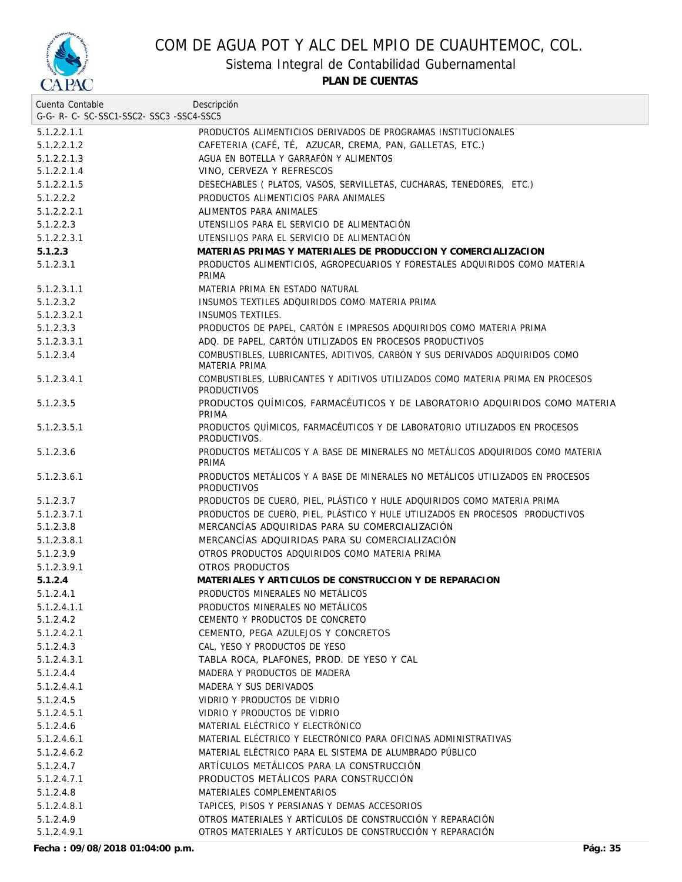# COM DE AGUA POT Y ALC DEL MPIO DE CUAUHTEMOC, COL.

## Sistema Integral de Contabilidad Gubernamental

**PLAN DE CUENTAS**

| Cuenta Contable<br>G-G- R- C- SC-SSC1-SSC2- SSC3 -SSC4-SSC5 | Descripción |
|---|---|
| 5.1.2.2.1.1 | PRODUCTOS ALIMENTICIOS DERIVADOS DE PROGRAMAS INSTITUCIONALES |
| 5.1.2.2.1.2 | CAFETERIA (CAFÉ, TÉ, AZUCAR, CREMA, PAN, GALLETAS, ETC.) |
| 5.1.2.2.1.3 | AGUA EN BOTELLA Y GARRAFÓN Y ALIMENTOS |
| 5.1.2.2.1.4 | VINO, CERVEZA Y REFRESCOS |
| 5.1.2.2.1.5 | DESECHABLES ( PLATOS, VASOS, SERVILLETAS, CUCHARAS, TENEDORES, ETC.) |
| 5.1.2.2.2 | PRODUCTOS ALIMENTICIOS PARA ANIMALES |
| 5.1.2.2.2.1 | ALIMENTOS PARA ANIMALES |
| 5.1.2.2.3 | UTENSILIOS PARA EL SERVICIO DE ALIMENTACIÓN |
| 5.1.2.2.3.1 | UTENSILIOS PARA EL SERVICIO DE ALIMENTACIÓN |
| **5.1.2.3** | **MATERIAS PRIMAS Y MATERIALES DE PRODUCCION Y COMERCIALIZACION** |
| 5.1.2.3.1 | PRODUCTOS ALIMENTICIOS, AGROPECUARIOS Y FORESTALES ADQUIRIDOS COMO MATERIA PRIMA |
| 5.1.2.3.1.1 | MATERIA PRIMA EN ESTADO NATURAL |
| 5.1.2.3.2 | INSUMOS TEXTILES ADQUIRIDOS COMO MATERIA PRIMA |
| 5.1.2.3.2.1 | INSUMOS TEXTILES. |
| 5.1.2.3.3 | PRODUCTOS DE PAPEL, CARTÓN E IMPRESOS ADQUIRIDOS COMO MATERIA PRIMA |
| 5.1.2.3.3.1 | ADQ. DE PAPEL, CARTÓN UTILIZADOS EN PROCESOS PRODUCTIVOS |
| 5.1.2.3.4 | COMBUSTIBLES, LUBRICANTES, ADITIVOS, CARBÓN Y SUS DERIVADOS ADQUIRIDOS COMO MATERIA PRIMA |
| 5.1.2.3.4.1 | COMBUSTIBLES, LUBRICANTES Y ADITIVOS UTILIZADOS COMO MATERIA PRIMA EN PROCESOS PRODUCTIVOS |
| 5.1.2.3.5 | PRODUCTOS QUÍMICOS, FARMACÉUTICOS Y DE LABORATORIO ADQUIRIDOS COMO MATERIA PRIMA |
| 5.1.2.3.5.1 | PRODUCTOS QUÍMICOS, FARMACÉUTICOS Y DE LABORATORIO UTILIZADOS EN PROCESOS PRODUCTIVOS. |
| 5.1.2.3.6 | PRODUCTOS METÁLICOS Y A BASE DE MINERALES NO METÁLICOS ADQUIRIDOS COMO MATERIA PRIMA |
| 5.1.2.3.6.1 | PRODUCTOS METÁLICOS Y A BASE DE MINERALES NO METÁLICOS UTILIZADOS EN PROCESOS PRODUCTIVOS |
| 5.1.2.3.7 | PRODUCTOS DE CUERO, PIEL, PLÁSTICO Y HULE ADQUIRIDOS COMO MATERIA PRIMA |
| 5.1.2.3.7.1 | PRODUCTOS DE CUERO, PIEL, PLÁSTICO Y HULE UTILIZADOS EN PROCESOS PRODUCTIVOS |
| 5.1.2.3.8 | MERCANCÍAS ADQUIRIDAS PARA SU COMERCIALIZACIÓN |
| 5.1.2.3.8.1 | MERCANCÍAS ADQUIRIDAS PARA SU COMERCIALIZACIÓN |
| 5.1.2.3.9 | OTROS PRODUCTOS ADQUIRIDOS COMO MATERIA PRIMA |
| 5.1.2.3.9.1 | OTROS PRODUCTOS |
| **5.1.2.4** | **MATERIALES Y ARTICULOS DE CONSTRUCCION Y DE REPARACION** |
| 5.1.2.4.1 | PRODUCTOS MINERALES NO METÁLICOS |
| 5.1.2.4.1.1 | PRODUCTOS MINERALES NO METÁLICOS |
| 5.1.2.4.2 | CEMENTO Y PRODUCTOS DE CONCRETO |
| 5.1.2.4.2.1 | CEMENTO, PEGA AZULEJOS Y CONCRETOS |
| 5.1.2.4.3 | CAL, YESO Y PRODUCTOS DE YESO |
| 5.1.2.4.3.1 | TABLA ROCA, PLAFONES, PROD. DE YESO Y CAL |
| 5.1.2.4.4 | MADERA Y PRODUCTOS DE MADERA |
| 5.1.2.4.4.1 | MADERA Y SUS DERIVADOS |
| 5.1.2.4.5 | VIDRIO Y PRODUCTOS DE VIDRIO |
| 5.1.2.4.5.1 | VIDRIO Y PRODUCTOS DE VIDRIO |
| 5.1.2.4.6 | MATERIAL ELÉCTRICO Y ELECTRÓNICO |
| 5.1.2.4.6.1 | MATERIAL ELÉCTRICO Y ELECTRÓNICO PARA OFICINAS ADMINISTRATIVAS |
| 5.1.2.4.6.2 | MATERIAL ELÉCTRICO PARA EL SISTEMA DE ALUMBRADO PÚBLICO |
| 5.1.2.4.7 | ARTÍCULOS METÁLICOS PARA LA CONSTRUCCIÓN |
| 5.1.2.4.7.1 | PRODUCTOS METÁLICOS PARA CONSTRUCCIÓN |
| 5.1.2.4.8 | MATERIALES COMPLEMENTARIOS |
| 5.1.2.4.8.1 | TAPICES, PISOS Y PERSIANAS Y DEMAS ACCESORIOS |
| 5.1.2.4.9 | OTROS MATERIALES Y ARTÍCULOS DE CONSTRUCCIÓN Y REPARACIÓN |
| 5.1.2.4.9.1 | OTROS MATERIALES Y ARTÍCULOS DE CONSTRUCCIÓN Y REPARACIÓN |

**Fecha : 09/08/2018 01:04:00 p.m.**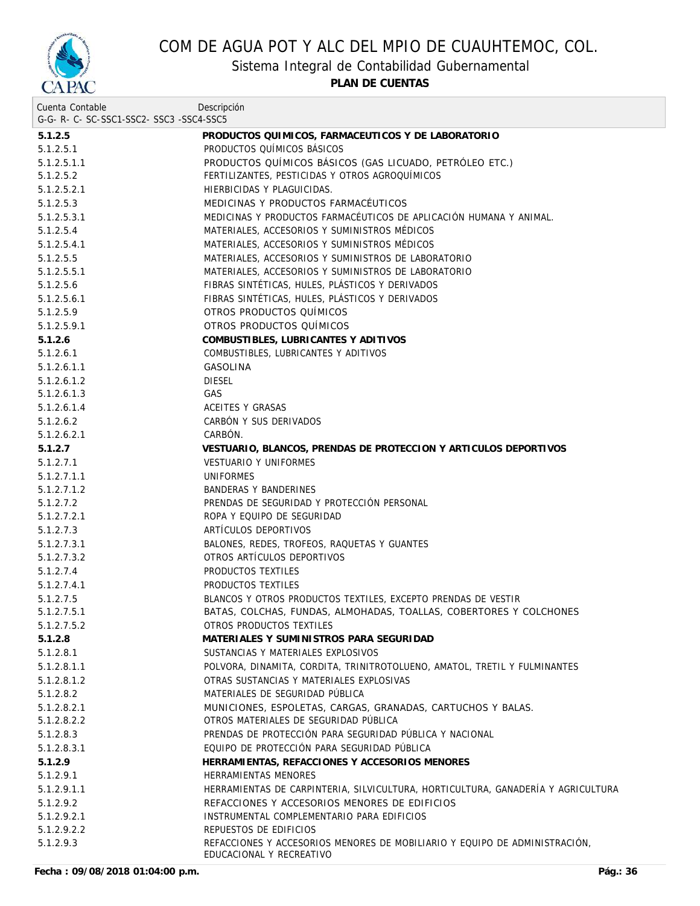| Cuenta Contable<br>G-G- R- C- SC-SSC1-SSC2- SSC3 -SSC4-SSC5 | Descripción |
|---|---|
| **5.1.2.5** | **PRODUCTOS QUIMICOS, FARMACEUTICOS Y DE LABORATORIO** |
| 5.1.2.5.1 | PRODUCTOS QUÍMICOS BÁSICOS |
| 5.1.2.5.1.1 | PRODUCTOS QUÍMICOS BÁSICOS (GAS LICUADO, PETRÓLEO ETC.) |
| 5.1.2.5.2 | FERTILIZANTES, PESTICIDAS Y OTROS AGROQUÍMICOS |
| 5.1.2.5.2.1 | HIERBICIDAS Y PLAGUICIDAS. |
| 5.1.2.5.3 | MEDICINAS Y PRODUCTOS FARMACÉUTICOS |
| 5.1.2.5.3.1 | MEDICINAS Y PRODUCTOS FARMACÉUTICOS DE APLICACIÓN HUMANA Y ANIMAL. |
| 5.1.2.5.4 | MATERIALES, ACCESORIOS Y SUMINISTROS MÉDICOS |
| 5.1.2.5.4.1 | MATERIALES, ACCESORIOS Y SUMINISTROS MÉDICOS |
| 5.1.2.5.5 | MATERIALES, ACCESORIOS Y SUMINISTROS DE LABORATORIO |
| 5.1.2.5.5.1 | MATERIALES, ACCESORIOS Y SUMINISTROS DE LABORATORIO |
| 5.1.2.5.6 | FIBRAS SINTÉTICAS, HULES, PLÁSTICOS Y DERIVADOS |
| 5.1.2.5.6.1 | FIBRAS SINTÉTICAS, HULES, PLÁSTICOS Y DERIVADOS |
| 5.1.2.5.9 | OTROS PRODUCTOS QUÍMICOS |
| 5.1.2.5.9.1 | OTROS PRODUCTOS QUÍMICOS |
| **5.1.2.6** | **COMBUSTIBLES, LUBRICANTES Y ADITIVOS** |
| 5.1.2.6.1 | COMBUSTIBLES, LUBRICANTES Y ADITIVOS |
| 5.1.2.6.1.1 | GASOLINA |
| 5.1.2.6.1.2 | DIESEL |
| 5.1.2.6.1.3 | GAS |
| 5.1.2.6.1.4 | ACEITES Y GRASAS |
| 5.1.2.6.2 | CARBÓN Y SUS DERIVADOS |
| 5.1.2.6.2.1 | CARBÓN. |
| **5.1.2.7** | **VESTUARIO, BLANCOS, PRENDAS DE PROTECCION Y ARTICULOS DEPORTIVOS** |
| 5.1.2.7.1 | VESTUARIO Y UNIFORMES |
| 5.1.2.7.1.1 | UNIFORMES |
| 5.1.2.7.1.2 | BANDERAS Y BANDERINES |
| 5.1.2.7.2 | PRENDAS DE SEGURIDAD Y PROTECCIÓN PERSONAL |
| 5.1.2.7.2.1 | ROPA Y EQUIPO DE SEGURIDAD |
| 5.1.2.7.3 | ARTÍCULOS DEPORTIVOS |
| 5.1.2.7.3.1 | BALONES, REDES, TROFEOS, RAQUETAS Y GUANTES |
| 5.1.2.7.3.2 | OTROS ARTÍCULOS DEPORTIVOS |
| 5.1.2.7.4 | PRODUCTOS TEXTILES |
| 5.1.2.7.4.1 | PRODUCTOS TEXTILES |
| 5.1.2.7.5 | BLANCOS Y OTROS PRODUCTOS TEXTILES, EXCEPTO PRENDAS DE VESTIR |
| 5.1.2.7.5.1 | BATAS, COLCHAS, FUNDAS, ALMOHADAS, TOALLAS, COBERTORES Y COLCHONES |
| 5.1.2.7.5.2 | OTROS PRODUCTOS TEXTILES |
| **5.1.2.8** | **MATERIALES Y SUMINISTROS PARA SEGURIDAD** |
| 5.1.2.8.1 | SUSTANCIAS Y MATERIALES EXPLOSIVOS |
| 5.1.2.8.1.1 | POLVORA, DINAMITA, CORDITA, TRINITROTOLUENO, AMATOL, TRETIL Y FULMINANTES |
| 5.1.2.8.1.2 | OTRAS SUSTANCIAS Y MATERIALES EXPLOSIVAS |
| 5.1.2.8.2 | MATERIALES DE SEGURIDAD PÚBLICA |
| 5.1.2.8.2.1 | MUNICIONES, ESPOLETAS, CARGAS, GRANADAS, CARTUCHOS Y BALAS. |
| 5.1.2.8.2.2 | OTROS MATERIALES DE SEGURIDAD PÚBLICA |
| 5.1.2.8.3 | PRENDAS DE PROTECCIÓN PARA SEGURIDAD PÚBLICA Y NACIONAL |
| 5.1.2.8.3.1 | EQUIPO DE PROTECCIÓN PARA SEGURIDAD PÚBLICA |
| **5.1.2.9** | **HERRAMIENTAS, REFACCIONES Y ACCESORIOS MENORES** |
| 5.1.2.9.1 | HERRAMIENTAS MENORES |
| 5.1.2.9.1.1 | HERRAMIENTAS DE CARPINTERIA, SILVICULTURA, HORTICULTURA, GANADERÍA Y AGRICULTURA |
| 5.1.2.9.2 | REFACCIONES Y ACCESORIOS MENORES DE EDIFICIOS |
| 5.1.2.9.2.1 | INSTRUMENTAL COMPLEMENTARIO PARA EDIFICIOS |
| 5.1.2.9.2.2 | REPUESTOS DE EDIFICIOS |
| 5.1.2.9.3 | REFACCIONES Y ACCESORIOS MENORES DE MOBILIARIO Y EQUIPO DE ADMINISTRACIÓN, EDUCACIONAL Y RECREATIVO |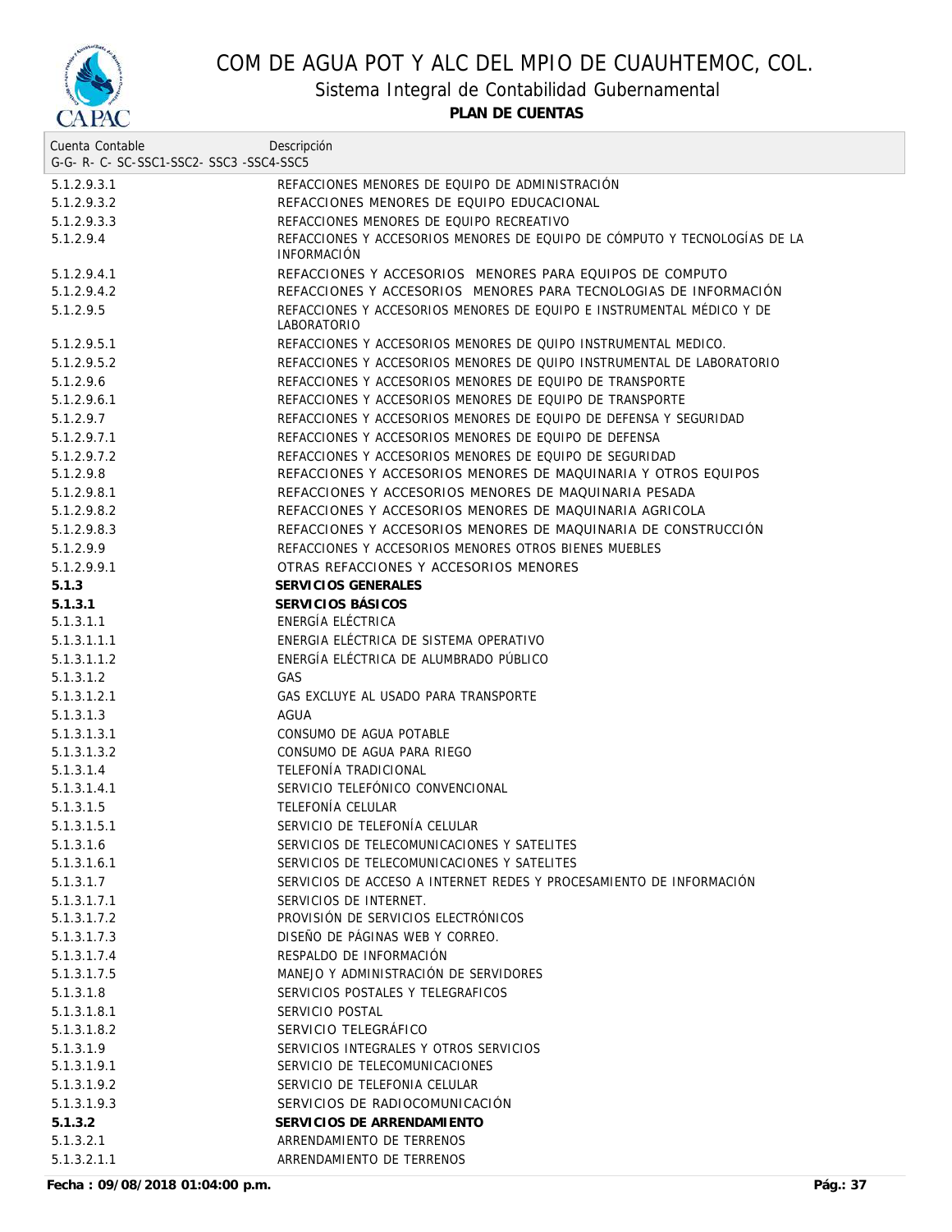# COM DE AGUA POT Y ALC DEL MPIO DE CUAUHTEMOC, COL.

## Sistema Integral de Contabilidad Gubernamental

### PLAN DE CUENTAS

| Cuenta Contable<br>G-G- R- C- SC-SSC1-SSC2- SSC3 -SSC4-SSC5 | Descripción |
|---|---|
| 5.1.2.9.3.1 | REFACCIONES MENORES DE EQUIPO DE ADMINISTRACIÓN |
| 5.1.2.9.3.2 | REFACCIONES MENORES DE EQUIPO EDUCACIONAL |
| 5.1.2.9.3.3 | REFACCIONES MENORES DE EQUIPO RECREATIVO |
| 5.1.2.9.4 | REFACCIONES Y ACCESORIOS MENORES DE EQUIPO DE CÓMPUTO Y TECNOLOGÍAS DE LA INFORMACIÓN |
| 5.1.2.9.4.1 | REFACCIONES Y ACCESORIOS MENORES PARA EQUIPOS DE COMPUTO |
| 5.1.2.9.4.2 | REFACCIONES Y ACCESORIOS MENORES PARA TECNOLOGIAS DE INFORMACIÓN |
| 5.1.2.9.5 | REFACCIONES Y ACCESORIOS MENORES DE EQUIPO E INSTRUMENTAL MÉDICO Y DE LABORATORIO |
| 5.1.2.9.5.1 | REFACCIONES Y ACCESORIOS MENORES DE QUIPO INSTRUMENTAL MEDICO. |
| 5.1.2.9.5.2 | REFACCIONES Y ACCESORIOS MENORES DE QUIPO INSTRUMENTAL DE LABORATORIO |
| 5.1.2.9.6 | REFACCIONES Y ACCESORIOS MENORES DE EQUIPO DE TRANSPORTE |
| 5.1.2.9.6.1 | REFACCIONES Y ACCESORIOS MENORES DE EQUIPO DE TRANSPORTE |
| 5.1.2.9.7 | REFACCIONES Y ACCESORIOS MENORES DE EQUIPO DE DEFENSA Y SEGURIDAD |
| 5.1.2.9.7.1 | REFACCIONES Y ACCESORIOS MENORES DE EQUIPO DE DEFENSA |
| 5.1.2.9.7.2 | REFACCIONES Y ACCESORIOS MENORES DE EQUIPO DE SEGURIDAD |
| 5.1.2.9.8 | REFACCIONES Y ACCESORIOS MENORES DE MAQUINARIA Y OTROS EQUIPOS |
| 5.1.2.9.8.1 | REFACCIONES Y ACCESORIOS MENORES DE MAQUINARIA PESADA |
| 5.1.2.9.8.2 | REFACCIONES Y ACCESORIOS MENORES DE MAQUINARIA AGRICOLA |
| 5.1.2.9.8.3 | REFACCIONES Y ACCESORIOS MENORES DE MAQUINARIA DE CONSTRUCCIÓN |
| 5.1.2.9.9 | REFACCIONES Y ACCESORIOS MENORES OTROS BIENES MUEBLES |
| 5.1.2.9.9.1 | OTRAS REFACCIONES Y ACCESORIOS MENORES |
| **5.1.3** | **SERVICIOS GENERALES** |
| **5.1.3.1** | **SERVICIOS BÁSICOS** |
| 5.1.3.1.1 | ENERGÍA ELÉCTRICA |
| 5.1.3.1.1.1 | ENERGIA ELÉCTRICA DE SISTEMA OPERATIVO |
| 5.1.3.1.1.2 | ENERGÍA ELÉCTRICA DE ALUMBRADO PÚBLICO |
| 5.1.3.1.2 | GAS |
| 5.1.3.1.2.1 | GAS EXCLUYE AL USADO PARA TRANSPORTE |
| 5.1.3.1.3 | AGUA |
| 5.1.3.1.3.1 | CONSUMO DE AGUA POTABLE |
| 5.1.3.1.3.2 | CONSUMO DE AGUA PARA RIEGO |
| 5.1.3.1.4 | TELEFONÍA TRADICIONAL |
| 5.1.3.1.4.1 | SERVICIO TELEFÓNICO CONVENCIONAL |
| 5.1.3.1.5 | TELEFONÍA CELULAR |
| 5.1.3.1.5.1 | SERVICIO DE TELEFONÍA CELULAR |
| 5.1.3.1.6 | SERVICIOS DE TELECOMUNICACIONES Y SATELITES |
| 5.1.3.1.6.1 | SERVICIOS DE TELECOMUNICACIONES Y SATELITES |
| 5.1.3.1.7 | SERVICIOS DE ACCESO A INTERNET REDES Y PROCESAMIENTO DE INFORMACIÓN |
| 5.1.3.1.7.1 | SERVICIOS DE INTERNET. |
| 5.1.3.1.7.2 | PROVISIÓN DE SERVICIOS ELECTRÓNICOS |
| 5.1.3.1.7.3 | DISEÑO DE PÁGINAS WEB Y CORREO. |
| 5.1.3.1.7.4 | RESPALDO DE INFORMACIÓN |
| 5.1.3.1.7.5 | MANEJO Y ADMINISTRACIÓN DE SERVIDORES |
| 5.1.3.1.8 | SERVICIOS POSTALES Y TELEGRAFICOS |
| 5.1.3.1.8.1 | SERVICIO POSTAL |
| 5.1.3.1.8.2 | SERVICIO TELEGRÁFICO |
| 5.1.3.1.9 | SERVICIOS INTEGRALES Y OTROS SERVICIOS |
| 5.1.3.1.9.1 | SERVICIO DE TELECOMUNICACIONES |
| 5.1.3.1.9.2 | SERVICIO DE TELEFONIA CELULAR |
| 5.1.3.1.9.3 | SERVICIOS DE RADIOCOMUNICACIÓN |
| **5.1.3.2** | **SERVICIOS DE ARRENDAMIENTO** |
| 5.1.3.2.1 | ARRENDAMIENTO DE TERRENOS |
| 5.1.3.2.1.1 | ARRENDAMIENTO DE TERRENOS |

**Fecha : 09/08/2018 01:04:00 p.m.**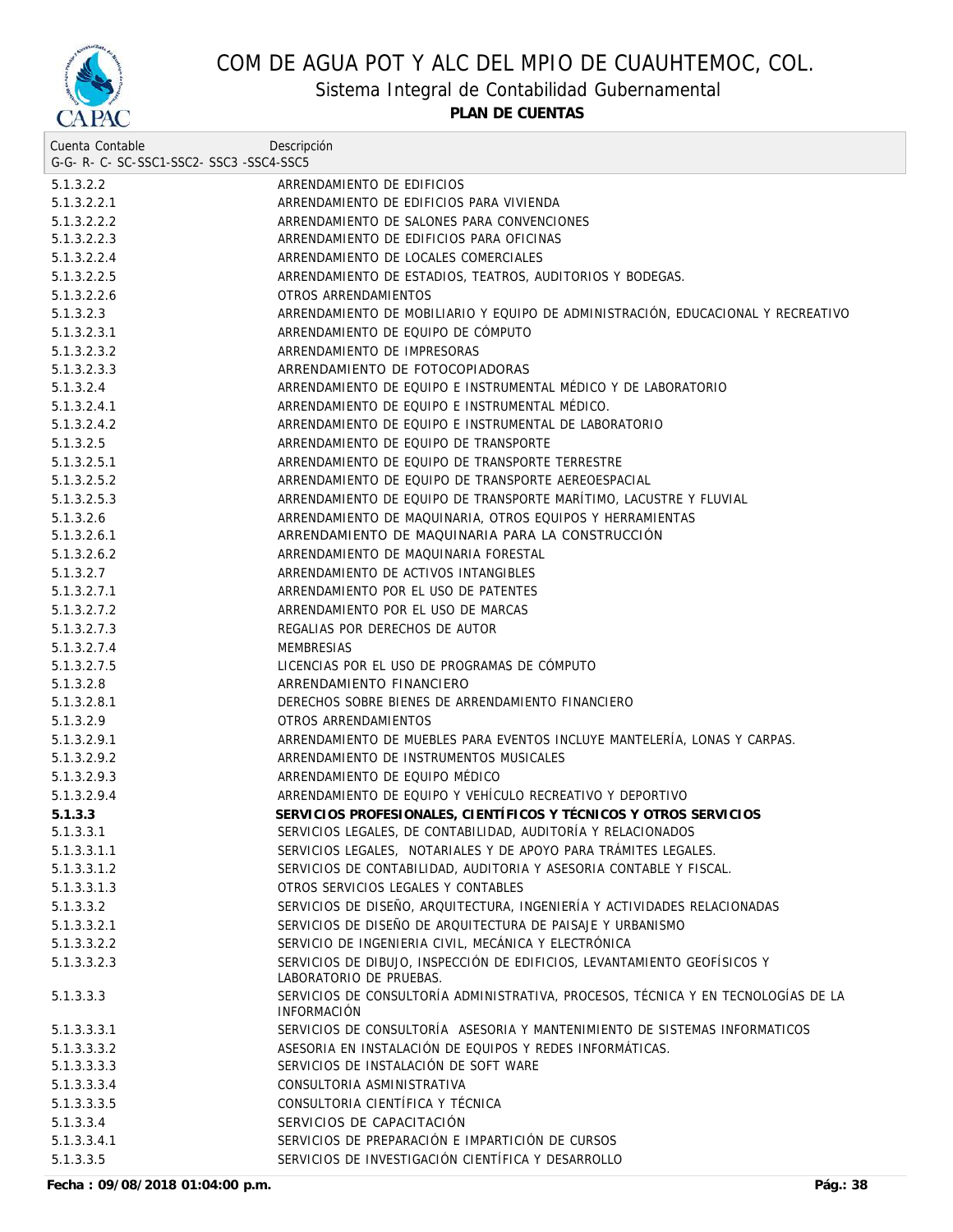# COM DE AGUA POT Y ALC DEL MPIO DE CUAUHTEMOC, COL.

## Sistema Integral de Contabilidad Gubernamental

**PLAN DE CUENTAS**

| Cuenta Contable<br>G-G- R- C- SC-SSC1-SSC2- SSC3 -SSC4-SSC5 | Descripción |
|---|---|
| 5.1.3.2.2 | ARRENDAMIENTO DE EDIFICIOS |
| 5.1.3.2.2.1 | ARRENDAMIENTO DE EDIFICIOS PARA VIVIENDA |
| 5.1.3.2.2.2 | ARRENDAMIENTO DE SALONES PARA CONVENCIONES |
| 5.1.3.2.2.3 | ARRENDAMIENTO DE EDIFICIOS PARA OFICINAS |
| 5.1.3.2.2.4 | ARRENDAMIENTO DE LOCALES COMERCIALES |
| 5.1.3.2.2.5 | ARRENDAMIENTO DE ESTADIOS, TEATROS, AUDITORIOS Y BODEGAS. |
| 5.1.3.2.2.6 | OTROS ARRENDAMIENTOS |
| 5.1.3.2.3 | ARRENDAMIENTO DE MOBILIARIO Y EQUIPO DE ADMINISTRACIÓN, EDUCACIONAL Y RECREATIVO |
| 5.1.3.2.3.1 | ARRENDAMIENTO DE EQUIPO DE CÓMPUTO |
| 5.1.3.2.3.2 | ARRENDAMIENTO DE IMPRESORAS |
| 5.1.3.2.3.3 | ARRENDAMIENTO DE FOTOCOPIADORAS |
| 5.1.3.2.4 | ARRENDAMIENTO DE EQUIPO E INSTRUMENTAL MÉDICO Y DE LABORATORIO |
| 5.1.3.2.4.1 | ARRENDAMIENTO DE EQUIPO E INSTRUMENTAL MÉDICO. |
| 5.1.3.2.4.2 | ARRENDAMIENTO DE EQUIPO E INSTRUMENTAL DE LABORATORIO |
| 5.1.3.2.5 | ARRENDAMIENTO DE EQUIPO DE TRANSPORTE |
| 5.1.3.2.5.1 | ARRENDAMIENTO DE EQUIPO DE TRANSPORTE TERRESTRE |
| 5.1.3.2.5.2 | ARRENDAMIENTO DE EQUIPO DE TRANSPORTE AEREOESPACIAL |
| 5.1.3.2.5.3 | ARRENDAMIENTO DE EQUIPO DE TRANSPORTE MARÍTIMO, LACUSTRE Y FLUVIAL |
| 5.1.3.2.6 | ARRENDAMIENTO DE MAQUINARIA, OTROS EQUIPOS Y HERRAMIENTAS |
| 5.1.3.2.6.1 | ARRENDAMIENTO DE MAQUINARIA PARA LA CONSTRUCCIÓN |
| 5.1.3.2.6.2 | ARRENDAMIENTO DE MAQUINARIA FORESTAL |
| 5.1.3.2.7 | ARRENDAMIENTO DE ACTIVOS INTANGIBLES |
| 5.1.3.2.7.1 | ARRENDAMIENTO POR EL USO DE PATENTES |
| 5.1.3.2.7.2 | ARRENDAMIENTO POR EL USO DE MARCAS |
| 5.1.3.2.7.3 | REGALIAS POR DERECHOS DE AUTOR |
| 5.1.3.2.7.4 | MEMBRESIAS |
| 5.1.3.2.7.5 | LICENCIAS POR EL USO DE PROGRAMAS DE CÓMPUTO |
| 5.1.3.2.8 | ARRENDAMIENTO FINANCIERO |
| 5.1.3.2.8.1 | DERECHOS SOBRE BIENES DE ARRENDAMIENTO FINANCIERO |
| 5.1.3.2.9 | OTROS ARRENDAMIENTOS |
| 5.1.3.2.9.1 | ARRENDAMIENTO DE MUEBLES PARA EVENTOS INCLUYE MANTELERÍA, LONAS Y CARPAS. |
| 5.1.3.2.9.2 | ARRENDAMIENTO DE INSTRUMENTOS MUSICALES |
| 5.1.3.2.9.3 | ARRENDAMIENTO DE EQUIPO MÉDICO |
| 5.1.3.2.9.4 | ARRENDAMIENTO DE EQUIPO Y VEHÍCULO RECREATIVO Y DEPORTIVO |
| **5.1.3.3** | **SERVICIOS PROFESIONALES, CIENTÍFICOS Y TÉCNICOS Y OTROS SERVICIOS** |
| 5.1.3.3.1 | SERVICIOS LEGALES, DE CONTABILIDAD, AUDITORÍA Y RELACIONADOS |
| 5.1.3.3.1.1 | SERVICIOS LEGALES, NOTARIALES Y DE APOYO PARA TRÁMITES LEGALES. |
| 5.1.3.3.1.2 | SERVICIOS DE CONTABILIDAD, AUDITORIA Y ASESORIA CONTABLE Y FISCAL. |
| 5.1.3.3.1.3 | OTROS SERVICIOS LEGALES Y CONTABLES |
| 5.1.3.3.2 | SERVICIOS DE DISEÑO, ARQUITECTURA, INGENIERÍA Y ACTIVIDADES RELACIONADAS |
| 5.1.3.3.2.1 | SERVICIOS DE DISEÑO DE ARQUITECTURA DE PAISAJE Y URBANISMO |
| 5.1.3.3.2.2 | SERVICIO DE INGENIERIA CIVIL, MECÁNICA Y ELECTRÓNICA |
| 5.1.3.3.2.3 | SERVICIOS DE DIBUJO, INSPECCIÓN DE EDIFICIOS, LEVANTAMIENTO GEOFÍSICOS Y LABORATORIO DE PRUEBAS. |
| 5.1.3.3.3 | SERVICIOS DE CONSULTORÍA ADMINISTRATIVA, PROCESOS, TÉCNICA Y EN TECNOLOGÍAS DE LA INFORMACIÓN |
| 5.1.3.3.3.1 | SERVICIOS DE CONSULTORÍA ASESORIA Y MANTENIMIENTO DE SISTEMAS INFORMATICOS |
| 5.1.3.3.3.2 | ASESORIA EN INSTALACIÓN DE EQUIPOS Y REDES INFORMÁTICAS. |
| 5.1.3.3.3.3 | SERVICIOS DE INSTALACIÓN DE SOFT WARE |
| 5.1.3.3.3.4 | CONSULTORIA ASMINISTRATIVA |
| 5.1.3.3.3.5 | CONSULTORIA CIENTÍFICA Y TÉCNICA |
| 5.1.3.3.4 | SERVICIOS DE CAPACITACIÓN |
| 5.1.3.3.4.1 | SERVICIOS DE PREPARACIÓN E IMPARTICIÓN DE CURSOS |
| 5.1.3.3.5 | SERVICIOS DE INVESTIGACIÓN CIENTÍFICA Y DESARROLLO |

**Fecha : 09/08/2018 01:04:00 p.m.**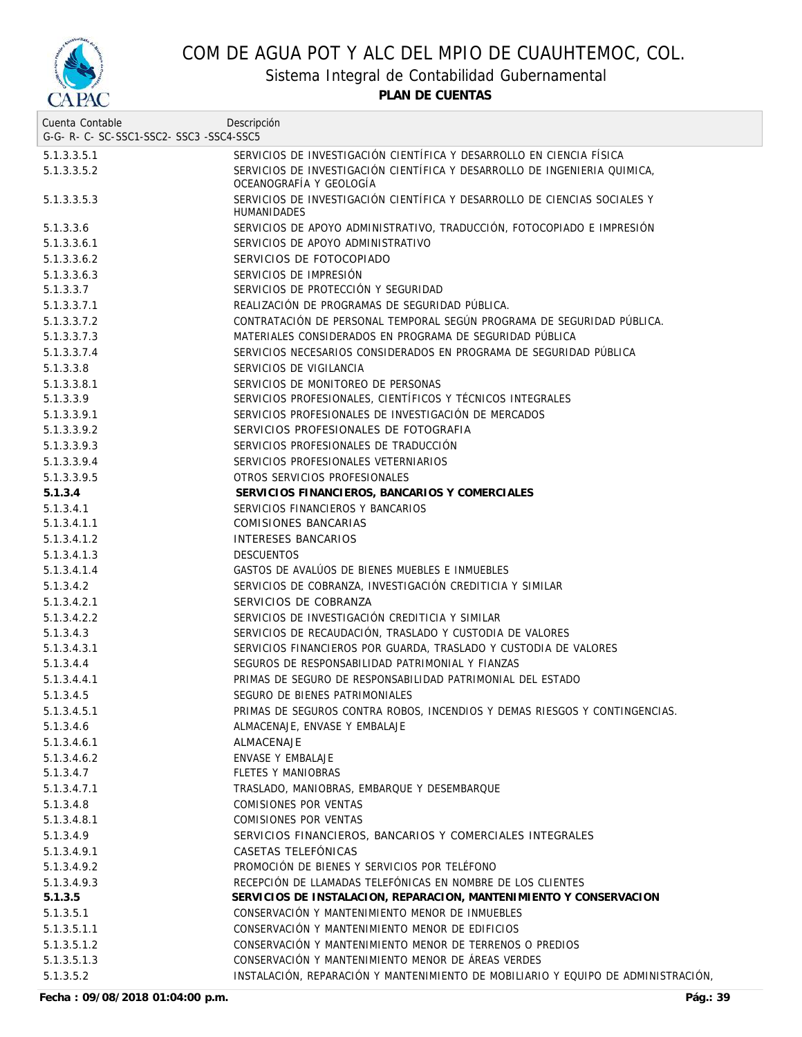# COM DE AGUA POT Y ALC DEL MPIO DE CUAUHTEMOC, COL.

## Sistema Integral de Contabilidad Gubernamental

### PLAN DE CUENTAS

| Cuenta Contable<br>G-G- R- C- SC-SSC1-SSC2- SSC3 -SSC4-SSC5 | Descripción |
|---|---|
| 5.1.3.3.5.1 | SERVICIOS DE INVESTIGACIÓN CIENTÍFICA Y DESARROLLO EN CIENCIA FÍSICA |
| 5.1.3.3.5.2 | SERVICIOS DE INVESTIGACIÓN CIENTÍFICA Y DESARROLLO DE INGENIERIA QUIMICA, OCEANOGRAFÍA Y GEOLOGÍA |
| 5.1.3.3.5.3 | SERVICIOS DE INVESTIGACIÓN CIENTÍFICA Y DESARROLLO DE CIENCIAS SOCIALES Y HUMANIDADES |
| 5.1.3.3.6 | SERVICIOS DE APOYO ADMINISTRATIVO, TRADUCCIÓN, FOTOCOPIADO E IMPRESIÓN |
| 5.1.3.3.6.1 | SERVICIOS DE APOYO ADMINISTRATIVO |
| 5.1.3.3.6.2 | SERVICIOS DE FOTOCOPIADO |
| 5.1.3.3.6.3 | SERVICIOS DE IMPRESIÓN |
| 5.1.3.3.7 | SERVICIOS DE PROTECCIÓN Y SEGURIDAD |
| 5.1.3.3.7.1 | REALIZACIÓN DE PROGRAMAS DE SEGURIDAD PÚBLICA. |
| 5.1.3.3.7.2 | CONTRATACIÓN DE PERSONAL TEMPORAL SEGÚN PROGRAMA DE SEGURIDAD PÚBLICA. |
| 5.1.3.3.7.3 | MATERIALES CONSIDERADOS EN PROGRAMA DE SEGURIDAD PÚBLICA |
| 5.1.3.3.7.4 | SERVICIOS NECESARIOS CONSIDERADOS EN PROGRAMA DE SEGURIDAD PÚBLICA |
| 5.1.3.3.8 | SERVICIOS DE VIGILANCIA |
| 5.1.3.3.8.1 | SERVICIOS DE MONITOREO DE PERSONAS |
| 5.1.3.3.9 | SERVICIOS PROFESIONALES, CIENTÍFICOS Y TÉCNICOS INTEGRALES |
| 5.1.3.3.9.1 | SERVICIOS PROFESIONALES DE INVESTIGACIÓN DE MERCADOS |
| 5.1.3.3.9.2 | SERVICIOS PROFESIONALES DE FOTOGRAFIA |
| 5.1.3.3.9.3 | SERVICIOS PROFESIONALES DE TRADUCCIÓN |
| 5.1.3.3.9.4 | SERVICIOS PROFESIONALES VETERNIARIOS |
| 5.1.3.3.9.5 | OTROS SERVICIOS PROFESIONALES |
| **5.1.3.4** | **SERVICIOS FINANCIEROS, BANCARIOS Y COMERCIALES** |
| 5.1.3.4.1 | SERVICIOS FINANCIEROS Y BANCARIOS |
| 5.1.3.4.1.1 | COMISIONES BANCARIAS |
| 5.1.3.4.1.2 | INTERESES BANCARIOS |
| 5.1.3.4.1.3 | DESCUENTOS |
| 5.1.3.4.1.4 | GASTOS DE AVALÚOS DE BIENES MUEBLES E INMUEBLES |
| 5.1.3.4.2 | SERVICIOS DE COBRANZA, INVESTIGACIÓN CREDITICIA Y SIMILAR |
| 5.1.3.4.2.1 | SERVICIOS DE COBRANZA |
| 5.1.3.4.2.2 | SERVICIOS DE INVESTIGACIÓN CREDITICIA Y SIMILAR |
| 5.1.3.4.3 | SERVICIOS DE RECAUDACIÓN, TRASLADO Y CUSTODIA DE VALORES |
| 5.1.3.4.3.1 | SERVICIOS FINANCIEROS POR GUARDA, TRASLADO Y CUSTODIA DE VALORES |
| 5.1.3.4.4 | SEGUROS DE RESPONSABILIDAD PATRIMONIAL Y FIANZAS |
| 5.1.3.4.4.1 | PRIMAS DE SEGURO DE RESPONSABILIDAD PATRIMONIAL DEL ESTADO |
| 5.1.3.4.5 | SEGURO DE BIENES PATRIMONIALES |
| 5.1.3.4.5.1 | PRIMAS DE SEGUROS CONTRA ROBOS, INCENDIOS Y DEMAS RIESGOS Y CONTINGENCIAS. |
| 5.1.3.4.6 | ALMACENAJE, ENVASE Y EMBALAJE |
| 5.1.3.4.6.1 | ALMACENAJE |
| 5.1.3.4.6.2 | ENVASE Y EMBALAJE |
| 5.1.3.4.7 | FLETES Y MANIOBRAS |
| 5.1.3.4.7.1 | TRASLADO, MANIOBRAS, EMBARQUE Y DESEMBARQUE |
| 5.1.3.4.8 | COMISIONES POR VENTAS |
| 5.1.3.4.8.1 | COMISIONES POR VENTAS |
| 5.1.3.4.9 | SERVICIOS FINANCIEROS, BANCARIOS Y COMERCIALES INTEGRALES |
| 5.1.3.4.9.1 | CASETAS TELEFÓNICAS |
| 5.1.3.4.9.2 | PROMOCIÓN DE BIENES Y SERVICIOS POR TELÉFONO |
| 5.1.3.4.9.3 | RECEPCIÓN DE LLAMADAS TELEFÓNICAS EN NOMBRE DE LOS CLIENTES |
| **5.1.3.5** | **SERVICIOS DE INSTALACION, REPARACION, MANTENIMIENTO Y CONSERVACION** |
| 5.1.3.5.1 | CONSERVACIÓN Y MANTENIMIENTO MENOR DE INMUEBLES |
| 5.1.3.5.1.1 | CONSERVACIÓN Y MANTENIMIENTO MENOR DE EDIFICIOS |
| 5.1.3.5.1.2 | CONSERVACIÓN Y MANTENIMIENTO MENOR DE TERRENOS O PREDIOS |
| 5.1.3.5.1.3 | CONSERVACIÓN Y MANTENIMIENTO MENOR DE ÁREAS VERDES |
| 5.1.3.5.2 | INSTALACIÓN, REPARACIÓN Y MANTENIMIENTO DE MOBILIARIO Y EQUIPO DE ADMINISTRACIÓN, |

**Fecha : 09/08/2018 01:04:00 p.m.**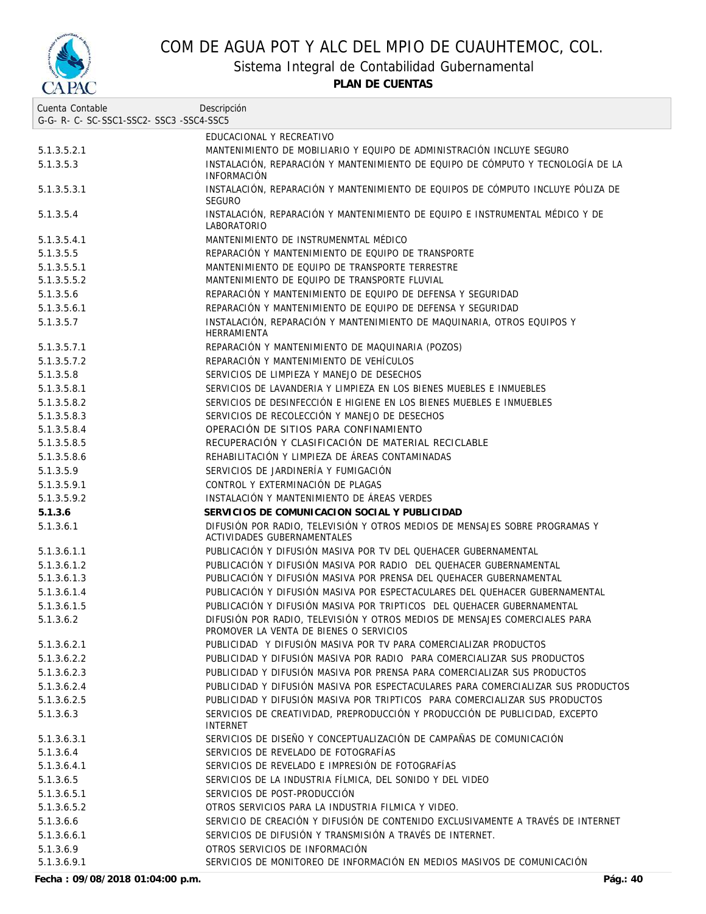# COM DE AGUA POT Y ALC DEL MPIO DE CUAUHTEMOC, COL.

## Sistema Integral de Contabilidad Gubernamental

**PLAN DE CUENTAS**

| Cuenta Contable<br>G-G- R- C- SC-SSC1-SSC2- SSC3 -SSC4-SSC5 | Descripción |
|---|---|
| | EDUCACIONAL Y RECREATIVO |
| 5.1.3.5.2.1 | MANTENIMIENTO DE MOBILIARIO Y EQUIPO DE ADMINISTRACIÓN INCLUYE SEGURO |
| 5.1.3.5.3 | INSTALACIÓN, REPARACIÓN Y MANTENIMIENTO DE EQUIPO DE CÓMPUTO Y TECNOLOGÍA DE LA INFORMACIÓN |
| 5.1.3.5.3.1 | INSTALACIÓN, REPARACIÓN Y MANTENIMIENTO DE EQUIPOS DE CÓMPUTO INCLUYE PÓLIZA DE SEGURO |
| 5.1.3.5.4 | INSTALACIÓN, REPARACIÓN Y MANTENIMIENTO DE EQUIPO E INSTRUMENTAL MÉDICO Y DE LABORATORIO |
| 5.1.3.5.4.1 | MANTENIMIENTO DE INSTRUMENMTAL MÉDICO |
| 5.1.3.5.5 | REPARACIÓN Y MANTENIMIENTO DE EQUIPO DE TRANSPORTE |
| 5.1.3.5.5.1 | MANTENIMIENTO DE EQUIPO DE TRANSPORTE TERRESTRE |
| 5.1.3.5.5.2 | MANTENIMIENTO DE EQUIPO DE TRANSPORTE FLUVIAL |
| 5.1.3.5.6 | REPARACIÓN Y MANTENIMIENTO DE EQUIPO DE DEFENSA Y SEGURIDAD |
| 5.1.3.5.6.1 | REPARACIÓN Y MANTENIMIENTO DE EQUIPO DE DEFENSA Y SEGURIDAD |
| 5.1.3.5.7 | INSTALACIÓN, REPARACIÓN Y MANTENIMIENTO DE MAQUINARIA, OTROS EQUIPOS Y HERRAMIENTA |
| 5.1.3.5.7.1 | REPARACIÓN Y MANTENIMIENTO DE MAQUINARIA (POZOS) |
| 5.1.3.5.7.2 | REPARACIÓN Y MANTENIMIENTO DE VEHÍCULOS |
| 5.1.3.5.8 | SERVICIOS DE LIMPIEZA Y MANEJO DE DESECHOS |
| 5.1.3.5.8.1 | SERVICIOS DE LAVANDERIA Y LIMPIEZA EN LOS BIENES MUEBLES E INMUEBLES |
| 5.1.3.5.8.2 | SERVICIOS DE DESINFECCIÓN E HIGIENE EN LOS BIENES MUEBLES E INMUEBLES |
| 5.1.3.5.8.3 | SERVICIOS DE RECOLECCIÓN Y MANEJO DE DESECHOS |
| 5.1.3.5.8.4 | OPERACIÓN DE SITIOS PARA CONFINAMIENTO |
| 5.1.3.5.8.5 | RECUPERACIÓN Y CLASIFICACIÓN DE MATERIAL RECICLABLE |
| 5.1.3.5.8.6 | REHABILITACIÓN Y LIMPIEZA DE ÁREAS CONTAMINADAS |
| 5.1.3.5.9 | SERVICIOS DE JARDINERÍA Y FUMIGACIÓN |
| 5.1.3.5.9.1 | CONTROL Y EXTERMINACIÓN DE PLAGAS |
| 5.1.3.5.9.2 | INSTALACIÓN Y MANTENIMIENTO DE ÁREAS VERDES |
| **5.1.3.6** | **SERVICIOS DE COMUNICACION SOCIAL Y PUBLICIDAD** |
| 5.1.3.6.1 | DIFUSIÓN POR RADIO, TELEVISIÓN Y OTROS MEDIOS DE MENSAJES SOBRE PROGRAMAS Y ACTIVIDADES GUBERNAMENTALES |
| 5.1.3.6.1.1 | PUBLICACIÓN Y DIFUSIÓN MASIVA POR TV DEL QUEHACER GUBERNAMENTAL |
| 5.1.3.6.1.2 | PUBLICACIÓN Y DIFUSIÓN MASIVA POR RADIO DEL QUEHACER GUBERNAMENTAL |
| 5.1.3.6.1.3 | PUBLICACIÓN Y DIFUSIÓN MASIVA POR PRENSA DEL QUEHACER GUBERNAMENTAL |
| 5.1.3.6.1.4 | PUBLICACIÓN Y DIFUSIÓN MASIVA POR ESPECTACULARES DEL QUEHACER GUBERNAMENTAL |
| 5.1.3.6.1.5 | PUBLICACIÓN Y DIFUSIÓN MASIVA POR TRIPTICOS DEL QUEHACER GUBERNAMENTAL |
| 5.1.3.6.2 | DIFUSIÓN POR RADIO, TELEVISIÓN Y OTROS MEDIOS DE MENSAJES COMERCIALES PARA PROMOVER LA VENTA DE BIENES O SERVICIOS |
| 5.1.3.6.2.1 | PUBLICIDAD Y DIFUSIÓN MASIVA POR TV PARA COMERCIALIZAR PRODUCTOS |
| 5.1.3.6.2.2 | PUBLICIDAD Y DIFUSIÓN MASIVA POR RADIO PARA COMERCIALIZAR SUS PRODUCTOS |
| 5.1.3.6.2.3 | PUBLICIDAD Y DIFUSIÓN MASIVA POR PRENSA PARA COMERCIALIZAR SUS PRODUCTOS |
| 5.1.3.6.2.4 | PUBLICIDAD Y DIFUSIÓN MASIVA POR ESPECTACULARES PARA COMERCIALIZAR SUS PRODUCTOS |
| 5.1.3.6.2.5 | PUBLICIDAD Y DIFUSIÓN MASIVA POR TRIPTICOS PARA COMERCIALIZAR SUS PRODUCTOS |
| 5.1.3.6.3 | SERVICIOS DE CREATIVIDAD, PREPRODUCCIÓN Y PRODUCCIÓN DE PUBLICIDAD, EXCEPTO INTERNET |
| 5.1.3.6.3.1 | SERVICIOS DE DISEÑO Y CONCEPTUALIZACIÓN DE CAMPAÑAS DE COMUNICACIÓN |
| 5.1.3.6.4 | SERVICIOS DE REVELADO DE FOTOGRAFÍAS |
| 5.1.3.6.4.1 | SERVICIOS DE REVELADO E IMPRESIÓN DE FOTOGRAFÍAS |
| 5.1.3.6.5 | SERVICIOS DE LA INDUSTRIA FÍLMICA, DEL SONIDO Y DEL VIDEO |
| 5.1.3.6.5.1 | SERVICIOS DE POST-PRODUCCIÓN |
| 5.1.3.6.5.2 | OTROS SERVICIOS PARA LA INDUSTRIA FILMICA Y VIDEO. |
| 5.1.3.6.6 | SERVICIO DE CREACIÓN Y DIFUSIÓN DE CONTENIDO EXCLUSIVAMENTE A TRAVÉS DE INTERNET |
| 5.1.3.6.6.1 | SERVICIOS DE DIFUSIÓN Y TRANSMISIÓN A TRAVÉS DE INTERNET. |
| 5.1.3.6.9 | OTROS SERVICIOS DE INFORMACIÓN |
| 5.1.3.6.9.1 | SERVICIOS DE MONITOREO DE INFORMACIÓN EN MEDIOS MASIVOS DE COMUNICACIÓN |

**Fecha : 09/08/2018 01:04:00 p.m.**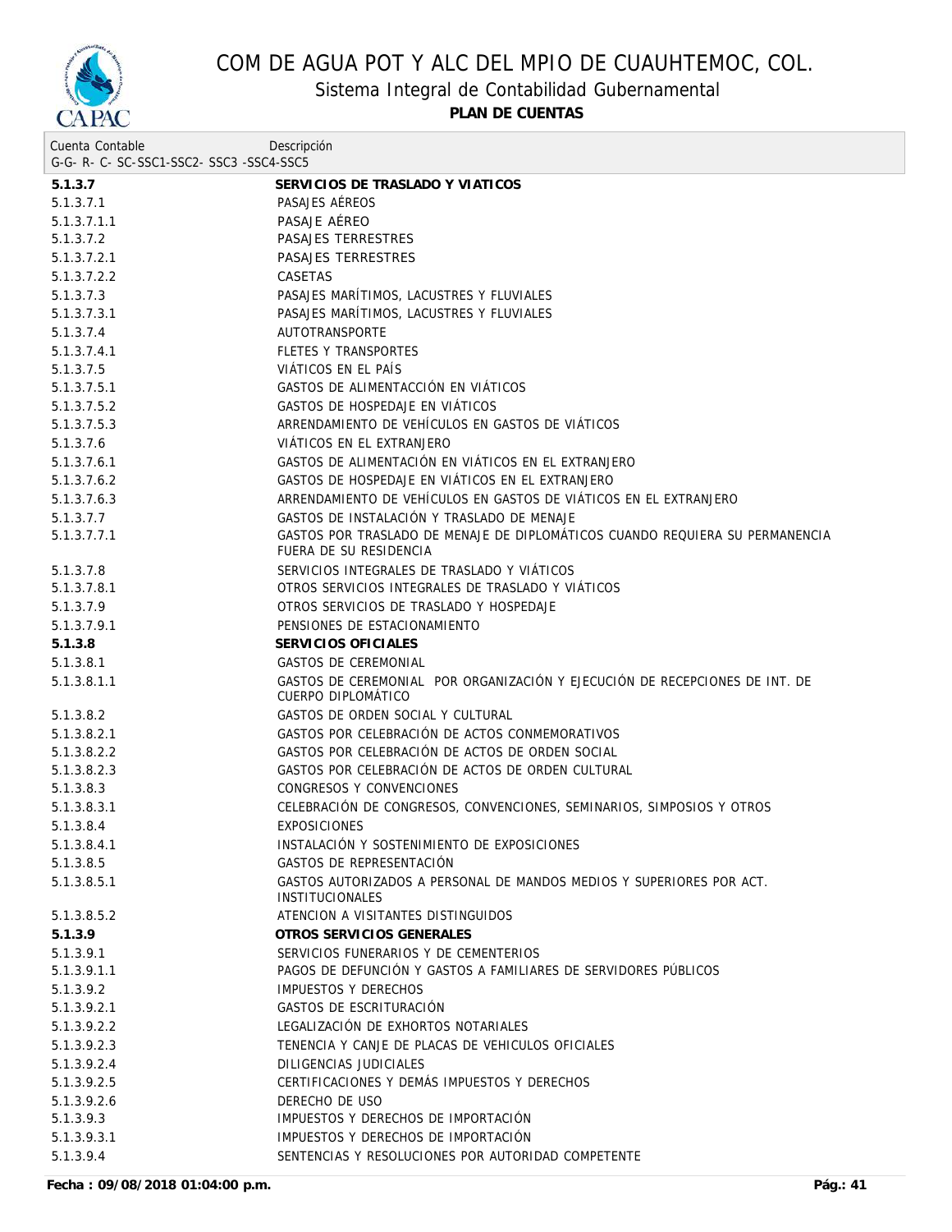# COM DE AGUA POT Y ALC DEL MPIO DE CUAUHTEMOC, COL.

## Sistema Integral de Contabilidad Gubernamental

**PLAN DE CUENTAS**

| Cuenta Contable<br>G-G- R- C- SC-SSC1-SSC2- SSC3 -SSC4-SSC5 | Descripción |
|---|---|
| **5.1.3.7** | **SERVICIOS DE TRASLADO Y VIATICOS** |
| 5.1.3.7.1 | PASAJES AÉREOS |
| 5.1.3.7.1.1 | PASAJE AÉREO |
| 5.1.3.7.2 | PASAJES TERRESTRES |
| 5.1.3.7.2.1 | PASAJES TERRESTRES |
| 5.1.3.7.2.2 | CASETAS |
| 5.1.3.7.3 | PASAJES MARÍTIMOS, LACUSTRES Y FLUVIALES |
| 5.1.3.7.3.1 | PASAJES MARÍTIMOS, LACUSTRES Y FLUVIALES |
| 5.1.3.7.4 | AUTOTRANSPORTE |
| 5.1.3.7.4.1 | FLETES Y TRANSPORTES |
| 5.1.3.7.5 | VIÁTICOS EN EL PAÍS |
| 5.1.3.7.5.1 | GASTOS DE ALIMENTACCIÓN EN VIÁTICOS |
| 5.1.3.7.5.2 | GASTOS DE HOSPEDAJE EN VIÁTICOS |
| 5.1.3.7.5.3 | ARRENDAMIENTO DE VEHÍCULOS EN GASTOS DE VIÁTICOS |
| 5.1.3.7.6 | VIÁTICOS EN EL EXTRANJERO |
| 5.1.3.7.6.1 | GASTOS DE ALIMENTACIÓN EN VIÁTICOS EN EL EXTRANJERO |
| 5.1.3.7.6.2 | GASTOS DE HOSPEDAJE EN VIÁTICOS EN EL EXTRANJERO |
| 5.1.3.7.6.3 | ARRENDAMIENTO DE VEHÍCULOS EN GASTOS DE VIÁTICOS EN EL EXTRANJERO |
| 5.1.3.7.7 | GASTOS DE INSTALACIÓN Y TRASLADO DE MENAJE |
| 5.1.3.7.7.1 | GASTOS POR TRASLADO DE MENAJE DE DIPLOMÁTICOS CUANDO REQUIERA SU PERMANENCIA FUERA DE SU RESIDENCIA |
| 5.1.3.7.8 | SERVICIOS INTEGRALES DE TRASLADO Y VIÁTICOS |
| 5.1.3.7.8.1 | OTROS SERVICIOS INTEGRALES DE TRASLADO Y VIÁTICOS |
| 5.1.3.7.9 | OTROS SERVICIOS DE TRASLADO Y HOSPEDAJE |
| 5.1.3.7.9.1 | PENSIONES DE ESTACIONAMIENTO |
| **5.1.3.8** | **SERVICIOS OFICIALES** |
| 5.1.3.8.1 | GASTOS DE CEREMONIAL |
| 5.1.3.8.1.1 | GASTOS DE CEREMONIAL POR ORGANIZACIÓN Y EJECUCIÓN DE RECEPCIONES DE INT. DE CUERPO DIPLOMÁTICO |
| 5.1.3.8.2 | GASTOS DE ORDEN SOCIAL Y CULTURAL |
| 5.1.3.8.2.1 | GASTOS POR CELEBRACIÓN DE ACTOS CONMEMORATIVOS |
| 5.1.3.8.2.2 | GASTOS POR CELEBRACIÓN DE ACTOS DE ORDEN SOCIAL |
| 5.1.3.8.2.3 | GASTOS POR CELEBRACIÓN DE ACTOS DE ORDEN CULTURAL |
| 5.1.3.8.3 | CONGRESOS Y CONVENCIONES |
| 5.1.3.8.3.1 | CELEBRACIÓN DE CONGRESOS, CONVENCIONES, SEMINARIOS, SIMPOSIOS Y OTROS |
| 5.1.3.8.4 | EXPOSICIONES |
| 5.1.3.8.4.1 | INSTALACIÓN Y SOSTENIMIENTO DE EXPOSICIONES |
| 5.1.3.8.5 | GASTOS DE REPRESENTACIÓN |
| 5.1.3.8.5.1 | GASTOS AUTORIZADOS A PERSONAL DE MANDOS MEDIOS Y SUPERIORES POR ACT. INSTITUCIONALES |
| 5.1.3.8.5.2 | ATENCION A VISITANTES DISTINGUIDOS |
| **5.1.3.9** | **OTROS SERVICIOS GENERALES** |
| 5.1.3.9.1 | SERVICIOS FUNERARIOS Y DE CEMENTERIOS |
| 5.1.3.9.1.1 | PAGOS DE DEFUNCIÓN Y GASTOS A FAMILIARES DE SERVIDORES PÚBLICOS |
| 5.1.3.9.2 | IMPUESTOS Y DERECHOS |
| 5.1.3.9.2.1 | GASTOS DE ESCRITURACIÓN |
| 5.1.3.9.2.2 | LEGALIZACIÓN DE EXHORTOS NOTARIALES |
| 5.1.3.9.2.3 | TENENCIA Y CANJE DE PLACAS DE VEHICULOS OFICIALES |
| 5.1.3.9.2.4 | DILIGENCIAS JUDICIALES |
| 5.1.3.9.2.5 | CERTIFICACIONES Y DEMÁS IMPUESTOS Y DERECHOS |
| 5.1.3.9.2.6 | DERECHO DE USO |
| 5.1.3.9.3 | IMPUESTOS Y DERECHOS DE IMPORTACIÓN |
| 5.1.3.9.3.1 | IMPUESTOS Y DERECHOS DE IMPORTACIÓN |
| 5.1.3.9.4 | SENTENCIAS Y RESOLUCIONES POR AUTORIDAD COMPETENTE |

**Fecha : 09/08/2018 01:04:00 p.m.**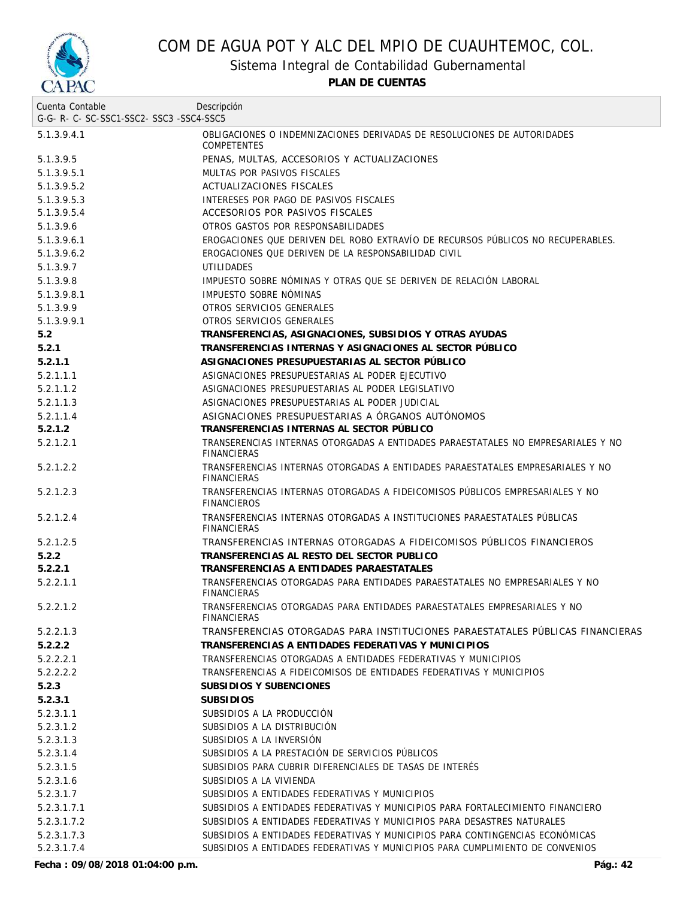# COM DE AGUA POT Y ALC DEL MPIO DE CUAUHTEMOC, COL.

## Sistema Integral de Contabilidad Gubernamental

**PLAN DE CUENTAS**

| Cuenta Contable<br>G-G- R- C- SC-SSC1-SSC2- SSC3 -SSC4-SSC5 | Descripción |
|---|---|
| 5.1.3.9.4.1 | OBLIGACIONES O INDEMNIZACIONES DERIVADAS DE RESOLUCIONES DE AUTORIDADES COMPETENTES |
| 5.1.3.9.5 | PENAS, MULTAS, ACCESORIOS Y ACTUALIZACIONES |
| 5.1.3.9.5.1 | MULTAS POR PASIVOS FISCALES |
| 5.1.3.9.5.2 | ACTUALIZACIONES FISCALES |
| 5.1.3.9.5.3 | INTERESES POR PAGO DE PASIVOS FISCALES |
| 5.1.3.9.5.4 | ACCESORIOS POR PASIVOS FISCALES |
| 5.1.3.9.6 | OTROS GASTOS POR RESPONSABILIDADES |
| 5.1.3.9.6.1 | EROGACIONES QUE DERIVEN DEL ROBO EXTRAVÍO DE RECURSOS PÚBLICOS NO RECUPERABLES. |
| 5.1.3.9.6.2 | EROGACIONES QUE DERIVEN DE LA RESPONSABILIDAD CIVIL |
| 5.1.3.9.7 | UTILIDADES |
| 5.1.3.9.8 | IMPUESTO SOBRE NÓMINAS Y OTRAS QUE SE DERIVEN DE RELACIÓN LABORAL |
| 5.1.3.9.8.1 | IMPUESTO SOBRE NÓMINAS |
| 5.1.3.9.9 | OTROS SERVICIOS GENERALES |
| 5.1.3.9.9.1 | OTROS SERVICIOS GENERALES |
| **5.2** | **TRANSFERENCIAS, ASIGNACIONES, SUBSIDIOS Y OTRAS AYUDAS** |
| **5.2.1** | **TRANSFERENCIAS INTERNAS Y ASIGNACIONES AL SECTOR PÚBLICO** |
| **5.2.1.1** | **ASIGNACIONES PRESUPUESTARIAS AL SECTOR PÚBLICO** |
| 5.2.1.1.1 | ASIGNACIONES PRESUPUESTARIAS AL PODER EJECUTIVO |
| 5.2.1.1.2 | ASIGNACIONES PRESUPUESTARIAS AL PODER LEGISLATIVO |
| 5.2.1.1.3 | ASIGNACIONES PRESUPUESTARIAS AL PODER JUDICIAL |
| 5.2.1.1.4 | ASIGNACIONES PRESUPUESTARIAS A ÓRGANOS AUTÓNOMOS |
| **5.2.1.2** | **TRANSFERENCIAS INTERNAS AL SECTOR PÚBLICO** |
| 5.2.1.2.1 | TRANSERENCIAS INTERNAS OTORGADAS A ENTIDADES PARAESTATALES NO EMPRESARIALES Y NO FINANCIERAS |
| 5.2.1.2.2 | TRANSFERENCIAS INTERNAS OTORGADAS A ENTIDADES PARAESTATALES EMPRESARIALES Y NO FINANCIERAS |
| 5.2.1.2.3 | TRANSFERENCIAS INTERNAS OTORGADAS A FIDEICOMISOS PÚBLICOS EMPRESARIALES Y NO FINANCIEROS |
| 5.2.1.2.4 | TRANSFERENCIAS INTERNAS OTORGADAS A INSTITUCIONES PARAESTATALES PÚBLICAS FINANCIERAS |
| 5.2.1.2.5 | TRANSFERENCIAS INTERNAS OTORGADAS A FIDEICOMISOS PÚBLICOS FINANCIEROS |
| **5.2.2** | **TRANSFERENCIAS AL RESTO DEL SECTOR PUBLICO** |
| **5.2.2.1** | **TRANSFERENCIAS A ENTIDADES PARAESTATALES** |
| 5.2.2.1.1 | TRANSFERENCIAS OTORGADAS PARA ENTIDADES PARAESTATALES NO EMPRESARIALES Y NO FINANCIERAS |
| 5.2.2.1.2 | TRANSFERENCIAS OTORGADAS PARA ENTIDADES PARAESTATALES EMPRESARIALES Y NO FINANCIERAS |
| 5.2.2.1.3 | TRANSFERENCIAS OTORGADAS PARA INSTITUCIONES PARAESTATALES PÚBLICAS FINANCIERAS |
| **5.2.2.2** | **TRANSFERENCIAS A ENTIDADES FEDERATIVAS Y MUNICIPIOS** |
| 5.2.2.2.1 | TRANSFERENCIAS OTORGADAS A ENTIDADES FEDERATIVAS Y MUNICIPIOS |
| 5.2.2.2.2 | TRANSFERENCIAS A FIDEICOMISOS DE ENTIDADES FEDERATIVAS Y MUNICIPIOS |
| **5.2.3** | **SUBSIDIOS Y SUBENCIONES** |
| **5.2.3.1** | **SUBSIDIOS** |
| 5.2.3.1.1 | SUBSIDIOS A LA PRODUCCIÓN |
| 5.2.3.1.2 | SUBSIDIOS A LA DISTRIBUCIÓN |
| 5.2.3.1.3 | SUBSIDIOS A LA INVERSIÓN |
| 5.2.3.1.4 | SUBSIDIOS A LA PRESTACIÓN DE SERVICIOS PÚBLICOS |
| 5.2.3.1.5 | SUBSIDIOS PARA CUBRIR DIFERENCIALES DE TASAS DE INTERÉS |
| 5.2.3.1.6 | SUBSIDIOS A LA VIVIENDA |
| 5.2.3.1.7 | SUBSIDIOS A ENTIDADES FEDERATIVAS Y MUNICIPIOS |
| 5.2.3.1.7.1 | SUBSIDIOS A ENTIDADES FEDERATIVAS Y MUNICIPIOS PARA FORTALECIMIENTO FINANCIERO |
| 5.2.3.1.7.2 | SUBSIDIOS A ENTIDADES FEDERATIVAS Y MUNICIPIOS PARA DESASTRES NATURALES |
| 5.2.3.1.7.3 | SUBSIDIOS A ENTIDADES FEDERATIVAS Y MUNICIPIOS PARA CONTINGENCIAS ECONÓMICAS |
| 5.2.3.1.7.4 | SUBSIDIOS A ENTIDADES FEDERATIVAS Y MUNICIPIOS PARA CUMPLIMIENTO DE CONVENIOS |

**Fecha : 09/08/2018 01:04:00 p.m.**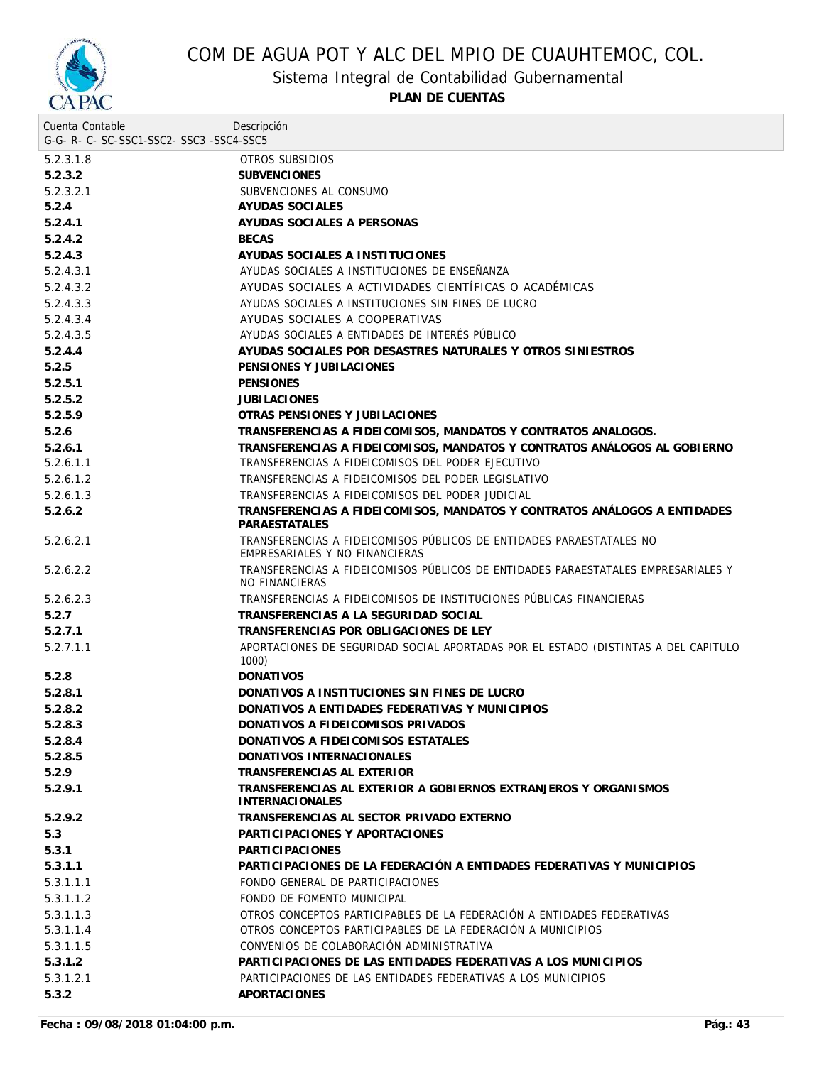# COM DE AGUA POT Y ALC DEL MPIO DE CUAUHTEMOC, COL.

## Sistema Integral de Contabilidad Gubernamental

### PLAN DE CUENTAS

| Cuenta Contable<br>G-G- R- C- SC-SSC1-SSC2- SSC3 -SSC4-SSC5 | Descripción |
|---|---|
| 5.2.3.1.8 | OTROS SUBSIDIOS |
| **5.2.3.2** | **SUBVENCIONES** |
| 5.2.3.2.1 | SUBVENCIONES AL CONSUMO |
| **5.2.4** | **AYUDAS SOCIALES** |
| **5.2.4.1** | **AYUDAS SOCIALES A PERSONAS** |
| **5.2.4.2** | **BECAS** |
| **5.2.4.3** | **AYUDAS SOCIALES A INSTITUCIONES** |
| 5.2.4.3.1 | AYUDAS SOCIALES A INSTITUCIONES DE ENSEÑANZA |
| 5.2.4.3.2 | AYUDAS SOCIALES A ACTIVIDADES CIENTÍFICAS O ACADÉMICAS |
| 5.2.4.3.3 | AYUDAS SOCIALES A INSTITUCIONES SIN FINES DE LUCRO |
| 5.2.4.3.4 | AYUDAS SOCIALES A COOPERATIVAS |
| 5.2.4.3.5 | AYUDAS SOCIALES A ENTIDADES DE INTERÉS PÚBLICO |
| **5.2.4.4** | **AYUDAS SOCIALES POR DESASTRES NATURALES Y OTROS SINIESTROS** |
| **5.2.5** | **PENSIONES Y JUBILACIONES** |
| **5.2.5.1** | **PENSIONES** |
| **5.2.5.2** | **JUBILACIONES** |
| **5.2.5.9** | **OTRAS PENSIONES Y JUBILACIONES** |
| **5.2.6** | **TRANSFERENCIAS A FIDEICOMISOS, MANDATOS Y CONTRATOS ANALOGOS.** |
| **5.2.6.1** | **TRANSFERENCIAS A FIDEICOMISOS, MANDATOS Y CONTRATOS ANÁLOGOS AL GOBIERNO** |
| 5.2.6.1.1 | TRANSFERENCIAS A FIDEICOMISOS DEL PODER EJECUTIVO |
| 5.2.6.1.2 | TRANSFERENCIAS A FIDEICOMISOS DEL PODER LEGISLATIVO |
| 5.2.6.1.3 | TRANSFERENCIAS A FIDEICOMISOS DEL PODER JUDICIAL |
| **5.2.6.2** | **TRANSFERENCIAS A FIDEICOMISOS, MANDATOS Y CONTRATOS ANÁLOGOS A ENTIDADES PARAESTATALES** |
| 5.2.6.2.1 | TRANSFERENCIAS A FIDEICOMISOS PÚBLICOS DE ENTIDADES PARAESTATALES NO EMPRESARIALES Y NO FINANCIERAS |
| 5.2.6.2.2 | TRANSFERENCIAS A FIDEICOMISOS PÚBLICOS DE ENTIDADES PARAESTATALES EMPRESARIALES Y NO FINANCIERAS |
| 5.2.6.2.3 | TRANSFERENCIAS A FIDEICOMISOS DE INSTITUCIONES PÚBLICAS FINANCIERAS |
| **5.2.7** | **TRANSFERENCIAS A LA SEGURIDAD SOCIAL** |
| **5.2.7.1** | **TRANSFERENCIAS POR OBLIGACIONES DE LEY** |
| 5.2.7.1.1 | APORTACIONES DE SEGURIDAD SOCIAL APORTADAS POR EL ESTADO (DISTINTAS A DEL CAPITULO 1000) |
| **5.2.8** | **DONATIVOS** |
| **5.2.8.1** | **DONATIVOS A INSTITUCIONES SIN FINES DE LUCRO** |
| **5.2.8.2** | **DONATIVOS A ENTIDADES FEDERATIVAS Y MUNICIPIOS** |
| **5.2.8.3** | **DONATIVOS A FIDEICOMISOS PRIVADOS** |
| **5.2.8.4** | **DONATIVOS A FIDEICOMISOS ESTATALES** |
| **5.2.8.5** | **DONATIVOS INTERNACIONALES** |
| **5.2.9** | **TRANSFERENCIAS AL EXTERIOR** |
| **5.2.9.1** | **TRANSFERENCIAS AL EXTERIOR A GOBIERNOS EXTRANJEROS Y ORGANISMOS INTERNACIONALES** |
| **5.2.9.2** | **TRANSFERENCIAS AL SECTOR PRIVADO EXTERNO** |
| **5.3** | **PARTICIPACIONES Y APORTACIONES** |
| **5.3.1** | **PARTICIPACIONES** |
| **5.3.1.1** | **PARTICIPACIONES DE LA FEDERACIÓN A ENTIDADES FEDERATIVAS Y MUNICIPIOS** |
| 5.3.1.1.1 | FONDO GENERAL DE PARTICIPACIONES |
| 5.3.1.1.2 | FONDO DE FOMENTO MUNICIPAL |
| 5.3.1.1.3 | OTROS CONCEPTOS PARTICIPABLES DE LA FEDERACIÓN A ENTIDADES FEDERATIVAS |
| 5.3.1.1.4 | OTROS CONCEPTOS PARTICIPABLES DE LA FEDERACIÓN A MUNICIPIOS |
| 5.3.1.1.5 | CONVENIOS DE COLABORACIÓN ADMINISTRATIVA |
| **5.3.1.2** | **PARTICIPACIONES DE LAS ENTIDADES FEDERATIVAS A LOS MUNICIPIOS** |
| 5.3.1.2.1 | PARTICIPACIONES DE LAS ENTIDADES FEDERATIVAS A LOS MUNICIPIOS |
| **5.3.2** | **APORTACIONES** |

**Fecha : 09/08/2018 01:04:00 p.m.**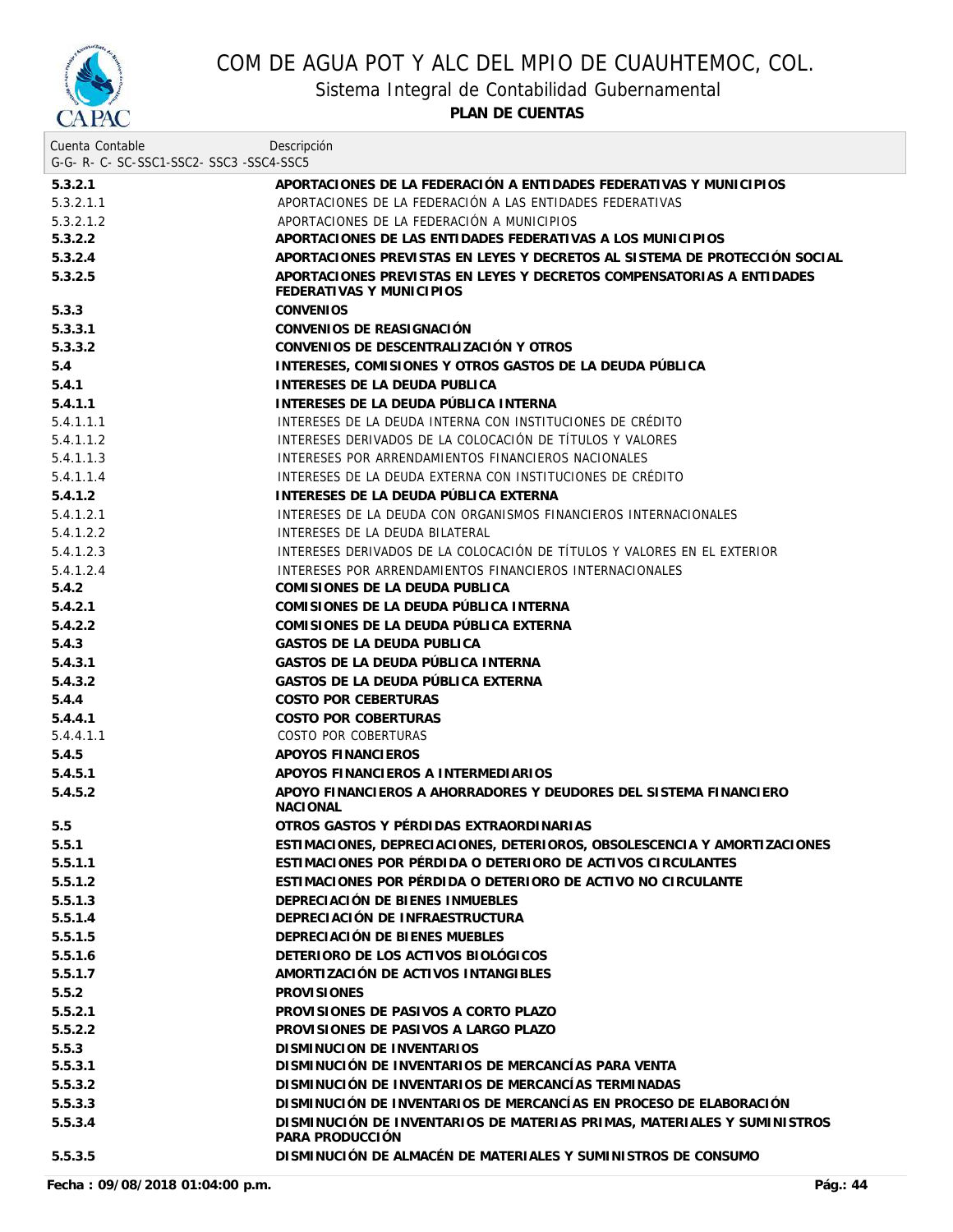# COM DE AGUA POT Y ALC DEL MPIO DE CUAUHTEMOC, COL.

## Sistema Integral de Contabilidad Gubernamental

### PLAN DE CUENTAS

| Cuenta Contable<br>G-G- R- C- SC-SSC1-SSC2- SSC3 -SSC4-SSC5 | Descripción |
|---|---|
| **5.3.2.1** | **APORTACIONES DE LA FEDERACIÓN A ENTIDADES FEDERATIVAS Y MUNICIPIOS** |
| 5.3.2.1.1 | APORTACIONES DE LA FEDERACIÓN A LAS ENTIDADES FEDERATIVAS |
| 5.3.2.1.2 | APORTACIONES DE LA FEDERACIÓN A MUNICIPIOS |
| **5.3.2.2** | **APORTACIONES DE LAS ENTIDADES FEDERATIVAS A LOS MUNICIPIOS** |
| **5.3.2.4** | **APORTACIONES PREVISTAS EN LEYES Y DECRETOS AL SISTEMA DE PROTECCIÓN SOCIAL** |
| **5.3.2.5** | **APORTACIONES PREVISTAS EN LEYES Y DECRETOS COMPENSATORIAS A ENTIDADES FEDERATIVAS Y MUNICIPIOS** |
| **5.3.3** | **CONVENIOS** |
| **5.3.3.1** | **CONVENIOS DE REASIGNACIÓN** |
| **5.3.3.2** | **CONVENIOS DE DESCENTRALIZACIÓN Y OTROS** |
| **5.4** | **INTERESES, COMISIONES Y OTROS GASTOS DE LA DEUDA PÚBLICA** |
| **5.4.1** | **INTERESES DE LA DEUDA PUBLICA** |
| **5.4.1.1** | **INTERESES DE LA DEUDA PÚBLICA INTERNA** |
| 5.4.1.1.1 | INTERESES DE LA DEUDA INTERNA CON INSTITUCIONES DE CRÉDITO |
| 5.4.1.1.2 | INTERESES DERIVADOS DE LA COLOCACIÓN DE TÍTULOS Y VALORES |
| 5.4.1.1.3 | INTERESES POR ARRENDAMIENTOS FINANCIEROS NACIONALES |
| 5.4.1.1.4 | INTERESES DE LA DEUDA EXTERNA CON INSTITUCIONES DE CRÉDITO |
| **5.4.1.2** | **INTERESES DE LA DEUDA PÚBLICA EXTERNA** |
| 5.4.1.2.1 | INTERESES DE LA DEUDA CON ORGANISMOS FINANCIEROS INTERNACIONALES |
| 5.4.1.2.2 | INTERESES DE LA DEUDA BILATERAL |
| 5.4.1.2.3 | INTERESES DERIVADOS DE LA COLOCACIÓN DE TÍTULOS Y VALORES EN EL EXTERIOR |
| 5.4.1.2.4 | INTERESES POR ARRENDAMIENTOS FINANCIEROS INTERNACIONALES |
| **5.4.2** | **COMISIONES DE LA DEUDA PUBLICA** |
| **5.4.2.1** | **COMISIONES DE LA DEUDA PÚBLICA INTERNA** |
| **5.4.2.2** | **COMISIONES DE LA DEUDA PÚBLICA EXTERNA** |
| **5.4.3** | **GASTOS DE LA DEUDA PUBLICA** |
| **5.4.3.1** | **GASTOS DE LA DEUDA PÚBLICA INTERNA** |
| **5.4.3.2** | **GASTOS DE LA DEUDA PÚBLICA EXTERNA** |
| **5.4.4** | **COSTO POR CEBERTURAS** |
| **5.4.4.1** | **COSTO POR COBERTURAS** |
| 5.4.4.1.1 | COSTO POR COBERTURAS |
| **5.4.5** | **APOYOS FINANCIEROS** |
| **5.4.5.1** | **APOYOS FINANCIEROS A INTERMEDIARIOS** |
| **5.4.5.2** | **APOYO FINANCIEROS A AHORRADORES Y DEUDORES DEL SISTEMA FINANCIERO NACIONAL** |
| **5.5** | **OTROS GASTOS Y PÉRDIDAS EXTRAORDINARIAS** |
| **5.5.1** | **ESTIMACIONES, DEPRECIACIONES, DETERIOROS, OBSOLESCENCIA Y AMORTIZACIONES** |
| **5.5.1.1** | **ESTIMACIONES POR PÉRDIDA O DETERIORO DE ACTIVOS CIRCULANTES** |
| **5.5.1.2** | **ESTIMACIONES POR PÉRDIDA O DETERIORO DE ACTIVO NO CIRCULANTE** |
| **5.5.1.3** | **DEPRECIACIÓN DE BIENES INMUEBLES** |
| **5.5.1.4** | **DEPRECIACIÓN DE INFRAESTRUCTURA** |
| **5.5.1.5** | **DEPRECIACIÓN DE BIENES MUEBLES** |
| **5.5.1.6** | **DETERIORO DE LOS ACTIVOS BIOLÓGICOS** |
| **5.5.1.7** | **AMORTIZACIÓN DE ACTIVOS INTANGIBLES** |
| **5.5.2** | **PROVISIONES** |
| **5.5.2.1** | **PROVISIONES DE PASIVOS A CORTO PLAZO** |
| **5.5.2.2** | **PROVISIONES DE PASIVOS A LARGO PLAZO** |
| **5.5.3** | **DISMINUCION DE INVENTARIOS** |
| **5.5.3.1** | **DISMINUCIÓN DE INVENTARIOS DE MERCANCÍAS PARA VENTA** |
| **5.5.3.2** | **DISMINUCIÓN DE INVENTARIOS DE MERCANCÍAS TERMINADAS** |
| **5.5.3.3** | **DISMINUCIÓN DE INVENTARIOS DE MERCANCÍAS EN PROCESO DE ELABORACIÓN** |
| **5.5.3.4** | **DISMINUCIÓN DE INVENTARIOS DE MATERIAS PRIMAS, MATERIALES Y SUMINISTROS PARA PRODUCCIÓN** |
| **5.5.3.5** | **DISMINUCIÓN DE ALMACÉN DE MATERIALES Y SUMINISTROS DE CONSUMO** |

**Fecha : 09/08/2018 01:04:00 p.m.**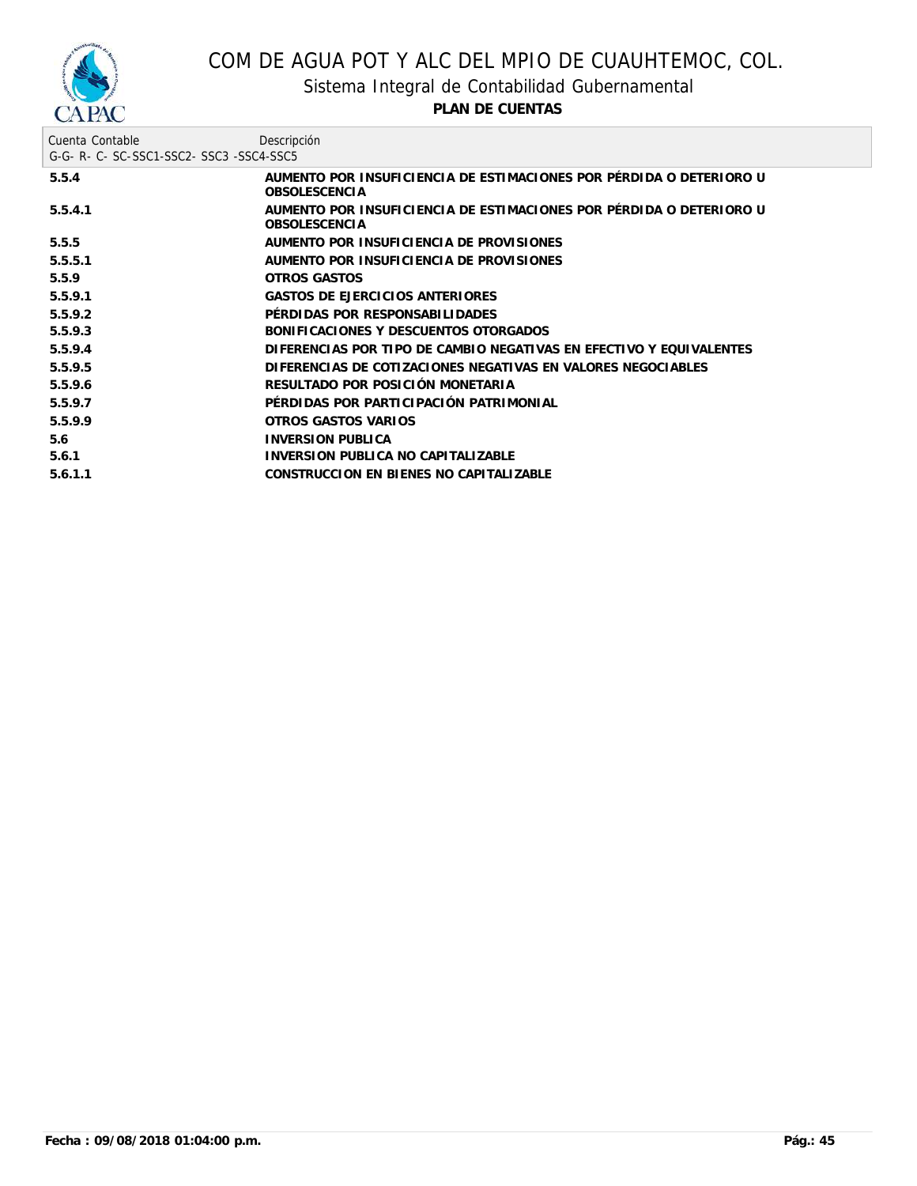| Cuenta Contable<br>G-G- R- C- SC-SSC1-SSC2- SSC3 -SSC4-SSC5 | Descripción |
|---|---|
| 5.5.4 | AUMENTO POR INSUFICIENCIA DE ESTIMACIONES POR PÉRDIDA O DETERIORO U OBSOLESCENCIA |
| 5.5.4.1 | AUMENTO POR INSUFICIENCIA DE ESTIMACIONES POR PÉRDIDA O DETERIORO U OBSOLESCENCIA |
| 5.5.5 | AUMENTO POR INSUFICIENCIA DE PROVISIONES |
| 5.5.5.1 | AUMENTO POR INSUFICIENCIA DE PROVISIONES |
| 5.5.9 | OTROS GASTOS |
| 5.5.9.1 | GASTOS DE EJERCICIOS ANTERIORES |
| 5.5.9.2 | PÉRDIDAS POR RESPONSABILIDADES |
| 5.5.9.3 | BONIFICACIONES Y DESCUENTOS OTORGADOS |
| 5.5.9.4 | DIFERENCIAS POR TIPO DE CAMBIO NEGATIVAS EN EFECTIVO Y EQUIVALENTES |
| 5.5.9.5 | DIFERENCIAS DE COTIZACIONES NEGATIVAS EN VALORES NEGOCIABLES |
| 5.5.9.6 | RESULTADO POR POSICIÓN MONETARIA |
| 5.5.9.7 | PÉRDIDAS POR PARTICIPACIÓN PATRIMONIAL |
| 5.5.9.9 | OTROS GASTOS VARIOS |
| 5.6 | INVERSION PUBLICA |
| 5.6.1 | INVERSION PUBLICA NO CAPITALIZABLE |
| 5.6.1.1 | CONSTRUCCION EN BIENES NO CAPITALIZABLE |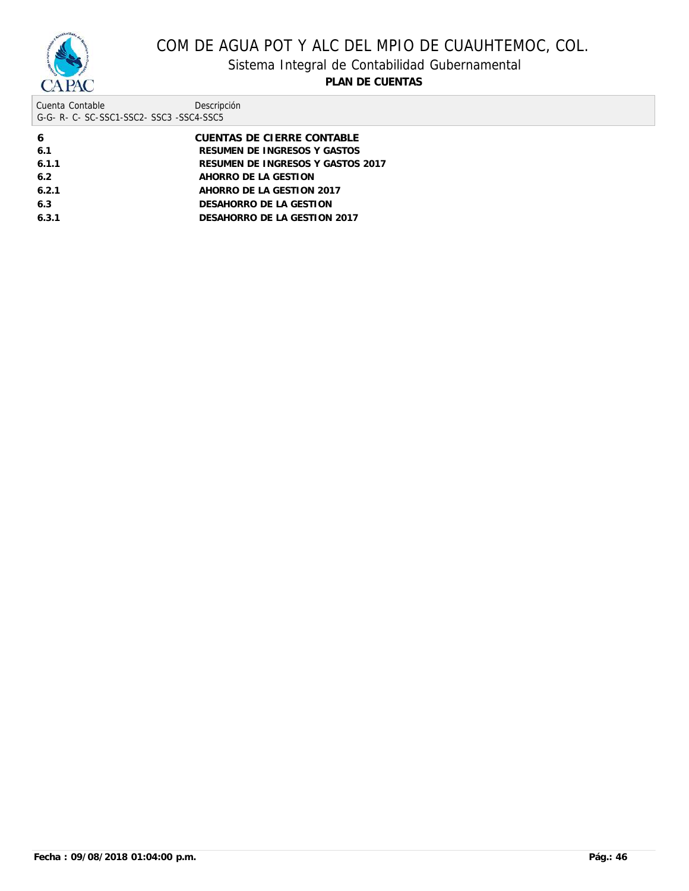| Cuenta Contable<br>G-G- R- C- SC-SSC1-SSC2- SSC3 -SSC4-SSC5 | Descripción |
|---|---|
| **6** | **CUENTAS DE CIERRE CONTABLE** |
| **6.1** | **RESUMEN DE INGRESOS Y GASTOS** |
| **6.1.1** | **RESUMEN DE INGRESOS Y GASTOS 2017** |
| **6.2** | **AHORRO DE LA GESTION** |
| **6.2.1** | **AHORRO DE LA GESTION 2017** |
| **6.3** | **DESAHORRO DE LA GESTION** |
| **6.3.1** | **DESAHORRO DE LA GESTION 2017** |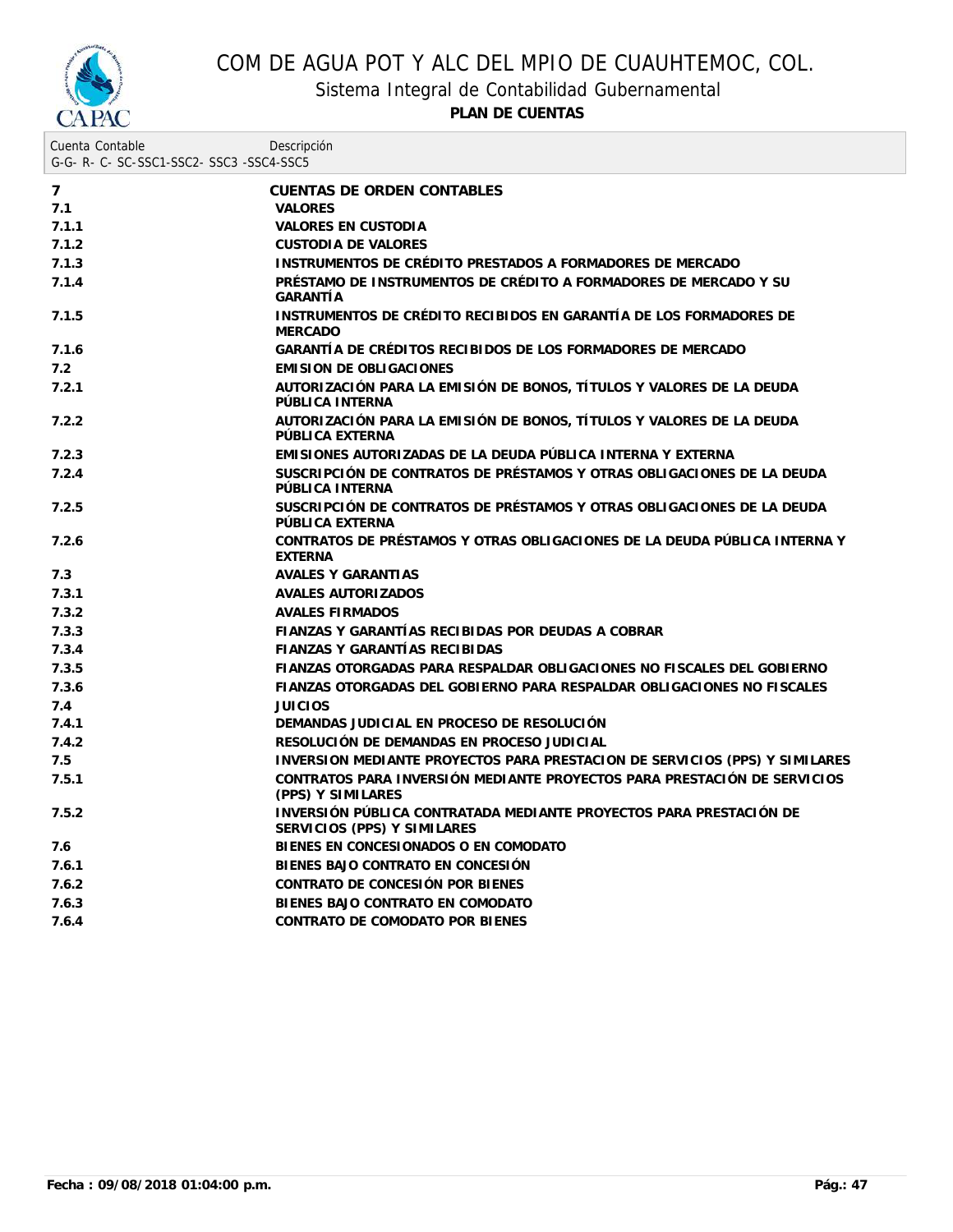# COM DE AGUA POT Y ALC DEL MPIO DE CUAUHTEMOC, COL.

## Sistema Integral de Contabilidad Gubernamental

**PLAN DE CUENTAS**

| Cuenta Contable<br>G-G- R- C- SC-SSC1-SSC2- SSC3 -SSC4-SSC5 | Descripción |
|---|---|
| 7 | CUENTAS DE ORDEN CONTABLES |
| 7.1 | VALORES |
| 7.1.1 | VALORES EN CUSTODIA |
| 7.1.2 | CUSTODIA DE VALORES |
| 7.1.3 | INSTRUMENTOS DE CRÉDITO PRESTADOS A FORMADORES DE MERCADO |
| 7.1.4 | PRÉSTAMO DE INSTRUMENTOS DE CRÉDITO A FORMADORES DE MERCADO Y SU GARANTÍA |
| 7.1.5 | INSTRUMENTOS DE CRÉDITO RECIBIDOS EN GARANTÍA DE LOS FORMADORES DE MERCADO |
| 7.1.6 | GARANTÍA DE CRÉDITOS RECIBIDOS DE LOS FORMADORES DE MERCADO |
| 7.2 | EMISION DE OBLIGACIONES |
| 7.2.1 | AUTORIZACIÓN PARA LA EMISIÓN DE BONOS, TÍTULOS Y VALORES DE LA DEUDA PÚBLICA INTERNA |
| 7.2.2 | AUTORIZACIÓN PARA LA EMISIÓN DE BONOS, TÍTULOS Y VALORES DE LA DEUDA PÚBLICA EXTERNA |
| 7.2.3 | EMISIONES AUTORIZADAS DE LA DEUDA PÚBLICA INTERNA Y EXTERNA |
| 7.2.4 | SUSCRIPCIÓN DE CONTRATOS DE PRÉSTAMOS Y OTRAS OBLIGACIONES DE LA DEUDA PÚBLICA INTERNA |
| 7.2.5 | SUSCRIPCIÓN DE CONTRATOS DE PRÉSTAMOS Y OTRAS OBLIGACIONES DE LA DEUDA PÚBLICA EXTERNA |
| 7.2.6 | CONTRATOS DE PRÉSTAMOS Y OTRAS OBLIGACIONES DE LA DEUDA PÚBLICA INTERNA Y EXTERNA |
| 7.3 | AVALES Y GARANTIAS |
| 7.3.1 | AVALES AUTORIZADOS |
| 7.3.2 | AVALES FIRMADOS |
| 7.3.3 | FIANZAS Y GARANTÍAS RECIBIDAS POR DEUDAS A COBRAR |
| 7.3.4 | FIANZAS Y GARANTÍAS RECIBIDAS |
| 7.3.5 | FIANZAS OTORGADAS PARA RESPALDAR OBLIGACIONES NO FISCALES DEL GOBIERNO |
| 7.3.6 | FIANZAS OTORGADAS DEL GOBIERNO PARA RESPALDAR OBLIGACIONES NO FISCALES |
| 7.4 | JUICIOS |
| 7.4.1 | DEMANDAS JUDICIAL EN PROCESO DE RESOLUCIÓN |
| 7.4.2 | RESOLUCIÓN DE DEMANDAS EN PROCESO JUDICIAL |
| 7.5 | INVERSION MEDIANTE PROYECTOS PARA PRESTACION DE SERVICIOS (PPS) Y SIMILARES |
| 7.5.1 | CONTRATOS PARA INVERSIÓN MEDIANTE PROYECTOS PARA PRESTACIÓN DE SERVICIOS (PPS) Y SIMILARES |
| 7.5.2 | INVERSIÓN PÚBLICA CONTRATADA MEDIANTE PROYECTOS PARA PRESTACIÓN DE SERVICIOS (PPS) Y SIMILARES |
| 7.6 | BIENES EN CONCESIONADOS O EN COMODATO |
| 7.6.1 | BIENES BAJO CONTRATO EN CONCESIÓN |
| 7.6.2 | CONTRATO DE CONCESIÓN POR BIENES |
| 7.6.3 | BIENES BAJO CONTRATO EN COMODATO |
| 7.6.4 | CONTRATO DE COMODATO POR BIENES |

**Fecha : 09/08/2018 01:04:00 p.m.**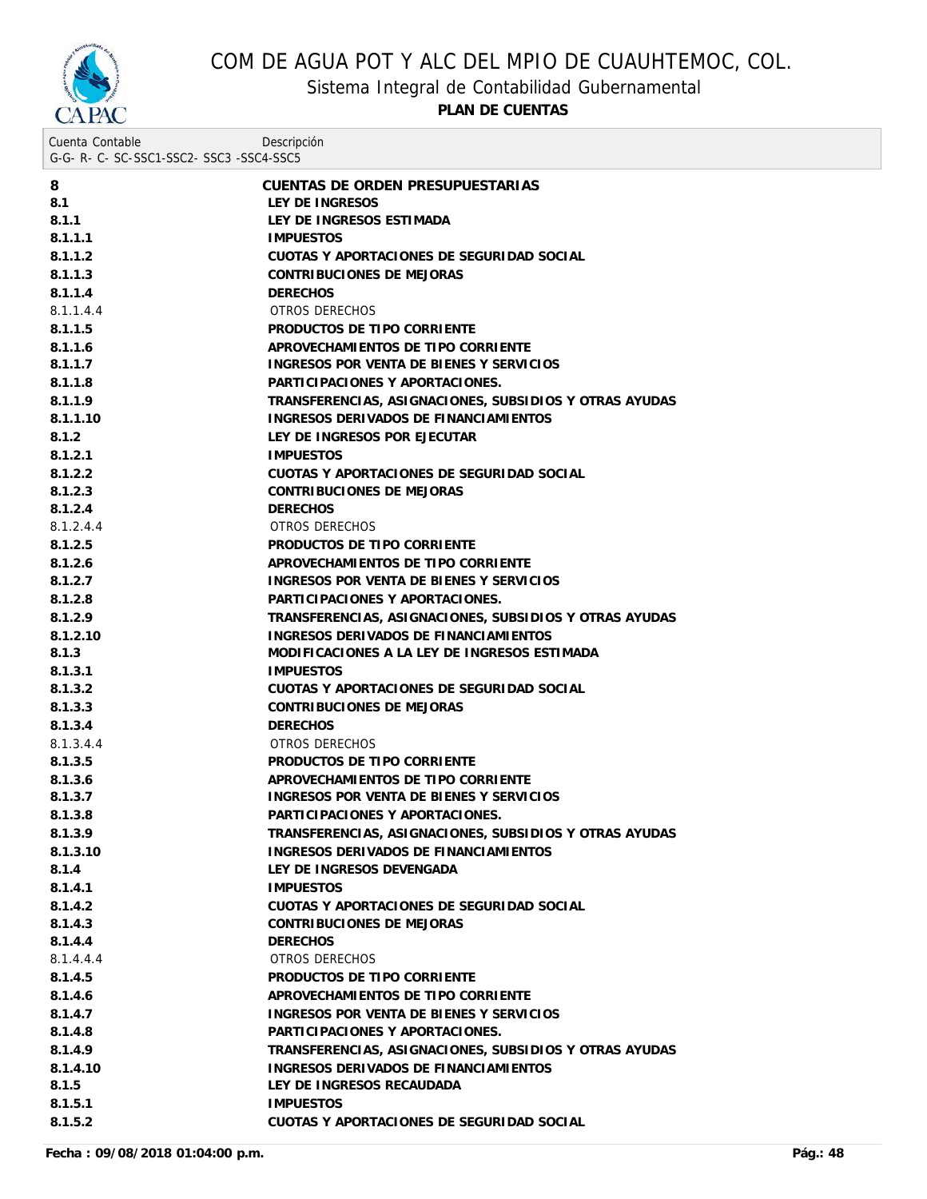| Cuenta Contable<br>G-G- R- C- SC-SSC1-SSC2- SSC3 -SSC4-SSC5 | Descripción |
|---|---|
| **8** | **CUENTAS DE ORDEN PRESUPUESTARIAS** |
| **8.1** | **LEY DE INGRESOS** |
| **8.1.1** | **LEY DE INGRESOS ESTIMADA** |
| **8.1.1.1** | **IMPUESTOS** |
| **8.1.1.2** | **CUOTAS Y APORTACIONES DE SEGURIDAD SOCIAL** |
| **8.1.1.3** | **CONTRIBUCIONES DE MEJORAS** |
| **8.1.1.4** | **DERECHOS** |
| 8.1.1.4.4 | OTROS DERECHOS |
| **8.1.1.5** | **PRODUCTOS DE TIPO CORRIENTE** |
| **8.1.1.6** | **APROVECHAMIENTOS DE TIPO CORRIENTE** |
| **8.1.1.7** | **INGRESOS POR VENTA DE BIENES Y SERVICIOS** |
| **8.1.1.8** | **PARTICIPACIONES Y APORTACIONES.** |
| **8.1.1.9** | **TRANSFERENCIAS, ASIGNACIONES, SUBSIDIOS Y OTRAS AYUDAS** |
| **8.1.1.10** | **INGRESOS DERIVADOS DE FINANCIAMIENTOS** |
| **8.1.2** | **LEY DE INGRESOS POR EJECUTAR** |
| **8.1.2.1** | **IMPUESTOS** |
| **8.1.2.2** | **CUOTAS Y APORTACIONES DE SEGURIDAD SOCIAL** |
| **8.1.2.3** | **CONTRIBUCIONES DE MEJORAS** |
| **8.1.2.4** | **DERECHOS** |
| 8.1.2.4.4 | OTROS DERECHOS |
| **8.1.2.5** | **PRODUCTOS DE TIPO CORRIENTE** |
| **8.1.2.6** | **APROVECHAMIENTOS DE TIPO CORRIENTE** |
| **8.1.2.7** | **INGRESOS POR VENTA DE BIENES Y SERVICIOS** |
| **8.1.2.8** | **PARTICIPACIONES Y APORTACIONES.** |
| **8.1.2.9** | **TRANSFERENCIAS, ASIGNACIONES, SUBSIDIOS Y OTRAS AYUDAS** |
| **8.1.2.10** | **INGRESOS DERIVADOS DE FINANCIAMIENTOS** |
| **8.1.3** | **MODIFICACIONES A LA LEY DE INGRESOS ESTIMADA** |
| **8.1.3.1** | **IMPUESTOS** |
| **8.1.3.2** | **CUOTAS Y APORTACIONES DE SEGURIDAD SOCIAL** |
| **8.1.3.3** | **CONTRIBUCIONES DE MEJORAS** |
| **8.1.3.4** | **DERECHOS** |
| 8.1.3.4.4 | OTROS DERECHOS |
| **8.1.3.5** | **PRODUCTOS DE TIPO CORRIENTE** |
| **8.1.3.6** | **APROVECHAMIENTOS DE TIPO CORRIENTE** |
| **8.1.3.7** | **INGRESOS POR VENTA DE BIENES Y SERVICIOS** |
| **8.1.3.8** | **PARTICIPACIONES Y APORTACIONES.** |
| **8.1.3.9** | **TRANSFERENCIAS, ASIGNACIONES, SUBSIDIOS Y OTRAS AYUDAS** |
| **8.1.3.10** | **INGRESOS DERIVADOS DE FINANCIAMIENTOS** |
| **8.1.4** | **LEY DE INGRESOS DEVENGADA** |
| **8.1.4.1** | **IMPUESTOS** |
| **8.1.4.2** | **CUOTAS Y APORTACIONES DE SEGURIDAD SOCIAL** |
| **8.1.4.3** | **CONTRIBUCIONES DE MEJORAS** |
| **8.1.4.4** | **DERECHOS** |
| 8.1.4.4.4 | OTROS DERECHOS |
| **8.1.4.5** | **PRODUCTOS DE TIPO CORRIENTE** |
| **8.1.4.6** | **APROVECHAMIENTOS DE TIPO CORRIENTE** |
| **8.1.4.7** | **INGRESOS POR VENTA DE BIENES Y SERVICIOS** |
| **8.1.4.8** | **PARTICIPACIONES Y APORTACIONES.** |
| **8.1.4.9** | **TRANSFERENCIAS, ASIGNACIONES, SUBSIDIOS Y OTRAS AYUDAS** |
| **8.1.4.10** | **INGRESOS DERIVADOS DE FINANCIAMIENTOS** |
| **8.1.5** | **LEY DE INGRESOS RECAUDADA** |
| **8.1.5.1** | **IMPUESTOS** |
| **8.1.5.2** | **CUOTAS Y APORTACIONES DE SEGURIDAD SOCIAL** |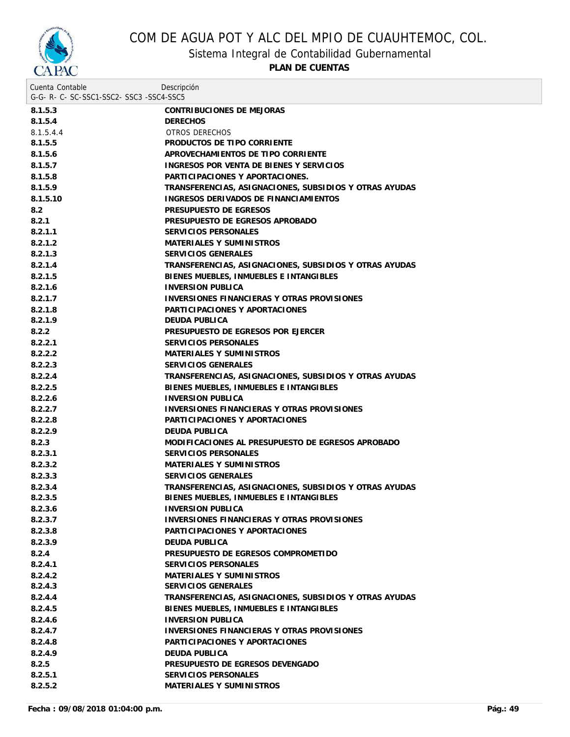# COM DE AGUA POT Y ALC DEL MPIO DE CUAUHTEMOC, COL.

## Sistema Integral de Contabilidad Gubernamental

### PLAN DE CUENTAS

| Cuenta Contable<br>G-G- R- C- SC-SSC1-SSC2- SSC3 -SSC4-SSC5 | Descripción |
|---|---|
| **8.1.5.3** | **CONTRIBUCIONES DE MEJORAS** |
| **8.1.5.4** | **DERECHOS** |
| 8.1.5.4.4 | OTROS DERECHOS |
| **8.1.5.5** | **PRODUCTOS DE TIPO CORRIENTE** |
| **8.1.5.6** | **APROVECHAMIENTOS DE TIPO CORRIENTE** |
| **8.1.5.7** | **INGRESOS POR VENTA DE BIENES Y SERVICIOS** |
| **8.1.5.8** | **PARTICIPACIONES Y APORTACIONES.** |
| **8.1.5.9** | **TRANSFERENCIAS, ASIGNACIONES, SUBSIDIOS Y OTRAS AYUDAS** |
| **8.1.5.10** | **INGRESOS DERIVADOS DE FINANCIAMIENTOS** |
| **8.2** | **PRESUPUESTO DE EGRESOS** |
| **8.2.1** | **PRESUPUESTO DE EGRESOS APROBADO** |
| **8.2.1.1** | **SERVICIOS PERSONALES** |
| **8.2.1.2** | **MATERIALES Y SUMINISTROS** |
| **8.2.1.3** | **SERVICIOS GENERALES** |
| **8.2.1.4** | **TRANSFERENCIAS, ASIGNACIONES, SUBSIDIOS Y OTRAS AYUDAS** |
| **8.2.1.5** | **BIENES MUEBLES, INMUEBLES E INTANGIBLES** |
| **8.2.1.6** | **INVERSION PUBLICA** |
| **8.2.1.7** | **INVERSIONES FINANCIERAS Y OTRAS PROVISIONES** |
| **8.2.1.8** | **PARTICIPACIONES Y APORTACIONES** |
| **8.2.1.9** | **DEUDA PUBLICA** |
| **8.2.2** | **PRESUPUESTO DE EGRESOS POR EJERCER** |
| **8.2.2.1** | **SERVICIOS PERSONALES** |
| **8.2.2.2** | **MATERIALES Y SUMINISTROS** |
| **8.2.2.3** | **SERVICIOS GENERALES** |
| **8.2.2.4** | **TRANSFERENCIAS, ASIGNACIONES, SUBSIDIOS Y OTRAS AYUDAS** |
| **8.2.2.5** | **BIENES MUEBLES, INMUEBLES E INTANGIBLES** |
| **8.2.2.6** | **INVERSION PUBLICA** |
| **8.2.2.7** | **INVERSIONES FINANCIERAS Y OTRAS PROVISIONES** |
| **8.2.2.8** | **PARTICIPACIONES Y APORTACIONES** |
| **8.2.2.9** | **DEUDA PUBLICA** |
| **8.2.3** | **MODIFICACIONES AL PRESUPUESTO DE EGRESOS APROBADO** |
| **8.2.3.1** | **SERVICIOS PERSONALES** |
| **8.2.3.2** | **MATERIALES Y SUMINISTROS** |
| **8.2.3.3** | **SERVICIOS GENERALES** |
| **8.2.3.4** | **TRANSFERENCIAS, ASIGNACIONES, SUBSIDIOS Y OTRAS AYUDAS** |
| **8.2.3.5** | **BIENES MUEBLES, INMUEBLES E INTANGIBLES** |
| **8.2.3.6** | **INVERSION PUBLICA** |
| **8.2.3.7** | **INVERSIONES FINANCIERAS Y OTRAS PROVISIONES** |
| **8.2.3.8** | **PARTICIPACIONES Y APORTACIONES** |
| **8.2.3.9** | **DEUDA PUBLICA** |
| **8.2.4** | **PRESUPUESTO DE EGRESOS COMPROMETIDO** |
| **8.2.4.1** | **SERVICIOS PERSONALES** |
| **8.2.4.2** | **MATERIALES Y SUMINISTROS** |
| **8.2.4.3** | **SERVICIOS GENERALES** |
| **8.2.4.4** | **TRANSFERENCIAS, ASIGNACIONES, SUBSIDIOS Y OTRAS AYUDAS** |
| **8.2.4.5** | **BIENES MUEBLES, INMUEBLES E INTANGIBLES** |
| **8.2.4.6** | **INVERSION PUBLICA** |
| **8.2.4.7** | **INVERSIONES FINANCIERAS Y OTRAS PROVISIONES** |
| **8.2.4.8** | **PARTICIPACIONES Y APORTACIONES** |
| **8.2.4.9** | **DEUDA PUBLICA** |
| **8.2.5** | **PRESUPUESTO DE EGRESOS DEVENGADO** |
| **8.2.5.1** | **SERVICIOS PERSONALES** |
| **8.2.5.2** | **MATERIALES Y SUMINISTROS** |

**Fecha : 09/08/2018 01:04:00 p.m.**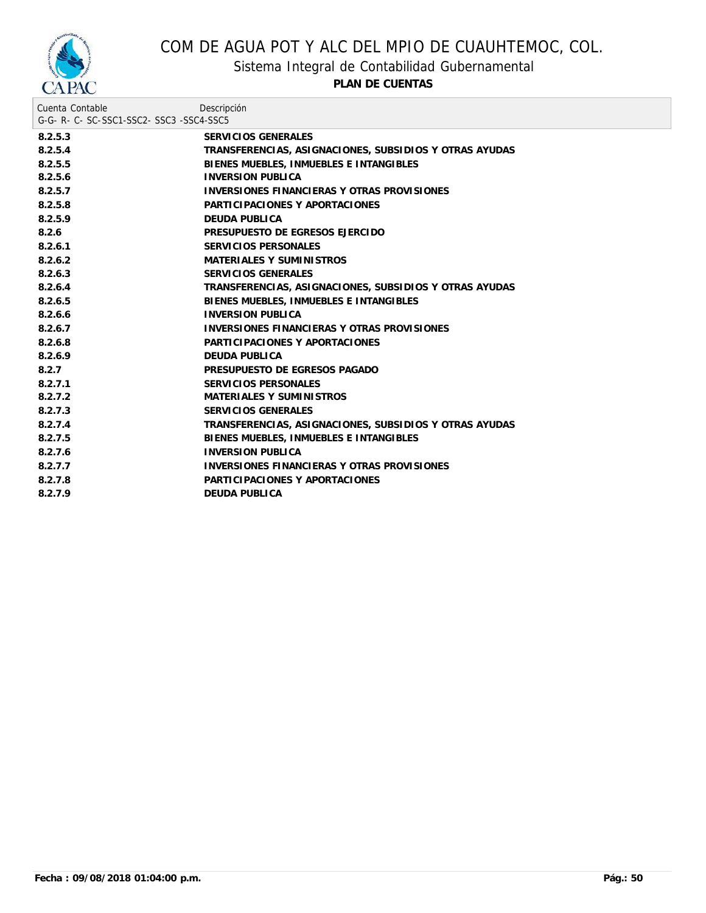# COM DE AGUA POT Y ALC DEL MPIO DE CUAUHTEMOC, COL.

## Sistema Integral de Contabilidad Gubernamental

### PLAN DE CUENTAS

| Cuenta Contable G-G- R- C- SC-SSC1-SSC2- SSC3 -SSC4-SSC5 | Descripción |
|---|---|
| **8.2.5.3** | **SERVICIOS GENERALES** |
| **8.2.5.4** | **TRANSFERENCIAS, ASIGNACIONES, SUBSIDIOS Y OTRAS AYUDAS** |
| **8.2.5.5** | **BIENES MUEBLES, INMUEBLES E INTANGIBLES** |
| **8.2.5.6** | **INVERSION PUBLICA** |
| **8.2.5.7** | **INVERSIONES FINANCIERAS Y OTRAS PROVISIONES** |
| **8.2.5.8** | **PARTICIPACIONES Y APORTACIONES** |
| **8.2.5.9** | **DEUDA PUBLICA** |
| **8.2.6** | **PRESUPUESTO DE EGRESOS EJERCIDO** |
| **8.2.6.1** | **SERVICIOS PERSONALES** |
| **8.2.6.2** | **MATERIALES Y SUMINISTROS** |
| **8.2.6.3** | **SERVICIOS GENERALES** |
| **8.2.6.4** | **TRANSFERENCIAS, ASIGNACIONES, SUBSIDIOS Y OTRAS AYUDAS** |
| **8.2.6.5** | **BIENES MUEBLES, INMUEBLES E INTANGIBLES** |
| **8.2.6.6** | **INVERSION PUBLICA** |
| **8.2.6.7** | **INVERSIONES FINANCIERAS Y OTRAS PROVISIONES** |
| **8.2.6.8** | **PARTICIPACIONES Y APORTACIONES** |
| **8.2.6.9** | **DEUDA PUBLICA** |
| **8.2.7** | **PRESUPUESTO DE EGRESOS PAGADO** |
| **8.2.7.1** | **SERVICIOS PERSONALES** |
| **8.2.7.2** | **MATERIALES Y SUMINISTROS** |
| **8.2.7.3** | **SERVICIOS GENERALES** |
| **8.2.7.4** | **TRANSFERENCIAS, ASIGNACIONES, SUBSIDIOS Y OTRAS AYUDAS** |
| **8.2.7.5** | **BIENES MUEBLES, INMUEBLES E INTANGIBLES** |
| **8.2.7.6** | **INVERSION PUBLICA** |
| **8.2.7.7** | **INVERSIONES FINANCIERAS Y OTRAS PROVISIONES** |
| **8.2.7.8** | **PARTICIPACIONES Y APORTACIONES** |
| **8.2.7.9** | **DEUDA PUBLICA** |

**Fecha : 09/08/2018 01:04:00 p.m.**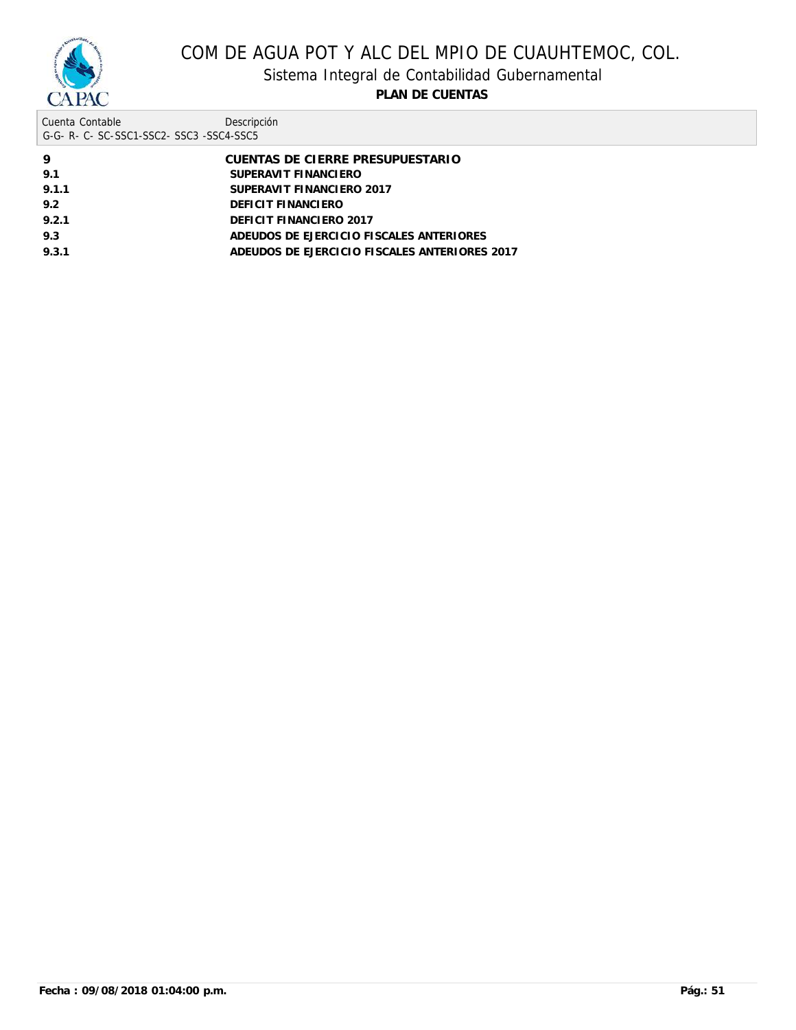| Cuenta Contable<br>G-G- R- C- SC-SSC1-SSC2- SSC3 -SSC4-SSC5 | Descripción |
|---|---|
| **9** | **CUENTAS DE CIERRE PRESUPUESTARIO** |
| **9.1** | **SUPERAVIT FINANCIERO** |
| **9.1.1** | **SUPERAVIT FINANCIERO 2017** |
| **9.2** | **DEFICIT FINANCIERO** |
| **9.2.1** | **DEFICIT FINANCIERO 2017** |
| **9.3** | **ADEUDOS DE EJERCICIO FISCALES ANTERIORES** |
| **9.3.1** | **ADEUDOS DE EJERCICIO FISCALES ANTERIORES 2017** |